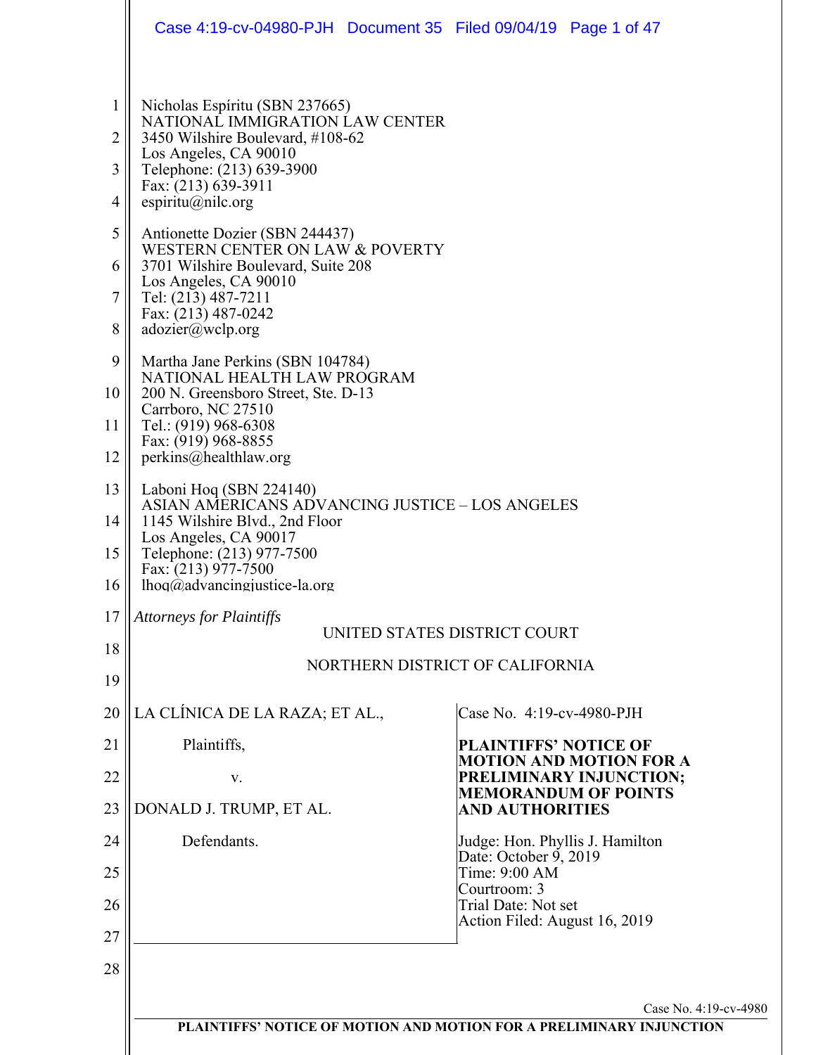Nicholas Espíritu (SBN 237665)
NATIONAL IMMIGRATION LAW CENTER
3450 Wilshire Boulevard, #108-62
Los Angeles, CA 90010
Telephone: (213) 639-3900
Fax: (213) 639-3911
espiritu@nilc.org

Antionette Dozier (SBN 244437)
WESTERN CENTER ON LAW & POVERTY
3701 Wilshire Boulevard, Suite 208
Los Angeles, CA 90010
Tel: (213) 487-7211
Fax: (213) 487-0242
adozier@wclp.org

Martha Jane Perkins (SBN 104784)
NATIONAL HEALTH LAW PROGRAM
200 N. Greensboro Street, Ste. D-13
Carrboro, NC 27510
Tel.: (919) 968-6308
Fax: (919) 968-8855
perkins@healthlaw.org

Laboni Hoq (SBN 224140)
ASIAN AMERICANS ADVANCING JUSTICE – LOS ANGELES
1145 Wilshire Blvd., 2nd Floor
Los Angeles, CA 90017
Telephone: (213) 977-7500
Fax: (213) 977-7500
lhoq@advancingjustice-la.org

*Attorneys for Plaintiffs*

UNITED STATES DISTRICT COURT

NORTHERN DISTRICT OF CALIFORNIA

LA CLÍNICA DE LA RAZA; ET AL.,

Plaintiffs,

v.

DONALD J. TRUMP, ET AL.

Defendants.

Case No. 4:19-cv-4980-PJH

**PLAINTIFFS' NOTICE OF MOTION AND MOTION FOR A PRELIMINARY INJUNCTION; MEMORANDUM OF POINTS AND AUTHORITIES**

Judge: Hon. Phyllis J. Hamilton
Date: October 9, 2019
Time: 9:00 AM
Courtroom: 3
Trial Date: Not set
Action Filed: August 16, 2019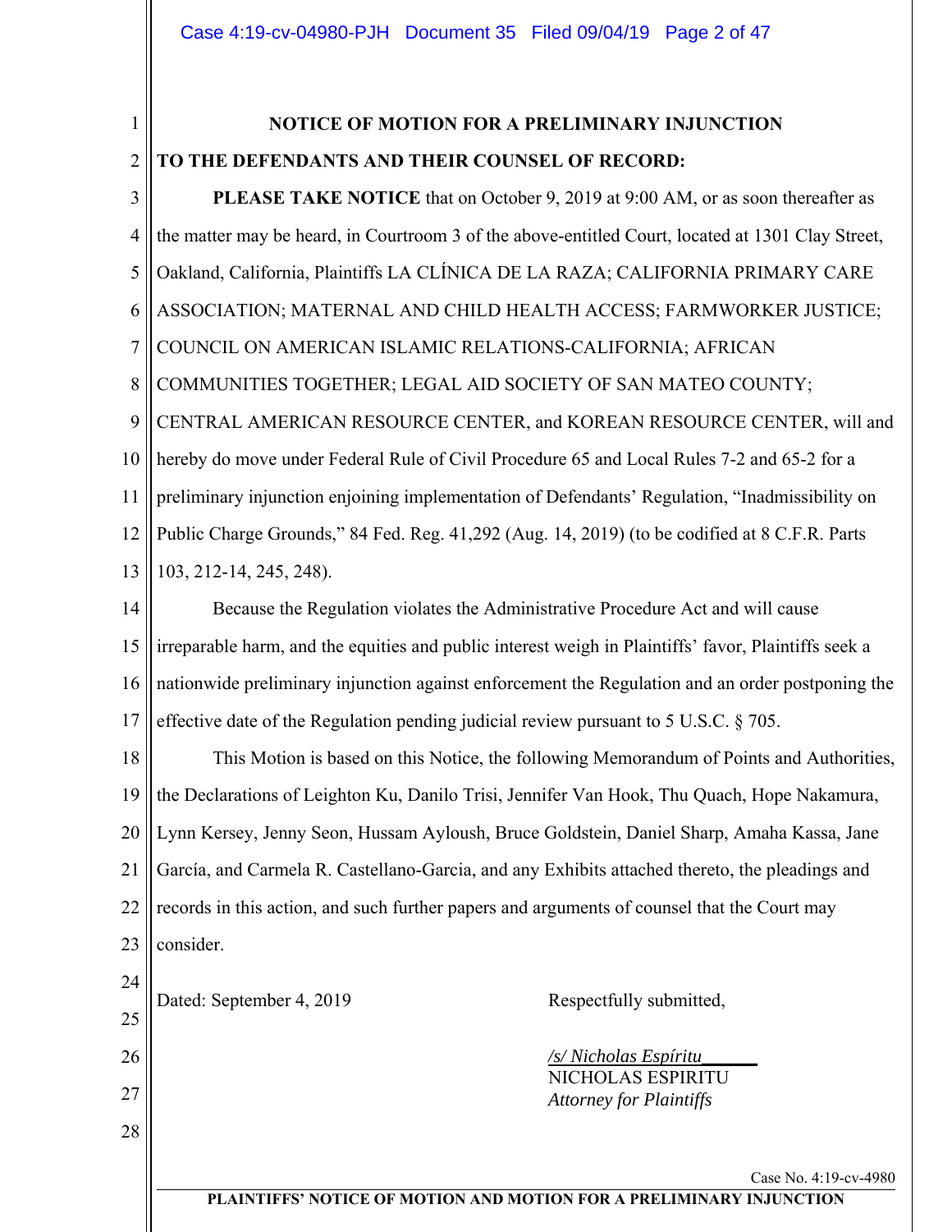## NOTICE OF MOTION FOR A PRELIMINARY INJUNCTION

**TO THE DEFENDANTS AND THEIR COUNSEL OF RECORD:**

**PLEASE TAKE NOTICE** that on October 9, 2019 at 9:00 AM, or as soon thereafter as the matter may be heard, in Courtroom 3 of the above-entitled Court, located at 1301 Clay Street, Oakland, California, Plaintiffs LA CLÍNICA DE LA RAZA; CALIFORNIA PRIMARY CARE ASSOCIATION; MATERNAL AND CHILD HEALTH ACCESS; FARMWORKER JUSTICE; COUNCIL ON AMERICAN ISLAMIC RELATIONS-CALIFORNIA; AFRICAN COMMUNITIES TOGETHER; LEGAL AID SOCIETY OF SAN MATEO COUNTY; CENTRAL AMERICAN RESOURCE CENTER, and KOREAN RESOURCE CENTER, will and hereby do move under Federal Rule of Civil Procedure 65 and Local Rules 7-2 and 65-2 for a preliminary injunction enjoining implementation of Defendants' Regulation, "Inadmissibility on Public Charge Grounds," 84 Fed. Reg. 41,292 (Aug. 14, 2019) (to be codified at 8 C.F.R. Parts 103, 212-14, 245, 248).

Because the Regulation violates the Administrative Procedure Act and will cause irreparable harm, and the equities and public interest weigh in Plaintiffs' favor, Plaintiffs seek a nationwide preliminary injunction against enforcement the Regulation and an order postponing the effective date of the Regulation pending judicial review pursuant to 5 U.S.C. § 705.

This Motion is based on this Notice, the following Memorandum of Points and Authorities, the Declarations of Leighton Ku, Danilo Trisi, Jennifer Van Hook, Thu Quach, Hope Nakamura, Lynn Kersey, Jenny Seon, Hussam Ayloush, Bruce Goldstein, Daniel Sharp, Amaha Kassa, Jane García, and Carmela R. Castellano-Garcia, and any Exhibits attached thereto, the pleadings and records in this action, and such further papers and arguments of counsel that the Court may consider.

Dated: September 4, 2019

Respectfully submitted,

*/s/ Nicholas Espíritu*
NICHOLAS ESPIRITU
*Attorney for Plaintiffs*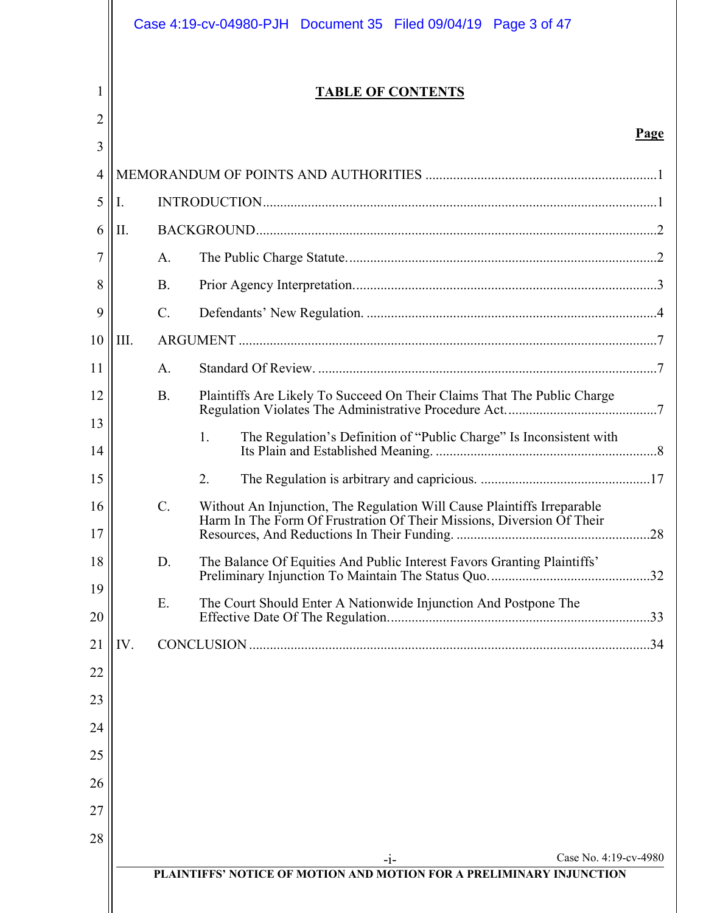# TABLE OF CONTENTS

| | Page |
|---|---|
| MEMORANDUM OF POINTS AND AUTHORITIES | 1 |
| I. INTRODUCTION | 1 |
| II. BACKGROUND | 2 |
| A. The Public Charge Statute. | 2 |
| B. Prior Agency Interpretation. | 3 |
| C. Defendants' New Regulation. | 4 |
| III. ARGUMENT | 7 |
| A. Standard Of Review. | 7 |
| B. Plaintiffs Are Likely To Succeed On Their Claims That The Public Charge Regulation Violates The Administrative Procedure Act. | 7 |
| 1. The Regulation's Definition of "Public Charge" Is Inconsistent with Its Plain and Established Meaning. | 8 |
| 2. The Regulation is arbitrary and capricious. | 17 |
| C. Without An Injunction, The Regulation Will Cause Plaintiffs Irreparable Harm In The Form Of Frustration Of Their Missions, Diversion Of Their Resources, And Reductions In Their Funding. | 28 |
| D. The Balance Of Equities And Public Interest Favors Granting Plaintiffs' Preliminary Injunction To Maintain The Status Quo. | 32 |
| E. The Court Should Enter A Nationwide Injunction And Postpone The Effective Date Of The Regulation. | 33 |
| IV. CONCLUSION | 34 |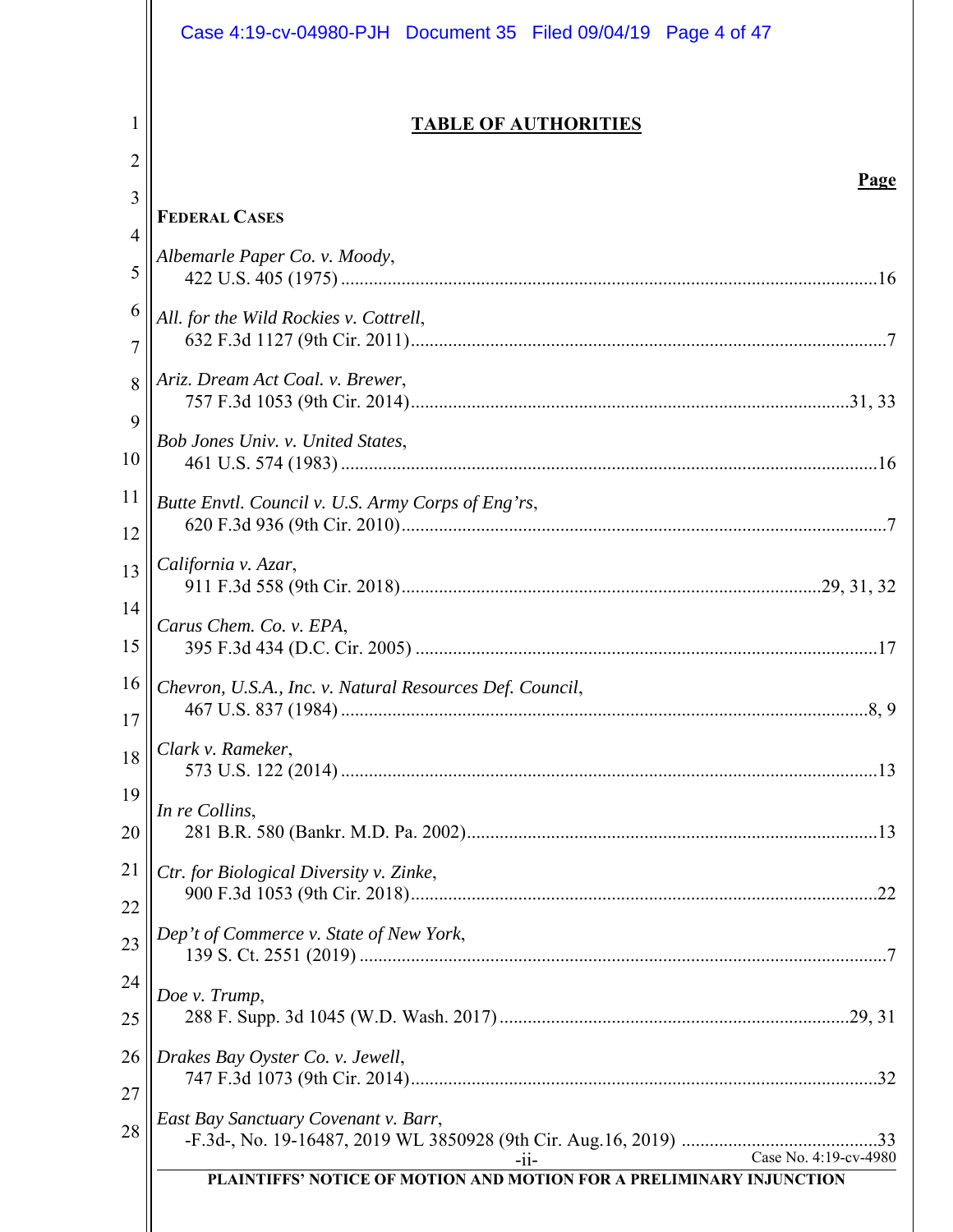# TABLE OF AUTHORITIES

**Page**

**FEDERAL CASES**

*Albemarle Paper Co. v. Moody*,
422 U.S. 405 (1975) .......... 16

*All. for the Wild Rockies v. Cottrell*,
632 F.3d 1127 (9th Cir. 2011) .......... 7

*Ariz. Dream Act Coal. v. Brewer*,
757 F.3d 1053 (9th Cir. 2014) .......... 31, 33

*Bob Jones Univ. v. United States*,
461 U.S. 574 (1983) .......... 16

*Butte Envtl. Council v. U.S. Army Corps of Eng'rs*,
620 F.3d 936 (9th Cir. 2010) .......... 7

*California v. Azar*,
911 F.3d 558 (9th Cir. 2018) .......... 29, 31, 32

*Carus Chem. Co. v. EPA*,
395 F.3d 434 (D.C. Cir. 2005) .......... 17

*Chevron, U.S.A., Inc. v. Natural Resources Def. Council*,
467 U.S. 837 (1984) .......... 8, 9

*Clark v. Rameker*,
573 U.S. 122 (2014) .......... 13

*In re Collins*,
281 B.R. 580 (Bankr. M.D. Pa. 2002) .......... 13

*Ctr. for Biological Diversity v. Zinke*,
900 F.3d 1053 (9th Cir. 2018) .......... 22

*Dep't of Commerce v. State of New York*,
139 S. Ct. 2551 (2019) .......... 7

*Doe v. Trump*,
288 F. Supp. 3d 1045 (W.D. Wash. 2017) .......... 29, 31

*Drakes Bay Oyster Co. v. Jewell*,
747 F.3d 1073 (9th Cir. 2014) .......... 32

*East Bay Sanctuary Covenant v. Barr*,
-F.3d-, No. 19-16487, 2019 WL 3850928 (9th Cir. Aug.16, 2019) .......... 33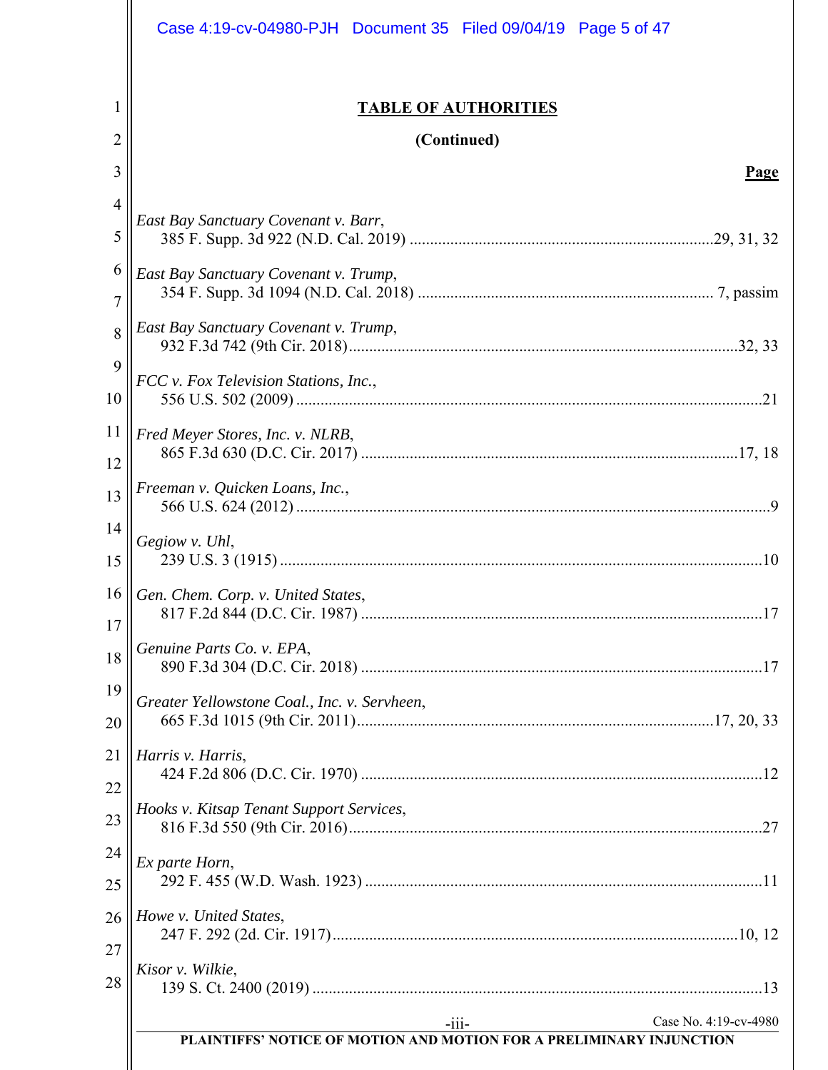**TABLE OF AUTHORITIES**

**(Continued)**

**Page**

*East Bay Sanctuary Covenant v. Barr*,
385 F. Supp. 3d 922 (N.D. Cal. 2019) ..........29, 31, 32

*East Bay Sanctuary Covenant v. Trump*,
354 F. Supp. 3d 1094 (N.D. Cal. 2018) .......... 7, passim

*East Bay Sanctuary Covenant v. Trump*,
932 F.3d 742 (9th Cir. 2018)..........32, 33

*FCC v. Fox Television Stations, Inc.*,
556 U.S. 502 (2009) ..........21

*Fred Meyer Stores, Inc. v. NLRB*,
865 F.3d 630 (D.C. Cir. 2017) ..........17, 18

*Freeman v. Quicken Loans, Inc.*,
566 U.S. 624 (2012) ..........9

*Gegiow v. Uhl*,
239 U.S. 3 (1915) ..........10

*Gen. Chem. Corp. v. United States*,
817 F.2d 844 (D.C. Cir. 1987) ..........17

*Genuine Parts Co. v. EPA*,
890 F.3d 304 (D.C. Cir. 2018) ..........17

*Greater Yellowstone Coal., Inc. v. Servheen*,
665 F.3d 1015 (9th Cir. 2011)..........17, 20, 33

*Harris v. Harris*,
424 F.2d 806 (D.C. Cir. 1970) ..........12

*Hooks v. Kitsap Tenant Support Services*,
816 F.3d 550 (9th Cir. 2016)..........27

*Ex parte Horn*,
292 F. 455 (W.D. Wash. 1923) ..........11

*Howe v. United States*,
247 F. 292 (2d. Cir. 1917)..........10, 12

*Kisor v. Wilkie*,
139 S. Ct. 2400 (2019) ..........13

-iii- Case No. 4:19-cv-4980

PLAINTIFFS' NOTICE OF MOTION AND MOTION FOR A PRELIMINARY INJUNCTION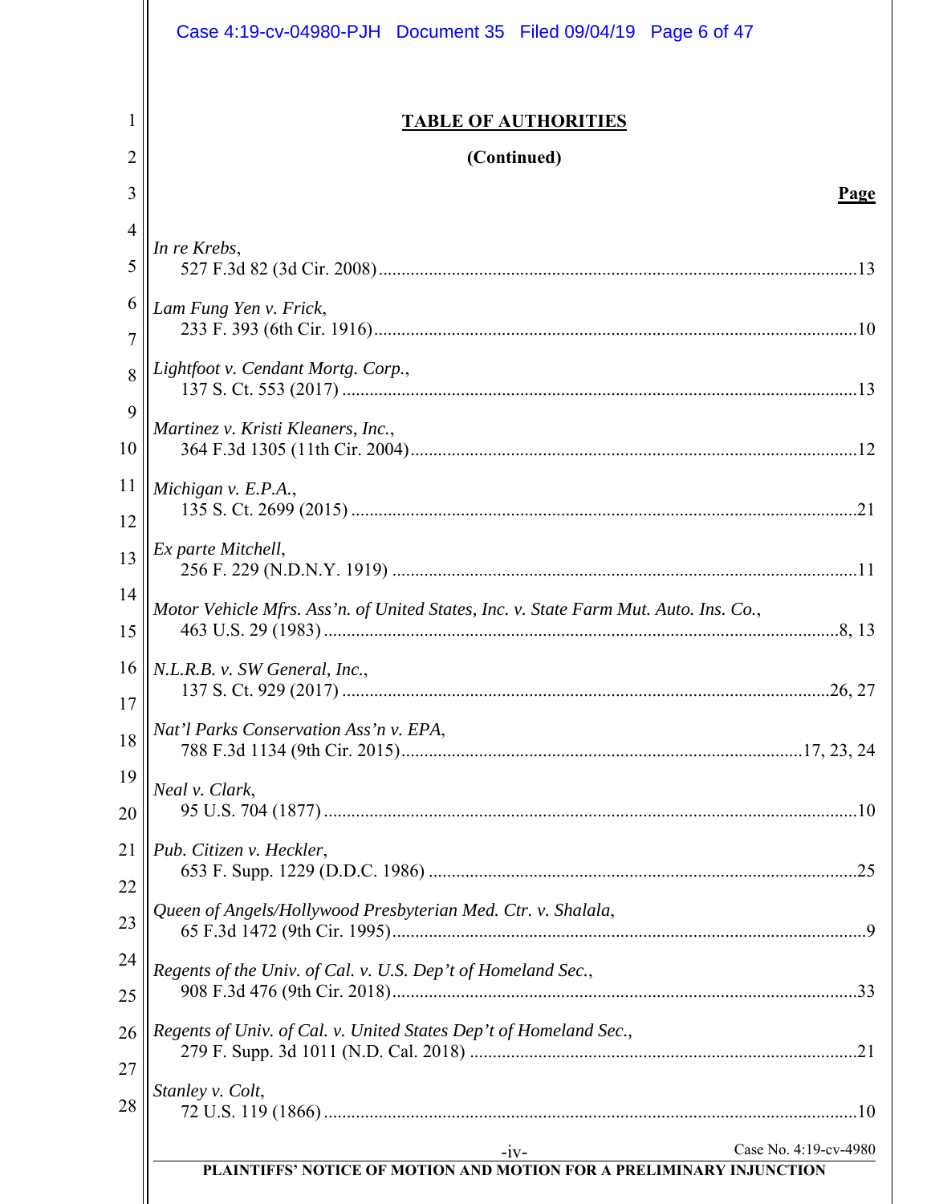**TABLE OF AUTHORITIES**

**(Continued)**

**Page**

*In re Krebs*,
527 F.3d 82 (3d Cir. 2008).....13

*Lam Fung Yen v. Frick*,
233 F. 393 (6th Cir. 1916).....10

*Lightfoot v. Cendant Mortg. Corp.*,
137 S. Ct. 553 (2017).....13

*Martinez v. Kristi Kleaners, Inc.*,
364 F.3d 1305 (11th Cir. 2004).....12

*Michigan v. E.P.A.*,
135 S. Ct. 2699 (2015).....21

*Ex parte Mitchell*,
256 F. 229 (N.D.N.Y. 1919).....11

*Motor Vehicle Mfrs. Ass'n. of United States, Inc. v. State Farm Mut. Auto. Ins. Co.*,
463 U.S. 29 (1983).....8, 13

*N.L.R.B. v. SW General, Inc.*,
137 S. Ct. 929 (2017).....26, 27

*Nat'l Parks Conservation Ass'n v. EPA*,
788 F.3d 1134 (9th Cir. 2015).....17, 23, 24

*Neal v. Clark*,
95 U.S. 704 (1877).....10

*Pub. Citizen v. Heckler*,
653 F. Supp. 1229 (D.D.C. 1986).....25

*Queen of Angels/Hollywood Presbyterian Med. Ctr. v. Shalala*,
65 F.3d 1472 (9th Cir. 1995).....9

*Regents of the Univ. of Cal. v. U.S. Dep't of Homeland Sec.*,
908 F.3d 476 (9th Cir. 2018).....33

*Regents of Univ. of Cal. v. United States Dep't of Homeland Sec.*,
279 F. Supp. 3d 1011 (N.D. Cal. 2018).....21

*Stanley v. Colt*,
72 U.S. 119 (1866).....10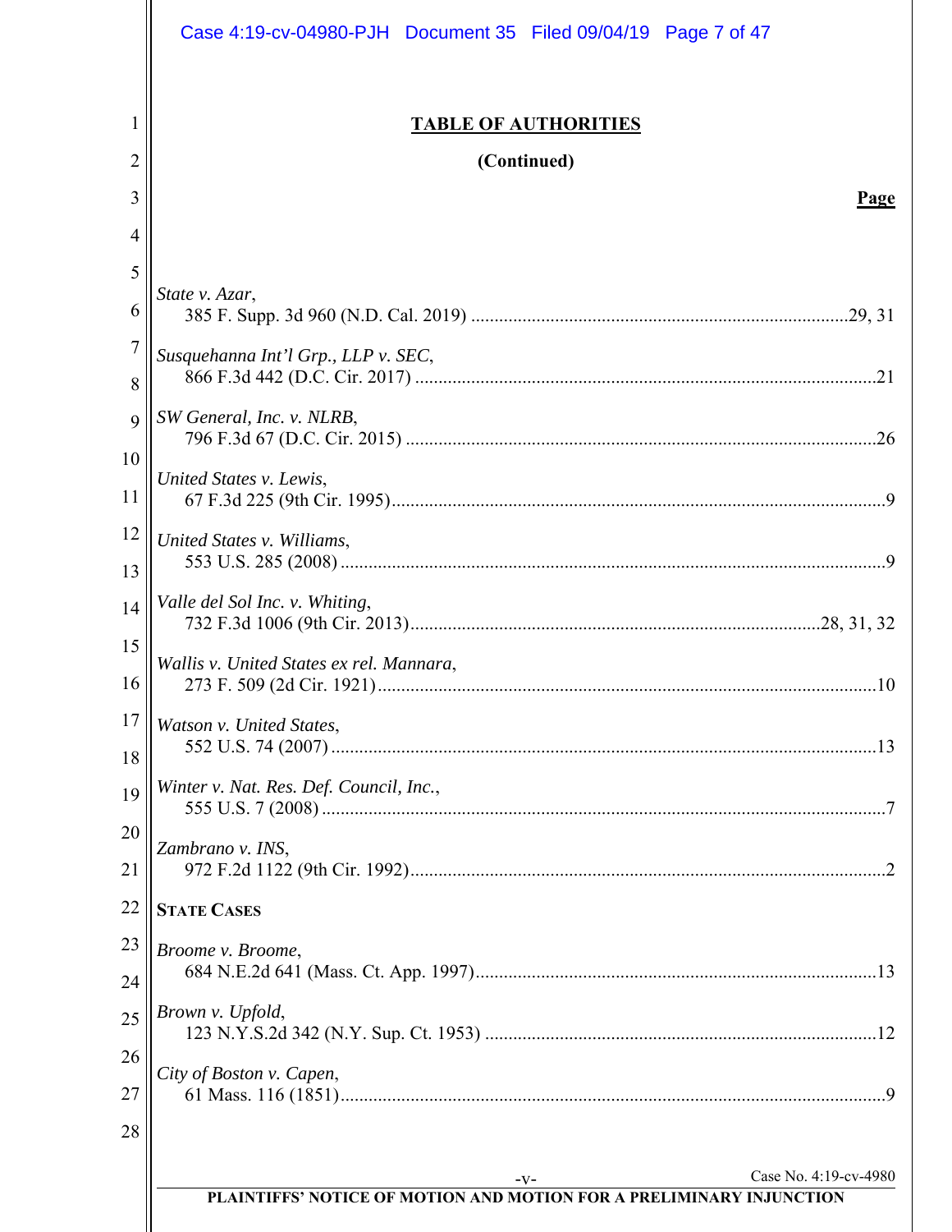## TABLE OF AUTHORITIES

**(Continued)**

**Page**

*State v. Azar*,
385 F. Supp. 3d 960 (N.D. Cal. 2019) ....................29, 31

*Susquehanna Int'l Grp., LLP v. SEC*,
866 F.3d 442 (D.C. Cir. 2017) ....................21

*SW General, Inc. v. NLRB*,
796 F.3d 67 (D.C. Cir. 2015) ....................26

*United States v. Lewis*,
67 F.3d 225 (9th Cir. 1995)....................9

*United States v. Williams*,
553 U.S. 285 (2008) ....................9

*Valle del Sol Inc. v. Whiting*,
732 F.3d 1006 (9th Cir. 2013)....................28, 31, 32

*Wallis v. United States ex rel. Mannara*,
273 F. 509 (2d Cir. 1921)....................10

*Watson v. United States*,
552 U.S. 74 (2007) ....................13

*Winter v. Nat. Res. Def. Council, Inc.*,
555 U.S. 7 (2008) ....................7

*Zambrano v. INS*,
972 F.2d 1122 (9th Cir. 1992)....................2

**STATE CASES**

*Broome v. Broome*,
684 N.E.2d 641 (Mass. Ct. App. 1997)....................13

*Brown v. Upfold*,
123 N.Y.S.2d 342 (N.Y. Sup. Ct. 1953) ....................12

*City of Boston v. Capen*,
61 Mass. 116 (1851)....................9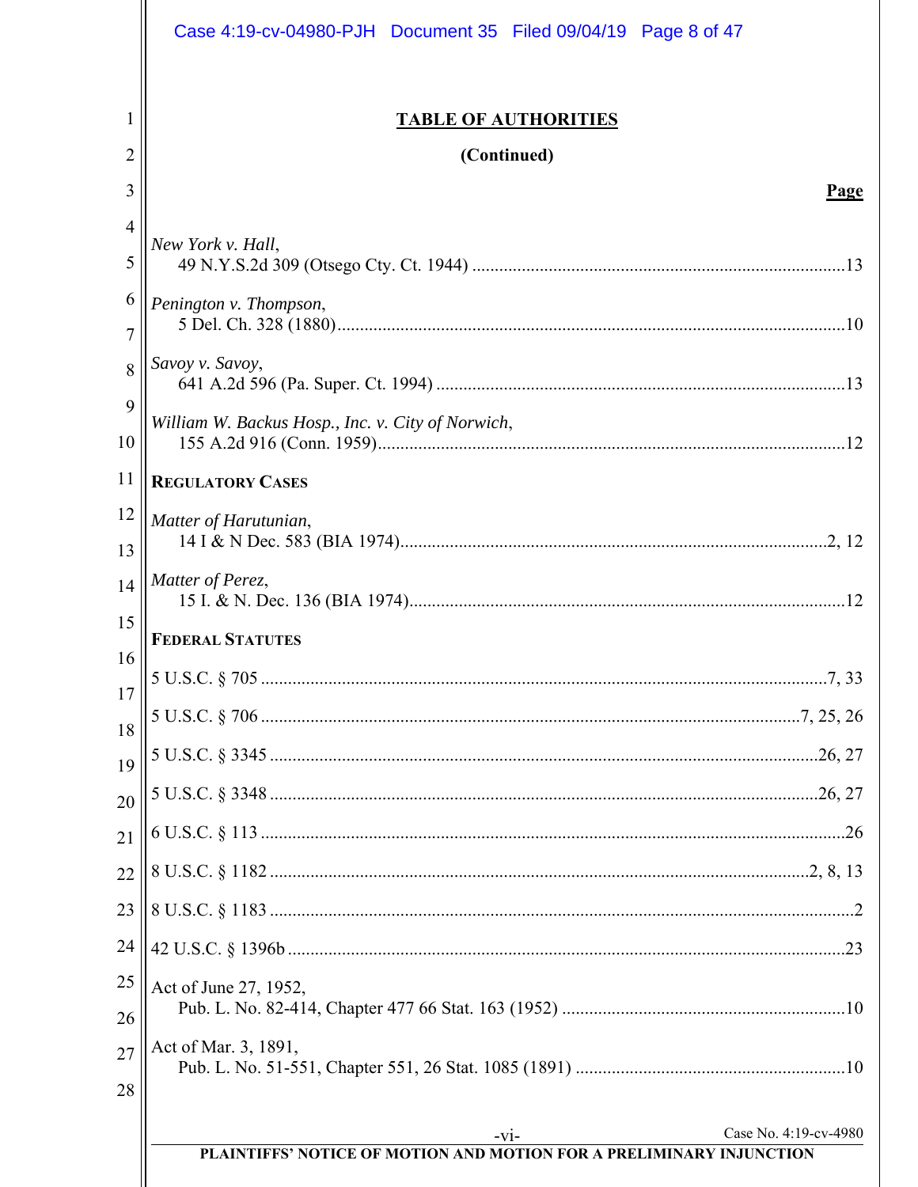## TABLE OF AUTHORITIES

**(Continued)**

**Page**

*New York v. Hall*,
49 N.Y.S.2d 309 (Otsego Cty. Ct. 1944) ....................13

*Penington v. Thompson*,
5 Del. Ch. 328 (1880)....................10

*Savoy v. Savoy*,
641 A.2d 596 (Pa. Super. Ct. 1994) ....................13

*William W. Backus Hosp., Inc. v. City of Norwich*,
155 A.2d 916 (Conn. 1959)....................12

**REGULATORY CASES**

*Matter of Harutunian*,
14 I & N Dec. 583 (BIA 1974)....................2, 12

*Matter of Perez*,
15 I. & N. Dec. 136 (BIA 1974)....................12

**FEDERAL STATUTES**

5 U.S.C. § 705 ....................7, 33

5 U.S.C. § 706 ....................7, 25, 26

5 U.S.C. § 3345 ....................26, 27

5 U.S.C. § 3348 ....................26, 27

6 U.S.C. § 113 ....................26

8 U.S.C. § 1182 ....................2, 8, 13

8 U.S.C. § 1183 ....................2

42 U.S.C. § 1396b ....................23

Act of June 27, 1952,
Pub. L. No. 82-414, Chapter 477 66 Stat. 163 (1952) ....................10

Act of Mar. 3, 1891,
Pub. L. No. 51-551, Chapter 551, 26 Stat. 1085 (1891) ....................10

-vi-

PLAINTIFFS' NOTICE OF MOTION AND MOTION FOR A PRELIMINARY INJUNCTION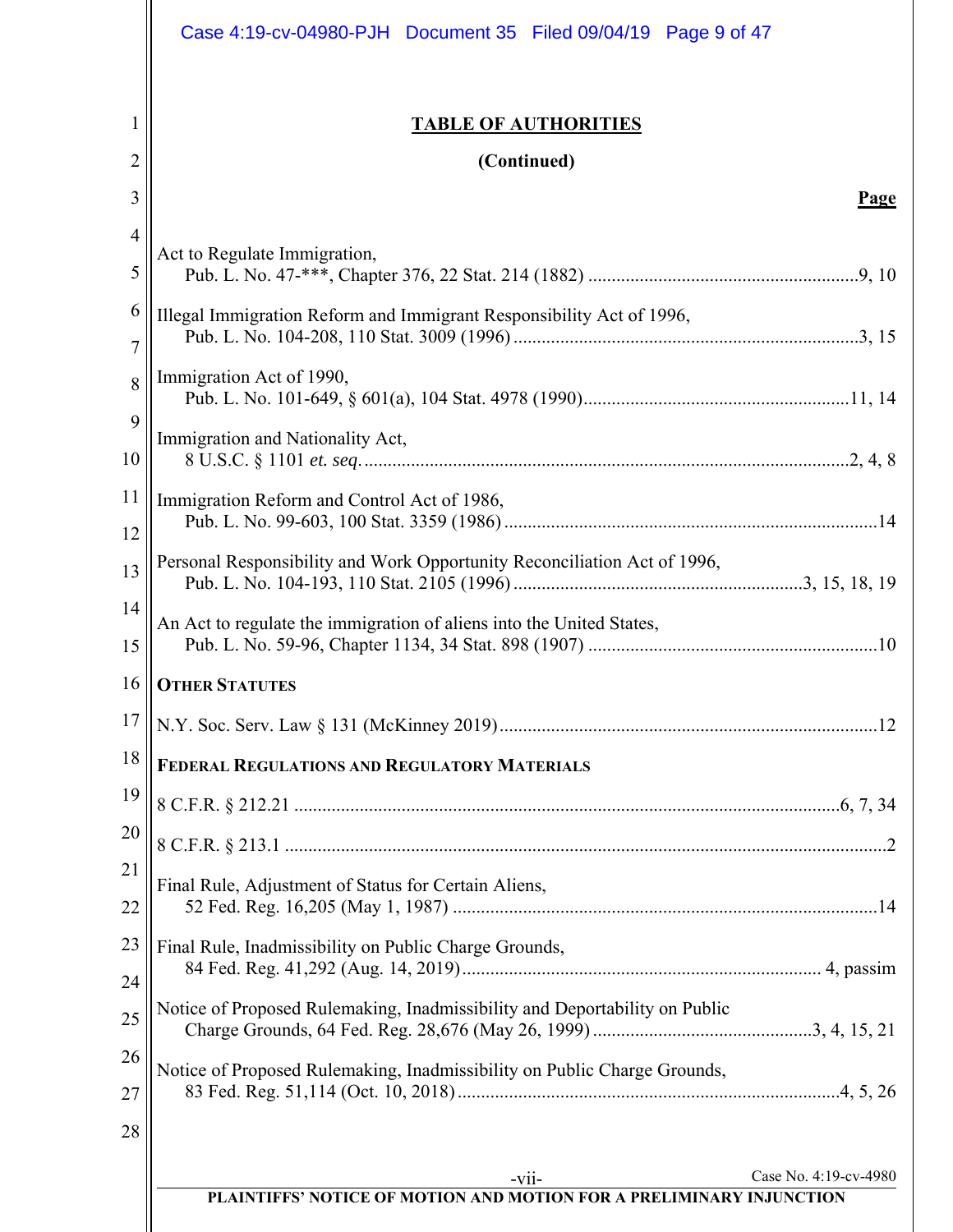## TABLE OF AUTHORITIES

**(Continued)**

**Page**

Act to Regulate Immigration,
Pub. L. No. 47-***, Chapter 376, 22 Stat. 214 (1882) ....9, 10

Illegal Immigration Reform and Immigrant Responsibility Act of 1996,
Pub. L. No. 104-208, 110 Stat. 3009 (1996) ....3, 15

Immigration Act of 1990,
Pub. L. No. 101-649, § 601(a), 104 Stat. 4978 (1990)....11, 14

Immigration and Nationality Act,
8 U.S.C. § 1101 *et. seq.*....2, 4, 8

Immigration Reform and Control Act of 1986,
Pub. L. No. 99-603, 100 Stat. 3359 (1986) ....14

Personal Responsibility and Work Opportunity Reconciliation Act of 1996,
Pub. L. No. 104-193, 110 Stat. 2105 (1996) ....3, 15, 18, 19

An Act to regulate the immigration of aliens into the United States,
Pub. L. No. 59-96, Chapter 1134, 34 Stat. 898 (1907) ....10

**OTHER STATUTES**

N.Y. Soc. Serv. Law § 131 (McKinney 2019)....12

**FEDERAL REGULATIONS AND REGULATORY MATERIALS**

8 C.F.R. § 212.21 ....6, 7, 34

8 C.F.R. § 213.1 ....2

Final Rule, Adjustment of Status for Certain Aliens,
52 Fed. Reg. 16,205 (May 1, 1987) ....14

Final Rule, Inadmissibility on Public Charge Grounds,
84 Fed. Reg. 41,292 (Aug. 14, 2019).... 4, passim

Notice of Proposed Rulemaking, Inadmissibility and Deportability on Public
Charge Grounds, 64 Fed. Reg. 28,676 (May 26, 1999) ....3, 4, 15, 21

Notice of Proposed Rulemaking, Inadmissibility on Public Charge Grounds,
83 Fed. Reg. 51,114 (Oct. 10, 2018)....4, 5, 26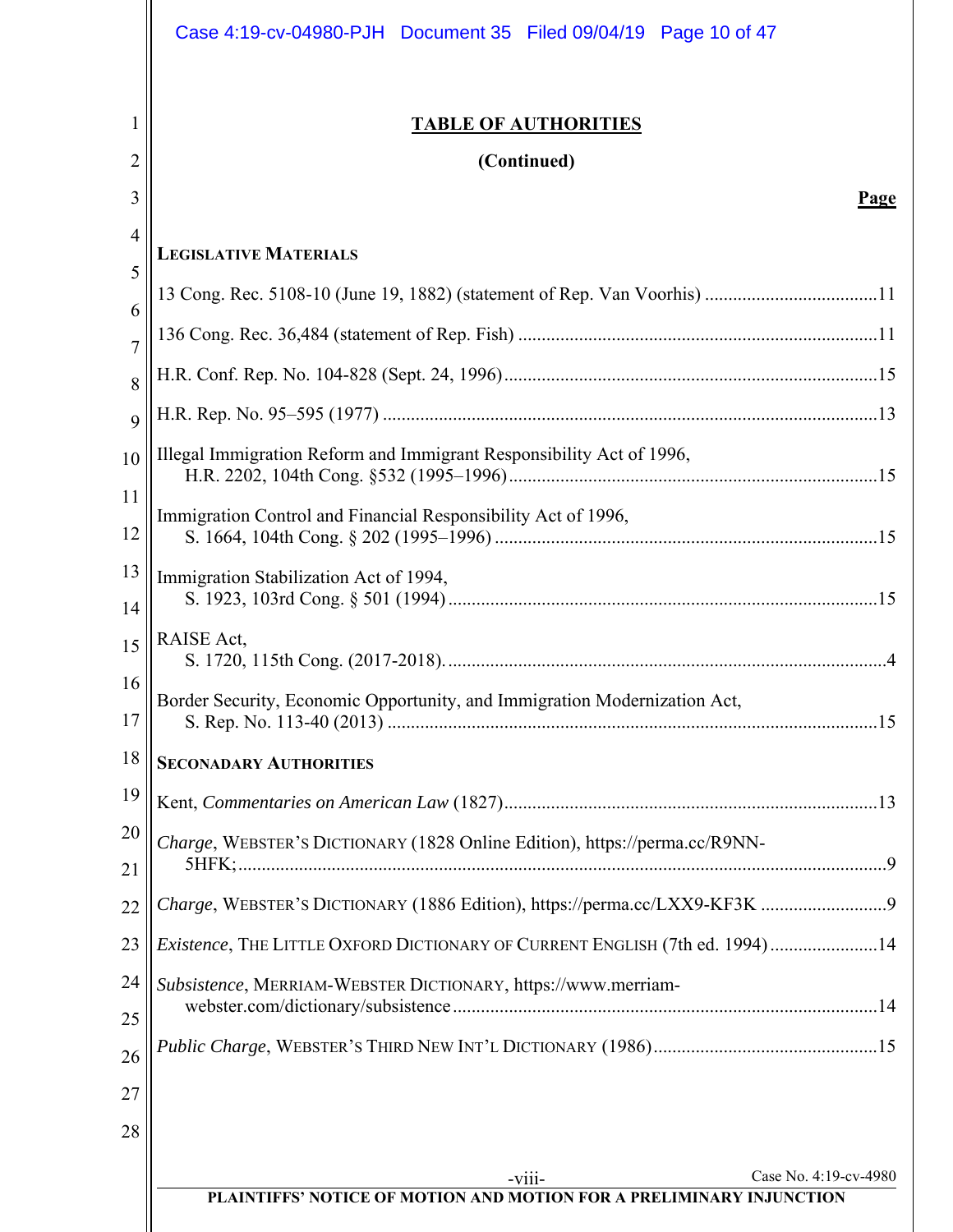## TABLE OF AUTHORITIES

**(Continued)**

**Page**

**LEGISLATIVE MATERIALS**

13 Cong. Rec. 5108-10 (June 19, 1882) (statement of Rep. Van Voorhis) .....................................11

136 Cong. Rec. 36,484 (statement of Rep. Fish) ............................................................................11

H.R. Conf. Rep. No. 104-828 (Sept. 24, 1996)................................................................................15

H.R. Rep. No. 95–595 (1977) .........................................................................................................13

Illegal Immigration Reform and Immigrant Responsibility Act of 1996, H.R. 2202, 104th Cong. §532 (1995–1996)..............................................................................15

Immigration Control and Financial Responsibility Act of 1996, S. 1664, 104th Cong. § 202 (1995–1996) .................................................................................15

Immigration Stabilization Act of 1994, S. 1923, 103rd Cong. § 501 (1994) ...........................................................................................15

RAISE Act, S. 1720, 115th Cong. (2017-2018)..............................................................................................4

Border Security, Economic Opportunity, and Immigration Modernization Act, S. Rep. No. 113-40 (2013) ........................................................................................................15

**SECONADARY AUTHORITIES**

Kent, *Commentaries on American Law* (1827)...............................................................................13

*Charge*, WEBSTER'S DICTIONARY (1828 Online Edition), https://perma.cc/R9NN-5HFK;..........................................................................................................................................9

*Charge*, WEBSTER'S DICTIONARY (1886 Edition), https://perma.cc/LXX9-KF3K ...........................9

*Existence*, THE LITTLE OXFORD DICTIONARY OF CURRENT ENGLISH (7th ed. 1994).......................14

*Subsistence*, MERRIAM-WEBSTER DICTIONARY, https://www.merriam-webster.com/dictionary/subsistence..........................................................................................14

*Public Charge*, WEBSTER'S THIRD NEW INT'L DICTIONARY (1986)................................................15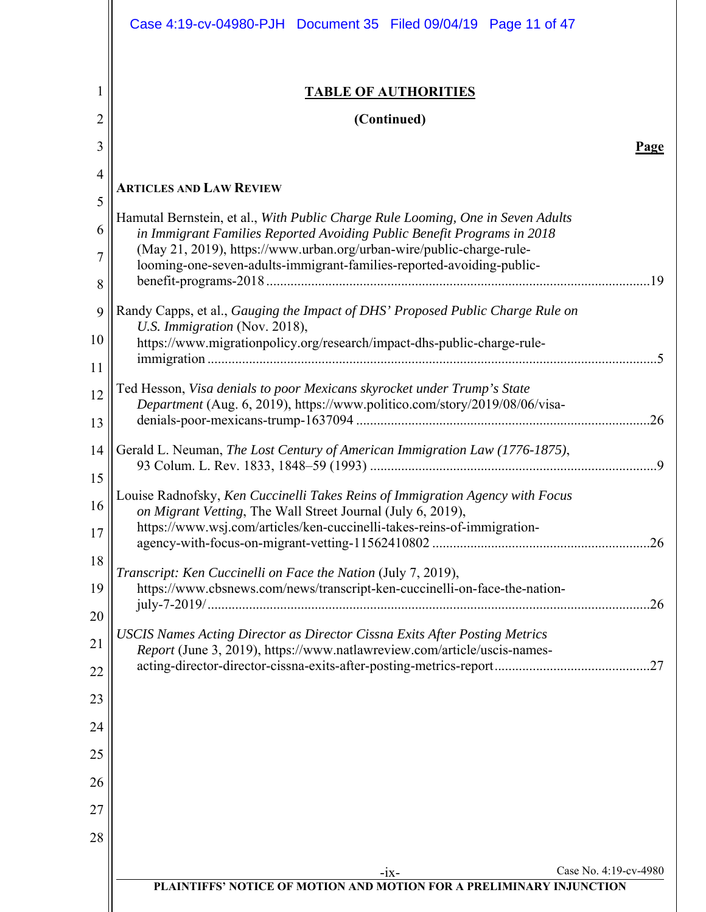**TABLE OF AUTHORITIES**

**(Continued)**

**Page**

**ARTICLES AND LAW REVIEW**

Hamutal Bernstein, et al., *With Public Charge Rule Looming, One in Seven Adults in Immigrant Families Reported Avoiding Public Benefit Programs in 2018* (May 21, 2019), https://www.urban.org/urban-wire/public-charge-rule-looming-one-seven-adults-immigrant-families-reported-avoiding-public-benefit-programs-2018 ..... 19

Randy Capps, et al., *Gauging the Impact of DHS' Proposed Public Charge Rule on U.S. Immigration* (Nov. 2018), https://www.migrationpolicy.org/research/impact-dhs-public-charge-rule-immigration ..... 5

Ted Hesson, *Visa denials to poor Mexicans skyrocket under Trump's State Department* (Aug. 6, 2019), https://www.politico.com/story/2019/08/06/visa-denials-poor-mexicans-trump-1637094 ..... 26

Gerald L. Neuman, *The Lost Century of American Immigration Law (1776-1875)*, 93 Colum. L. Rev. 1833, 1848–59 (1993) ..... 9

Louise Radnofsky, *Ken Cuccinelli Takes Reins of Immigration Agency with Focus on Migrant Vetting*, The Wall Street Journal (July 6, 2019), https://www.wsj.com/articles/ken-cuccinelli-takes-reins-of-immigration-agency-with-focus-on-migrant-vetting-11562410802 ..... 26

*Transcript: Ken Cuccinelli on Face the Nation* (July 7, 2019), https://www.cbsnews.com/news/transcript-ken-cuccinelli-on-face-the-nation-july-7-2019/ ..... 26

*USCIS Names Acting Director as Director Cissna Exits After Posting Metrics Report* (June 3, 2019), https://www.natlawreview.com/article/uscis-names-acting-director-director-cissna-exits-after-posting-metrics-report ..... 27

PLAINTIFFS' NOTICE OF MOTION AND MOTION FOR A PRELIMINARY INJUNCTION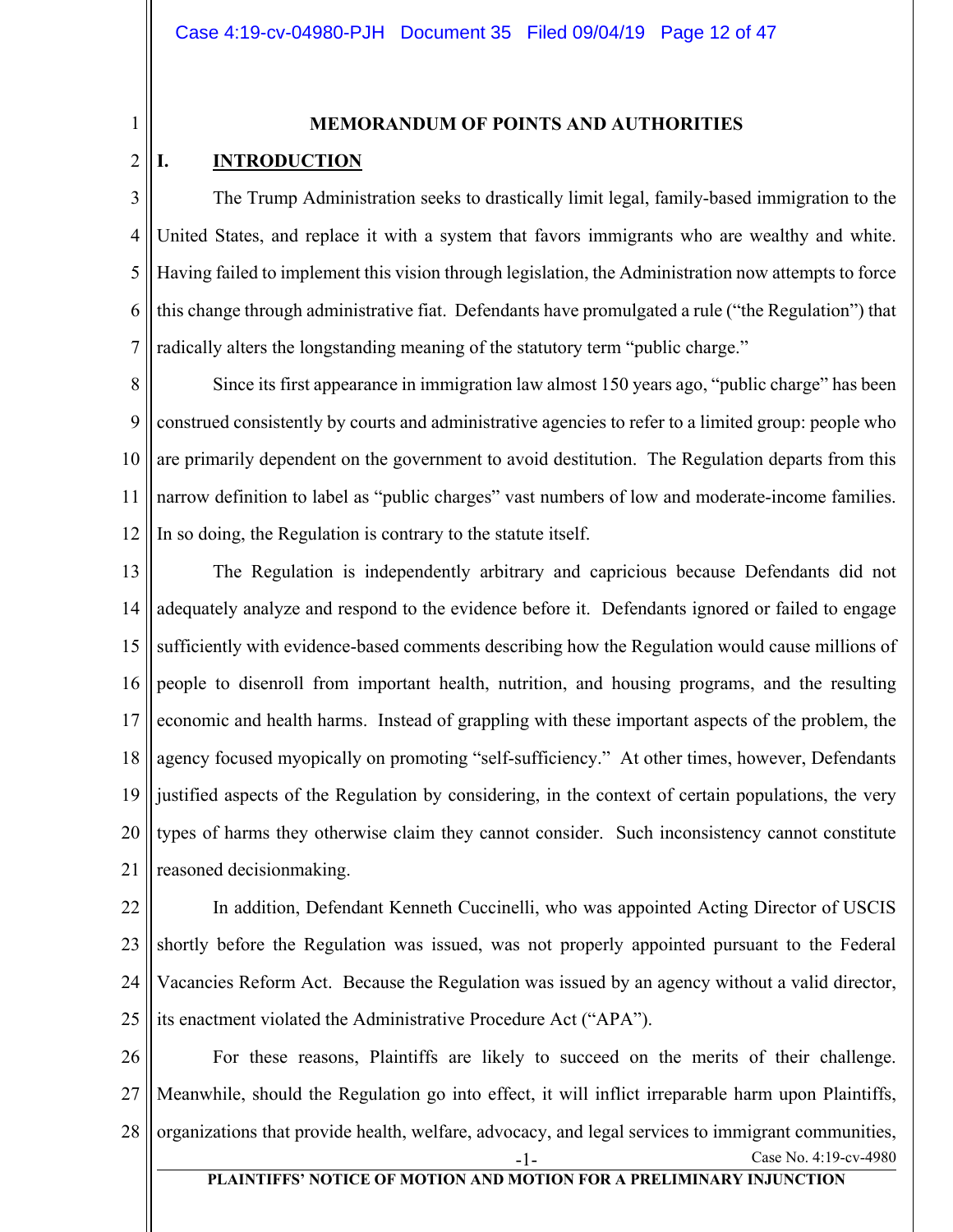# MEMORANDUM OF POINTS AND AUTHORITIES

## I. INTRODUCTION

The Trump Administration seeks to drastically limit legal, family-based immigration to the United States, and replace it with a system that favors immigrants who are wealthy and white. Having failed to implement this vision through legislation, the Administration now attempts to force this change through administrative fiat. Defendants have promulgated a rule ("the Regulation") that radically alters the longstanding meaning of the statutory term "public charge."

Since its first appearance in immigration law almost 150 years ago, "public charge" has been construed consistently by courts and administrative agencies to refer to a limited group: people who are primarily dependent on the government to avoid destitution. The Regulation departs from this narrow definition to label as "public charges" vast numbers of low and moderate-income families. In so doing, the Regulation is contrary to the statute itself.

The Regulation is independently arbitrary and capricious because Defendants did not adequately analyze and respond to the evidence before it. Defendants ignored or failed to engage sufficiently with evidence-based comments describing how the Regulation would cause millions of people to disenroll from important health, nutrition, and housing programs, and the resulting economic and health harms. Instead of grappling with these important aspects of the problem, the agency focused myopically on promoting "self-sufficiency." At other times, however, Defendants justified aspects of the Regulation by considering, in the context of certain populations, the very types of harms they otherwise claim they cannot consider. Such inconsistency cannot constitute reasoned decisionmaking.

In addition, Defendant Kenneth Cuccinelli, who was appointed Acting Director of USCIS shortly before the Regulation was issued, was not properly appointed pursuant to the Federal Vacancies Reform Act. Because the Regulation was issued by an agency without a valid director, its enactment violated the Administrative Procedure Act ("APA").

For these reasons, Plaintiffs are likely to succeed on the merits of their challenge. Meanwhile, should the Regulation go into effect, it will inflict irreparable harm upon Plaintiffs, organizations that provide health, welfare, advocacy, and legal services to immigrant communities,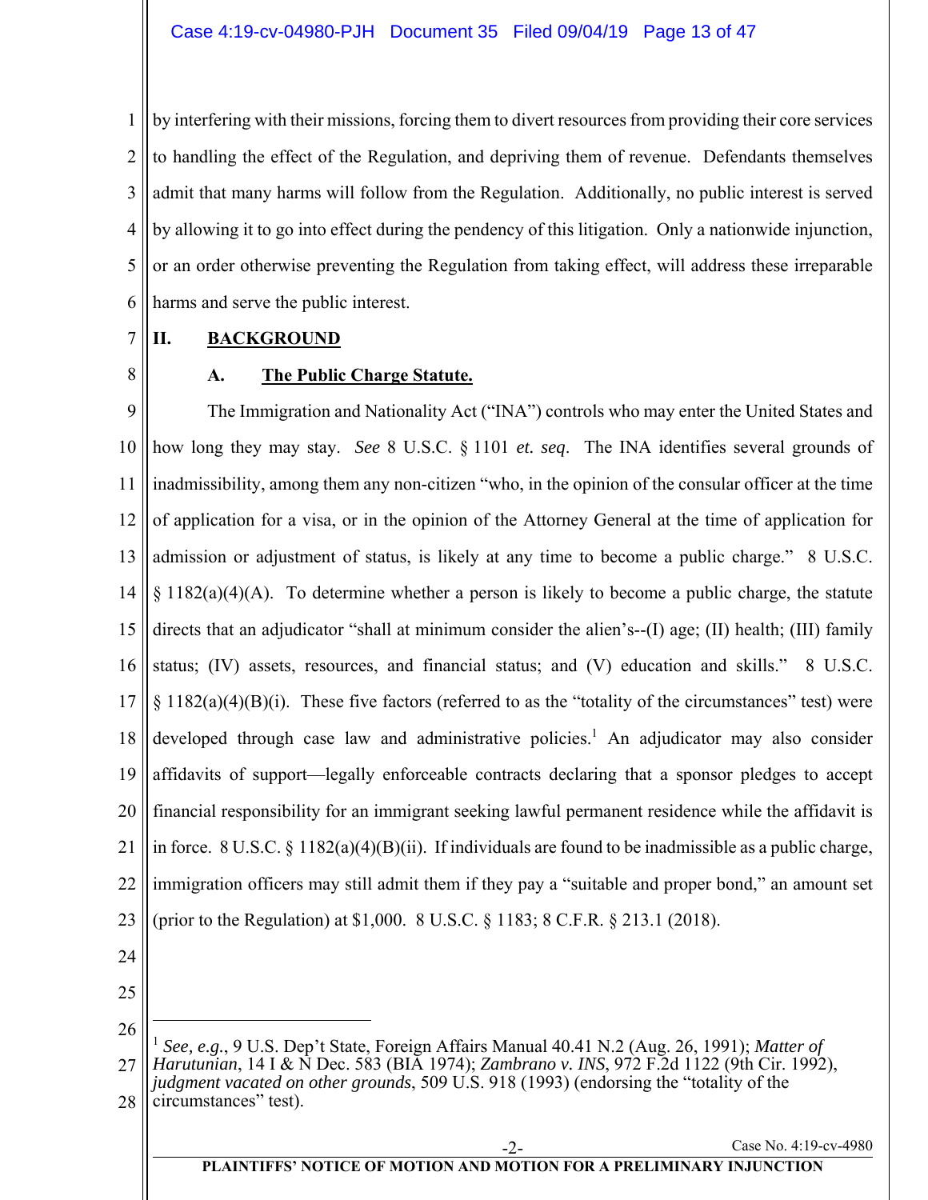by interfering with their missions, forcing them to divert resources from providing their core services to handling the effect of the Regulation, and depriving them of revenue. Defendants themselves admit that many harms will follow from the Regulation. Additionally, no public interest is served by allowing it to go into effect during the pendency of this litigation. Only a nationwide injunction, or an order otherwise preventing the Regulation from taking effect, will address these irreparable harms and serve the public interest.

## II. BACKGROUND

### A. The Public Charge Statute.

The Immigration and Nationality Act ("INA") controls who may enter the United States and how long they may stay. *See* 8 U.S.C. § 1101 *et. seq*. The INA identifies several grounds of inadmissibility, among them any non-citizen "who, in the opinion of the consular officer at the time of application for a visa, or in the opinion of the Attorney General at the time of application for admission or adjustment of status, is likely at any time to become a public charge." 8 U.S.C. § 1182(a)(4)(A). To determine whether a person is likely to become a public charge, the statute directs that an adjudicator "shall at minimum consider the alien's--(I) age; (II) health; (III) family status; (IV) assets, resources, and financial status; and (V) education and skills." 8 U.S.C. § 1182(a)(4)(B)(i). These five factors (referred to as the "totality of the circumstances" test) were developed through case law and administrative policies.[1] An adjudicator may also consider affidavits of support—legally enforceable contracts declaring that a sponsor pledges to accept financial responsibility for an immigrant seeking lawful permanent residence while the affidavit is in force. 8 U.S.C. § 1182(a)(4)(B)(ii). If individuals are found to be inadmissible as a public charge, immigration officers may still admit them if they pay a "suitable and proper bond," an amount set (prior to the Regulation) at $1,000. 8 U.S.C. § 1183; 8 C.F.R. § 213.1 (2018).

---

[1] *See, e.g.*, 9 U.S. Dep't State, Foreign Affairs Manual 40.41 N.2 (Aug. 26, 1991); *Matter of Harutunian*, 14 I & N Dec. 583 (BIA 1974); *Zambrano v. INS*, 972 F.2d 1122 (9th Cir. 1992), *judgment vacated on other grounds*, 509 U.S. 918 (1993) (endorsing the "totality of the circumstances" test).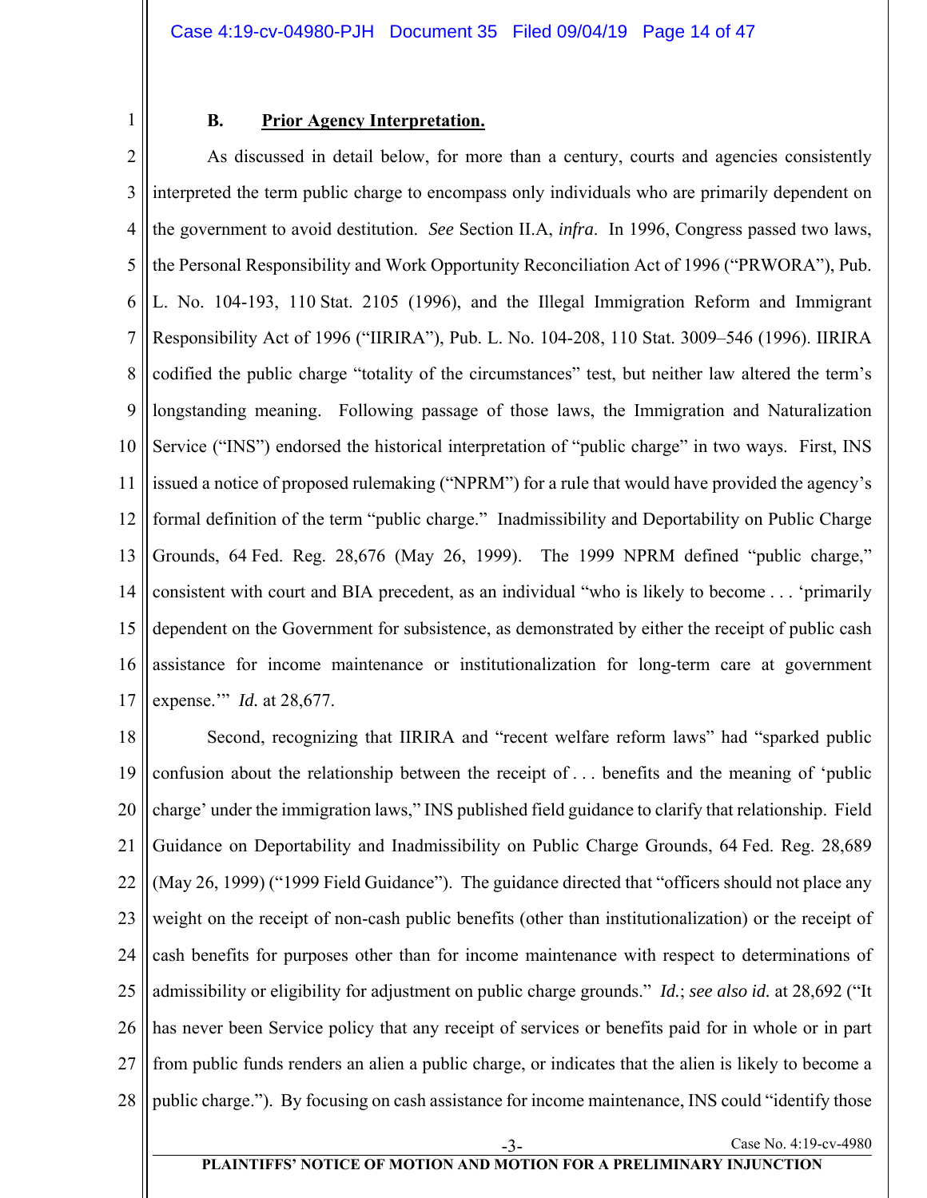### B. Prior Agency Interpretation.

As discussed in detail below, for more than a century, courts and agencies consistently interpreted the term public charge to encompass only individuals who are primarily dependent on the government to avoid destitution. *See* Section II.A, *infra*. In 1996, Congress passed two laws, the Personal Responsibility and Work Opportunity Reconciliation Act of 1996 ("PRWORA"), Pub. L. No. 104-193, 110 Stat. 2105 (1996), and the Illegal Immigration Reform and Immigrant Responsibility Act of 1996 ("IIRIRA"), Pub. L. No. 104-208, 110 Stat. 3009–546 (1996). IIRIRA codified the public charge "totality of the circumstances" test, but neither law altered the term's longstanding meaning. Following passage of those laws, the Immigration and Naturalization Service ("INS") endorsed the historical interpretation of "public charge" in two ways. First, INS issued a notice of proposed rulemaking ("NPRM") for a rule that would have provided the agency's formal definition of the term "public charge." Inadmissibility and Deportability on Public Charge Grounds, 64 Fed. Reg. 28,676 (May 26, 1999). The 1999 NPRM defined "public charge," consistent with court and BIA precedent, as an individual "who is likely to become . . . 'primarily dependent on the Government for subsistence, as demonstrated by either the receipt of public cash assistance for income maintenance or institutionalization for long-term care at government expense.'" *Id.* at 28,677.

Second, recognizing that IIRIRA and "recent welfare reform laws" had "sparked public confusion about the relationship between the receipt of . . . benefits and the meaning of 'public charge' under the immigration laws," INS published field guidance to clarify that relationship. Field Guidance on Deportability and Inadmissibility on Public Charge Grounds, 64 Fed. Reg. 28,689 (May 26, 1999) ("1999 Field Guidance"). The guidance directed that "officers should not place any weight on the receipt of non-cash public benefits (other than institutionalization) or the receipt of cash benefits for purposes other than for income maintenance with respect to determinations of admissibility or eligibility for adjustment on public charge grounds." *Id.*; *see also id.* at 28,692 ("It has never been Service policy that any receipt of services or benefits paid for in whole or in part from public funds renders an alien a public charge, or indicates that the alien is likely to become a public charge."). By focusing on cash assistance for income maintenance, INS could "identify those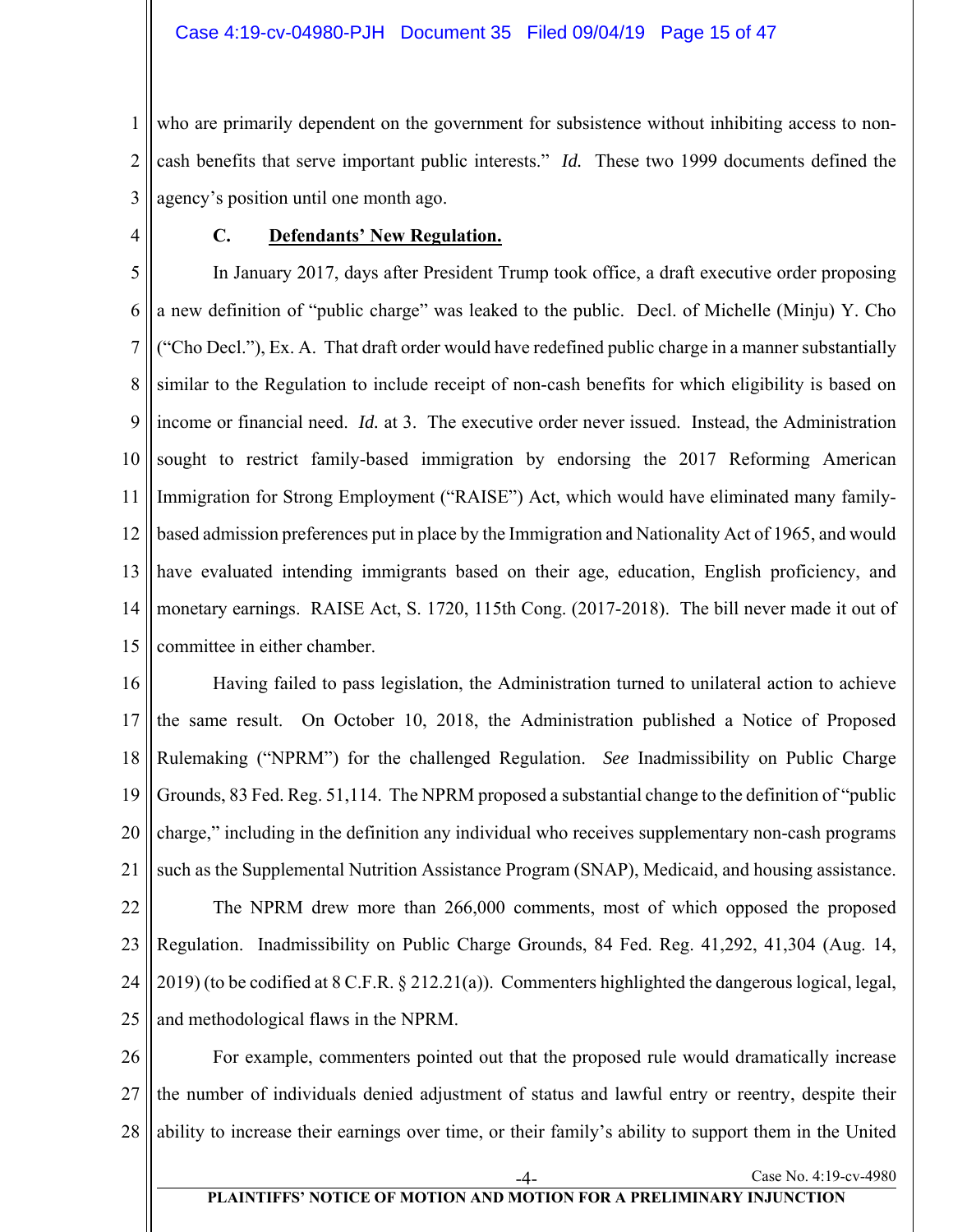who are primarily dependent on the government for subsistence without inhibiting access to non-cash benefits that serve important public interests." *Id.* These two 1999 documents defined the agency's position until one month ago.

### C. Defendants' New Regulation.

In January 2017, days after President Trump took office, a draft executive order proposing a new definition of "public charge" was leaked to the public. Decl. of Michelle (Minju) Y. Cho ("Cho Decl."), Ex. A. That draft order would have redefined public charge in a manner substantially similar to the Regulation to include receipt of non-cash benefits for which eligibility is based on income or financial need. *Id.* at 3. The executive order never issued. Instead, the Administration sought to restrict family-based immigration by endorsing the 2017 Reforming American Immigration for Strong Employment ("RAISE") Act, which would have eliminated many family-based admission preferences put in place by the Immigration and Nationality Act of 1965, and would have evaluated intending immigrants based on their age, education, English proficiency, and monetary earnings. RAISE Act, S. 1720, 115th Cong. (2017-2018). The bill never made it out of committee in either chamber.

Having failed to pass legislation, the Administration turned to unilateral action to achieve the same result. On October 10, 2018, the Administration published a Notice of Proposed Rulemaking ("NPRM") for the challenged Regulation. *See* Inadmissibility on Public Charge Grounds, 83 Fed. Reg. 51,114. The NPRM proposed a substantial change to the definition of "public charge," including in the definition any individual who receives supplementary non-cash programs such as the Supplemental Nutrition Assistance Program (SNAP), Medicaid, and housing assistance.

The NPRM drew more than 266,000 comments, most of which opposed the proposed Regulation. Inadmissibility on Public Charge Grounds, 84 Fed. Reg. 41,292, 41,304 (Aug. 14, 2019) (to be codified at 8 C.F.R. § 212.21(a)). Commenters highlighted the dangerous logical, legal, and methodological flaws in the NPRM.

For example, commenters pointed out that the proposed rule would dramatically increase the number of individuals denied adjustment of status and lawful entry or reentry, despite their ability to increase their earnings over time, or their family's ability to support them in the United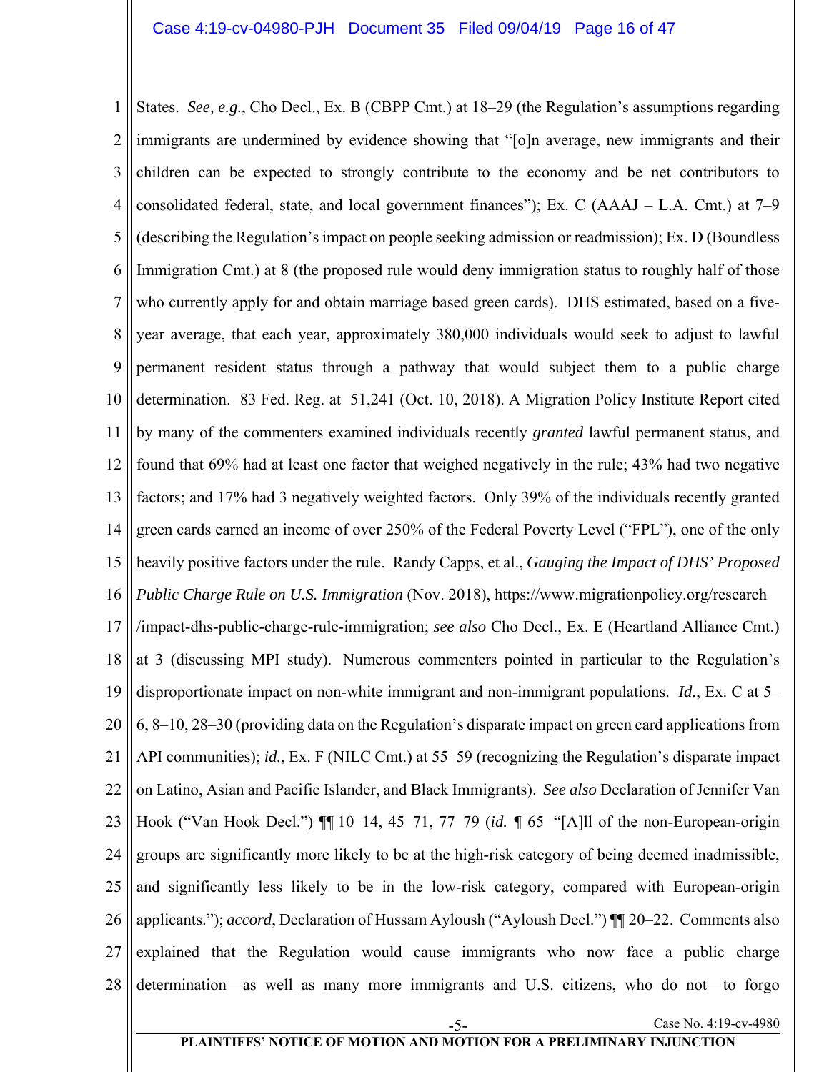States. *See, e.g.*, Cho Decl., Ex. B (CBPP Cmt.) at 18–29 (the Regulation's assumptions regarding immigrants are undermined by evidence showing that "[o]n average, new immigrants and their children can be expected to strongly contribute to the economy and be net contributors to consolidated federal, state, and local government finances"); Ex. C (AAAJ – L.A. Cmt.) at 7–9 (describing the Regulation's impact on people seeking admission or readmission); Ex. D (Boundless Immigration Cmt.) at 8 (the proposed rule would deny immigration status to roughly half of those who currently apply for and obtain marriage based green cards). DHS estimated, based on a five-year average, that each year, approximately 380,000 individuals would seek to adjust to lawful permanent resident status through a pathway that would subject them to a public charge determination. 83 Fed. Reg. at 51,241 (Oct. 10, 2018). A Migration Policy Institute Report cited by many of the commenters examined individuals recently *granted* lawful permanent status, and found that 69% had at least one factor that weighed negatively in the rule; 43% had two negative factors; and 17% had 3 negatively weighted factors. Only 39% of the individuals recently granted green cards earned an income of over 250% of the Federal Poverty Level ("FPL"), one of the only heavily positive factors under the rule. Randy Capps, et al., *Gauging the Impact of DHS' Proposed Public Charge Rule on U.S. Immigration* (Nov. 2018), https://www.migrationpolicy.org/research/impact-dhs-public-charge-rule-immigration; *see also* Cho Decl., Ex. E (Heartland Alliance Cmt.) at 3 (discussing MPI study). Numerous commenters pointed in particular to the Regulation's disproportionate impact on non-white immigrant and non-immigrant populations. *Id.*, Ex. C at 5–6, 8–10, 28–30 (providing data on the Regulation's disparate impact on green card applications from API communities); *id.*, Ex. F (NILC Cmt.) at 55–59 (recognizing the Regulation's disparate impact on Latino, Asian and Pacific Islander, and Black Immigrants). *See also* Declaration of Jennifer Van Hook ("Van Hook Decl.") ¶¶ 10–14, 45–71, 77–79 (*id.* ¶ 65 "[A]ll of the non-European-origin groups are significantly more likely to be at the high-risk category of being deemed inadmissible, and significantly less likely to be in the low-risk category, compared with European-origin applicants."); *accord*, Declaration of Hussam Ayloush ("Ayloush Decl.") ¶¶ 20–22. Comments also explained that the Regulation would cause immigrants who now face a public charge determination—as well as many more immigrants and U.S. citizens, who do not—to forgo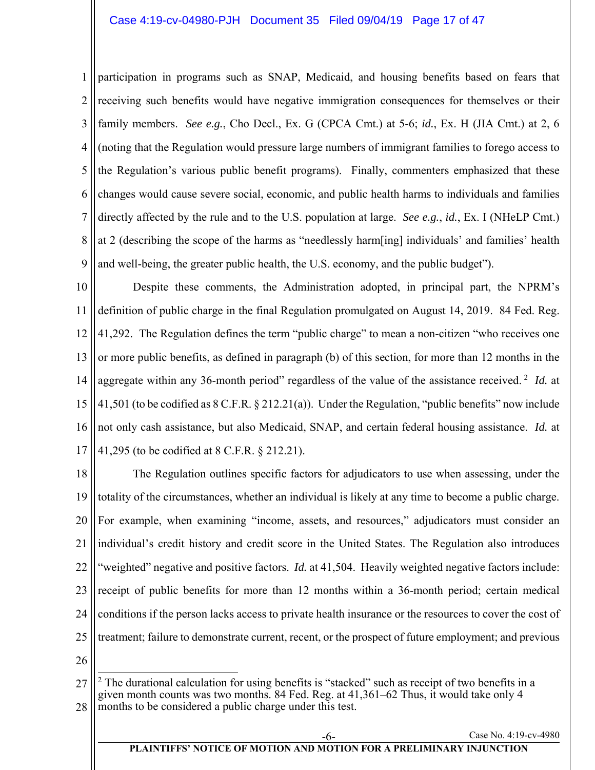participation in programs such as SNAP, Medicaid, and housing benefits based on fears that receiving such benefits would have negative immigration consequences for themselves or their family members. *See e.g.*, Cho Decl., Ex. G (CPCA Cmt.) at 5-6; *id.*, Ex. H (JIA Cmt.) at 2, 6 (noting that the Regulation would pressure large numbers of immigrant families to forego access to the Regulation's various public benefit programs). Finally, commenters emphasized that these changes would cause severe social, economic, and public health harms to individuals and families directly affected by the rule and to the U.S. population at large. *See e.g.*, *id.*, Ex. I (NHeLP Cmt.) at 2 (describing the scope of the harms as "needlessly harm[ing] individuals' and families' health and well-being, the greater public health, the U.S. economy, and the public budget").

Despite these comments, the Administration adopted, in principal part, the NPRM's definition of public charge in the final Regulation promulgated on August 14, 2019. 84 Fed. Reg. 41,292. The Regulation defines the term "public charge" to mean a non-citizen "who receives one or more public benefits, as defined in paragraph (b) of this section, for more than 12 months in the aggregate within any 36-month period" regardless of the value of the assistance received.[2] *Id.* at 41,501 (to be codified as 8 C.F.R. § 212.21(a)). Under the Regulation, "public benefits" now include not only cash assistance, but also Medicaid, SNAP, and certain federal housing assistance. *Id.* at 41,295 (to be codified at 8 C.F.R. § 212.21).

The Regulation outlines specific factors for adjudicators to use when assessing, under the totality of the circumstances, whether an individual is likely at any time to become a public charge. For example, when examining "income, assets, and resources," adjudicators must consider an individual's credit history and credit score in the United States. The Regulation also introduces "weighted" negative and positive factors. *Id.* at 41,504. Heavily weighted negative factors include: receipt of public benefits for more than 12 months within a 36-month period; certain medical conditions if the person lacks access to private health insurance or the resources to cover the cost of treatment; failure to demonstrate current, recent, or the prospect of future employment; and previous

---

[2] The durational calculation for using benefits is "stacked" such as receipt of two benefits in a given month counts was two months. 84 Fed. Reg. at 41,361–62 Thus, it would take only 4 months to be considered a public charge under this test.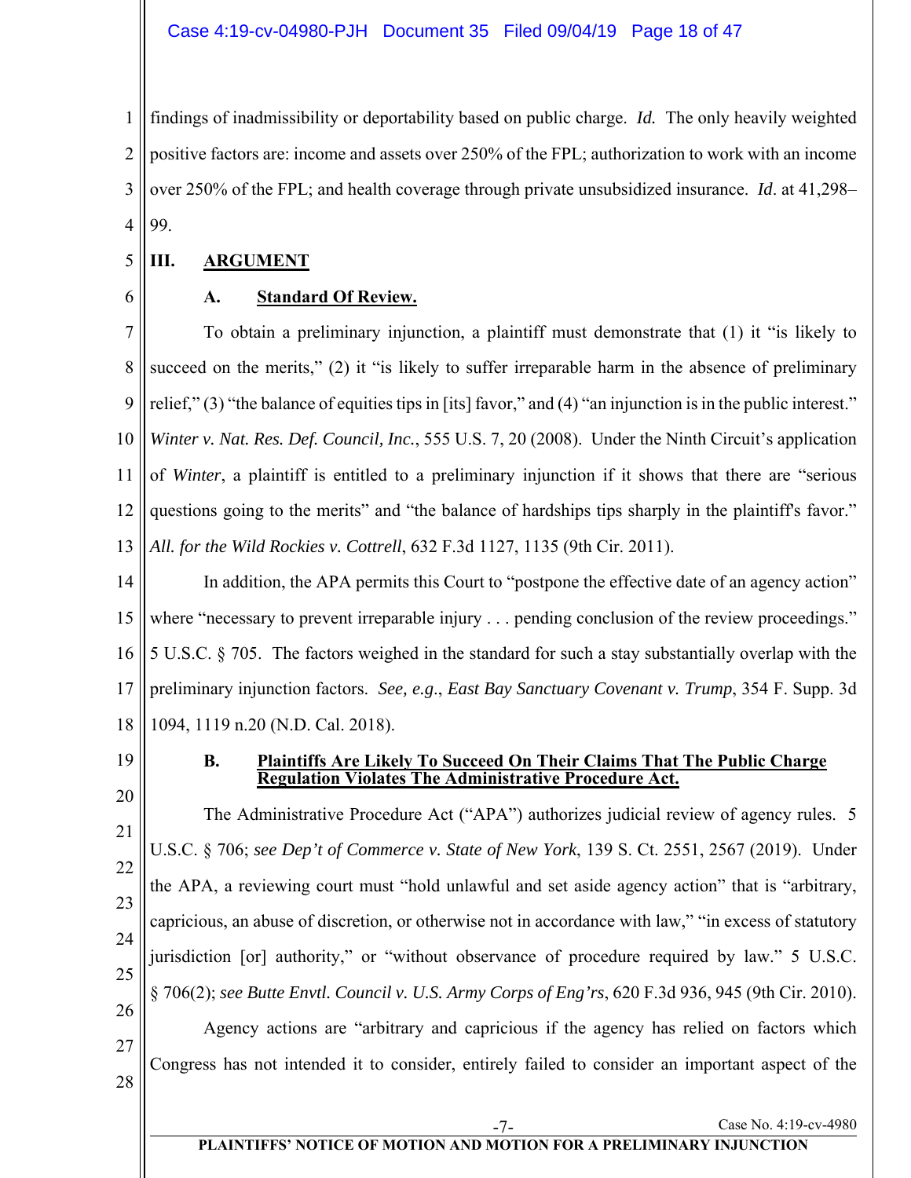findings of inadmissibility or deportability based on public charge. *Id.* The only heavily weighted positive factors are: income and assets over 250% of the FPL; authorization to work with an income over 250% of the FPL; and health coverage through private unsubsidized insurance. *Id*. at 41,298–99.

## III. ARGUMENT

### A. Standard Of Review.

To obtain a preliminary injunction, a plaintiff must demonstrate that (1) it "is likely to succeed on the merits," (2) it "is likely to suffer irreparable harm in the absence of preliminary relief," (3) "the balance of equities tips in [its] favor," and (4) "an injunction is in the public interest." *Winter v. Nat. Res. Def. Council, Inc.*, 555 U.S. 7, 20 (2008). Under the Ninth Circuit's application of *Winter*, a plaintiff is entitled to a preliminary injunction if it shows that there are "serious questions going to the merits" and "the balance of hardships tips sharply in the plaintiff's favor." *All. for the Wild Rockies v. Cottrell*, 632 F.3d 1127, 1135 (9th Cir. 2011).

In addition, the APA permits this Court to "postpone the effective date of an agency action" where "necessary to prevent irreparable injury . . . pending conclusion of the review proceedings." 5 U.S.C. § 705. The factors weighed in the standard for such a stay substantially overlap with the preliminary injunction factors. *See, e.g.*, *East Bay Sanctuary Covenant v. Trump*, 354 F. Supp. 3d 1094, 1119 n.20 (N.D. Cal. 2018).

### B. Plaintiffs Are Likely To Succeed On Their Claims That The Public Charge Regulation Violates The Administrative Procedure Act.

The Administrative Procedure Act ("APA") authorizes judicial review of agency rules. 5 U.S.C. § 706; *see Dep't of Commerce v. State of New York*, 139 S. Ct. 2551, 2567 (2019). Under the APA, a reviewing court must "hold unlawful and set aside agency action" that is "arbitrary, capricious, an abuse of discretion, or otherwise not in accordance with law," "in excess of statutory jurisdiction [or] authority," or "without observance of procedure required by law." 5 U.S.C. § 706(2); *see Butte Envtl. Council v. U.S. Army Corps of Eng'rs*, 620 F.3d 936, 945 (9th Cir. 2010).

Agency actions are "arbitrary and capricious if the agency has relied on factors which Congress has not intended it to consider, entirely failed to consider an important aspect of the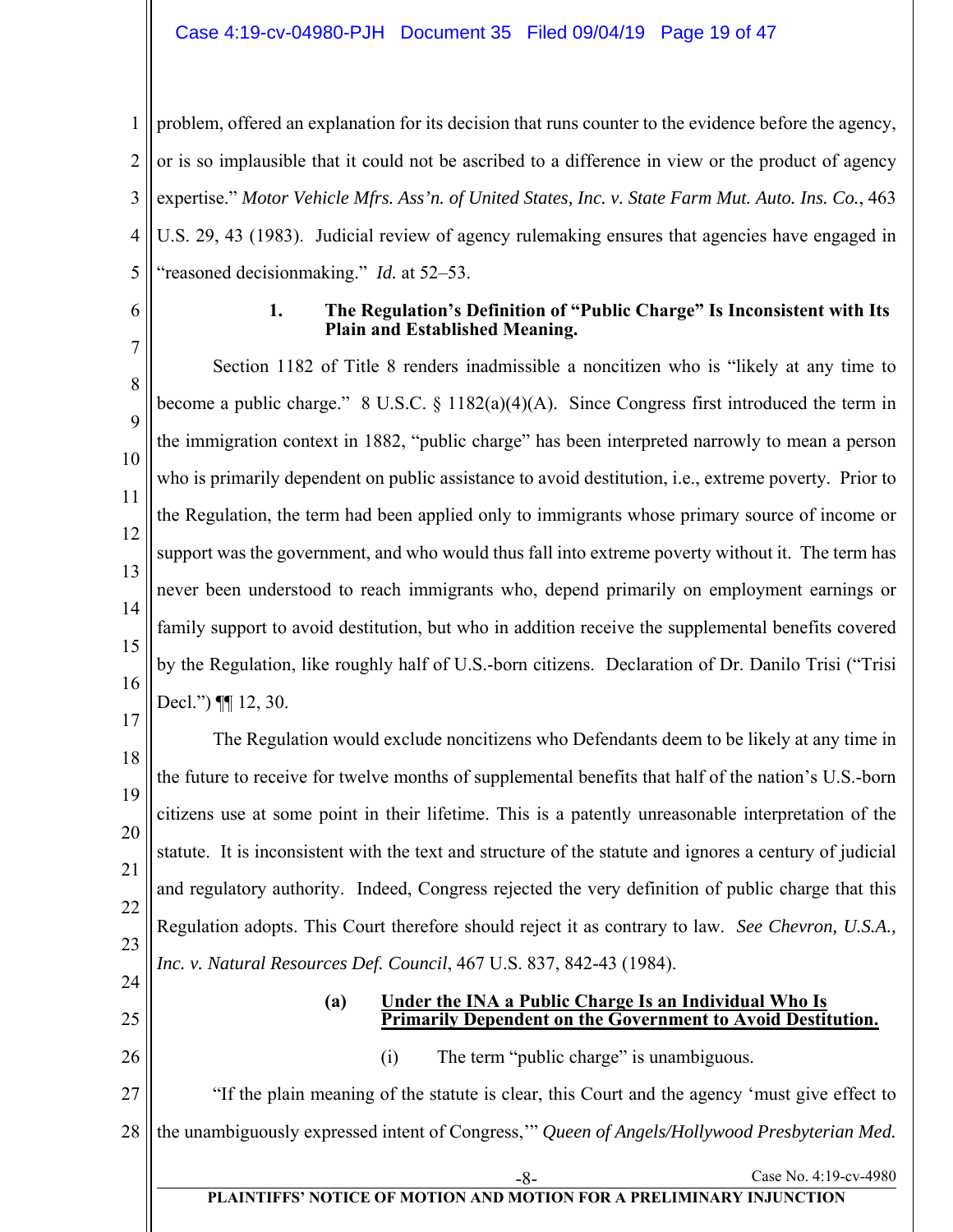problem, offered an explanation for its decision that runs counter to the evidence before the agency, or is so implausible that it could not be ascribed to a difference in view or the product of agency expertise." *Motor Vehicle Mfrs. Ass'n. of United States, Inc. v. State Farm Mut. Auto. Ins. Co.*, 463 U.S. 29, 43 (1983). Judicial review of agency rulemaking ensures that agencies have engaged in "reasoned decisionmaking." *Id.* at 52–53.

### 1. The Regulation's Definition of "Public Charge" Is Inconsistent with Its Plain and Established Meaning.

Section 1182 of Title 8 renders inadmissible a noncitizen who is "likely at any time to become a public charge." 8 U.S.C. § 1182(a)(4)(A). Since Congress first introduced the term in the immigration context in 1882, "public charge" has been interpreted narrowly to mean a person who is primarily dependent on public assistance to avoid destitution, i.e., extreme poverty. Prior to the Regulation, the term had been applied only to immigrants whose primary source of income or support was the government, and who would thus fall into extreme poverty without it. The term has never been understood to reach immigrants who, depend primarily on employment earnings or family support to avoid destitution, but who in addition receive the supplemental benefits covered by the Regulation, like roughly half of U.S.-born citizens. Declaration of Dr. Danilo Trisi ("Trisi Decl.") ¶¶ 12, 30.

The Regulation would exclude noncitizens who Defendants deem to be likely at any time in the future to receive for twelve months of supplemental benefits that half of the nation's U.S.-born citizens use at some point in their lifetime. This is a patently unreasonable interpretation of the statute. It is inconsistent with the text and structure of the statute and ignores a century of judicial and regulatory authority. Indeed, Congress rejected the very definition of public charge that this Regulation adopts. This Court therefore should reject it as contrary to law. *See Chevron, U.S.A., Inc. v. Natural Resources Def. Council*, 467 U.S. 837, 842-43 (1984).

#### (a) <u>Under the INA a Public Charge Is an Individual Who Is Primarily Dependent on the Government to Avoid Destitution.</u>

(i) The term "public charge" is unambiguous.

"If the plain meaning of the statute is clear, this Court and the agency 'must give effect to the unambiguously expressed intent of Congress,'" *Queen of Angels/Hollywood Presbyterian Med.*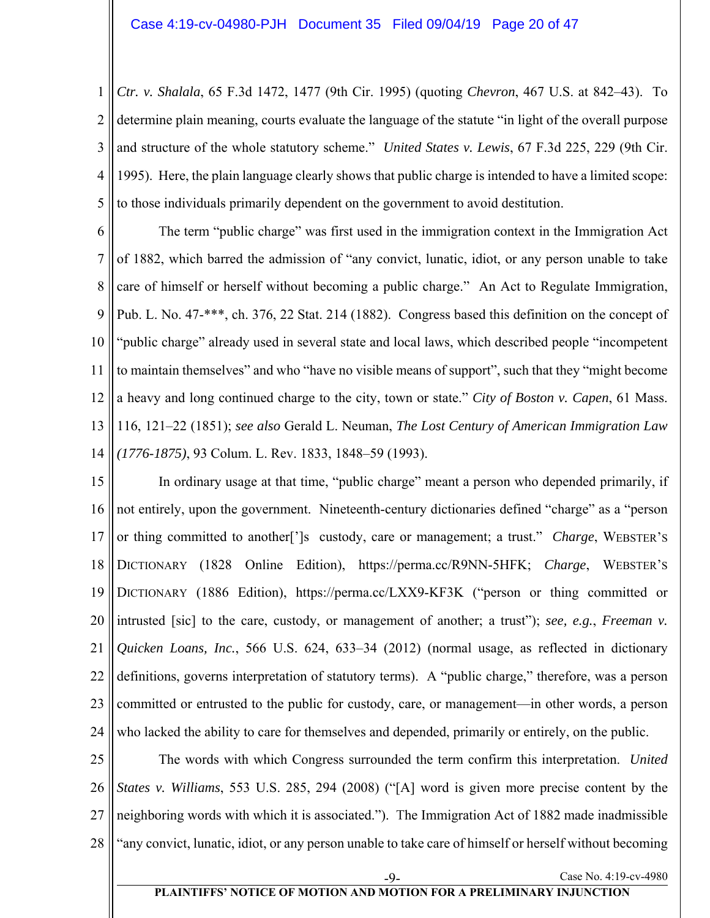*Ctr. v. Shalala*, 65 F.3d 1472, 1477 (9th Cir. 1995) (quoting *Chevron*, 467 U.S. at 842–43). To determine plain meaning, courts evaluate the language of the statute "in light of the overall purpose and structure of the whole statutory scheme." *United States v. Lewis*, 67 F.3d 225, 229 (9th Cir. 1995). Here, the plain language clearly shows that public charge is intended to have a limited scope: to those individuals primarily dependent on the government to avoid destitution.

The term "public charge" was first used in the immigration context in the Immigration Act of 1882, which barred the admission of "any convict, lunatic, idiot, or any person unable to take care of himself or herself without becoming a public charge." An Act to Regulate Immigration, Pub. L. No. 47-***, ch. 376, 22 Stat. 214 (1882). Congress based this definition on the concept of "public charge" already used in several state and local laws, which described people "incompetent to maintain themselves" and who "have no visible means of support", such that they "might become a heavy and long continued charge to the city, town or state." *City of Boston v. Capen*, 61 Mass. 116, 121–22 (1851); *see also* Gerald L. Neuman, *The Lost Century of American Immigration Law (1776-1875)*, 93 Colum. L. Rev. 1833, 1848–59 (1993).

In ordinary usage at that time, "public charge" meant a person who depended primarily, if not entirely, upon the government. Nineteenth-century dictionaries defined "charge" as a "person or thing committed to another[']s custody, care or management; a trust." *Charge*, WEBSTER'S DICTIONARY (1828 Online Edition), https://perma.cc/R9NN-5HFK; *Charge*, WEBSTER'S DICTIONARY (1886 Edition), https://perma.cc/LXX9-KF3K ("person or thing committed or intrusted [sic] to the care, custody, or management of another; a trust"); *see, e.g.*, *Freeman v. Quicken Loans, Inc.*, 566 U.S. 624, 633–34 (2012) (normal usage, as reflected in dictionary definitions, governs interpretation of statutory terms). A "public charge," therefore, was a person committed or entrusted to the public for custody, care, or management—in other words, a person who lacked the ability to care for themselves and depended, primarily or entirely, on the public.

The words with which Congress surrounded the term confirm this interpretation. *United States v. Williams*, 553 U.S. 285, 294 (2008) ("[A] word is given more precise content by the neighboring words with which it is associated."). The Immigration Act of 1882 made inadmissible "any convict, lunatic, idiot, or any person unable to take care of himself or herself without becoming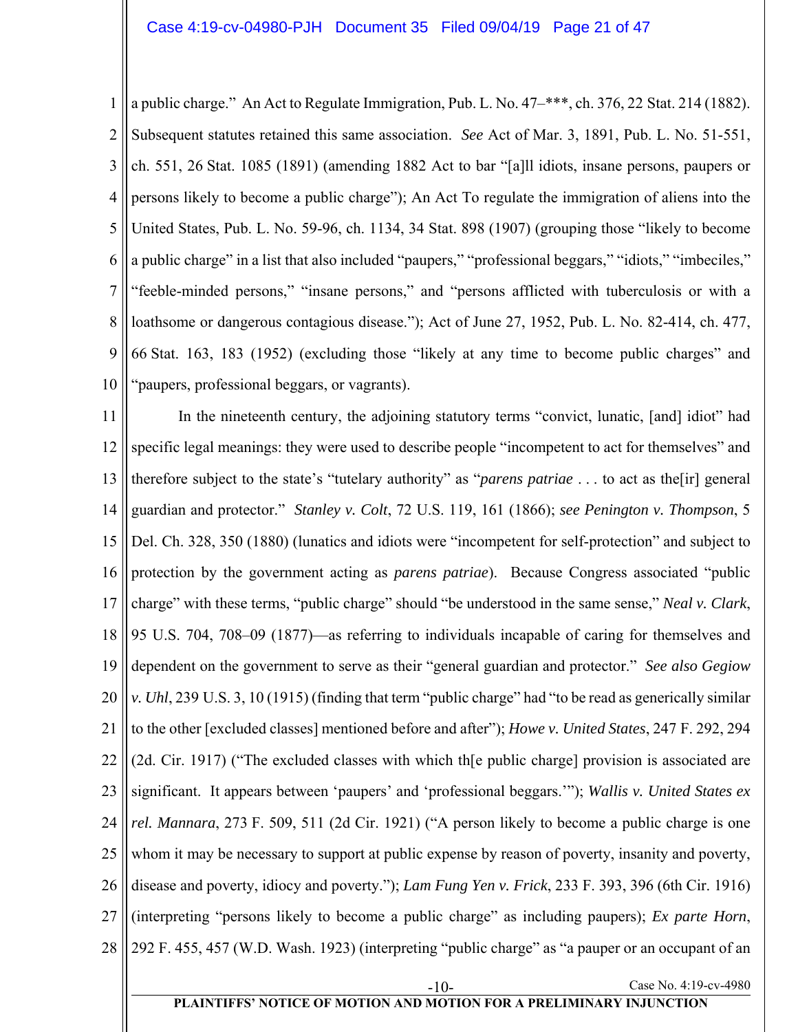a public charge." An Act to Regulate Immigration, Pub. L. No. 47–***, ch. 376, 22 Stat. 214 (1882). Subsequent statutes retained this same association. *See* Act of Mar. 3, 1891, Pub. L. No. 51-551, ch. 551, 26 Stat. 1085 (1891) (amending 1882 Act to bar "[a]ll idiots, insane persons, paupers or persons likely to become a public charge"); An Act To regulate the immigration of aliens into the United States, Pub. L. No. 59-96, ch. 1134, 34 Stat. 898 (1907) (grouping those "likely to become a public charge" in a list that also included "paupers," "professional beggars," "idiots," "imbeciles," "feeble-minded persons," "insane persons," and "persons afflicted with tuberculosis or with a loathsome or dangerous contagious disease."); Act of June 27, 1952, Pub. L. No. 82-414, ch. 477, 66 Stat. 163, 183 (1952) (excluding those "likely at any time to become public charges" and "paupers, professional beggars, or vagrants).

In the nineteenth century, the adjoining statutory terms "convict, lunatic, [and] idiot" had specific legal meanings: they were used to describe people "incompetent to act for themselves" and therefore subject to the state's "tutelary authority" as "*parens patriae* . . . to act as the[ir] general guardian and protector." *Stanley v. Colt*, 72 U.S. 119, 161 (1866); *see Penington v. Thompson*, 5 Del. Ch. 328, 350 (1880) (lunatics and idiots were "incompetent for self-protection" and subject to protection by the government acting as *parens patriae*). Because Congress associated "public charge" with these terms, "public charge" should "be understood in the same sense," *Neal v. Clark*, 95 U.S. 704, 708–09 (1877)—as referring to individuals incapable of caring for themselves and dependent on the government to serve as their "general guardian and protector." *See also Gegiow v. Uhl*, 239 U.S. 3, 10 (1915) (finding that term "public charge" had "to be read as generically similar to the other [excluded classes] mentioned before and after"); *Howe v. United States*, 247 F. 292, 294 (2d. Cir. 1917) ("The excluded classes with which th[e public charge] provision is associated are significant. It appears between 'paupers' and 'professional beggars.'"); *Wallis v. United States ex rel. Mannara*, 273 F. 509, 511 (2d Cir. 1921) ("A person likely to become a public charge is one whom it may be necessary to support at public expense by reason of poverty, insanity and poverty, disease and poverty, idiocy and poverty."); *Lam Fung Yen v. Frick*, 233 F. 393, 396 (6th Cir. 1916) (interpreting "persons likely to become a public charge" as including paupers); *Ex parte Horn*, 292 F. 455, 457 (W.D. Wash. 1923) (interpreting "public charge" as "a pauper or an occupant of an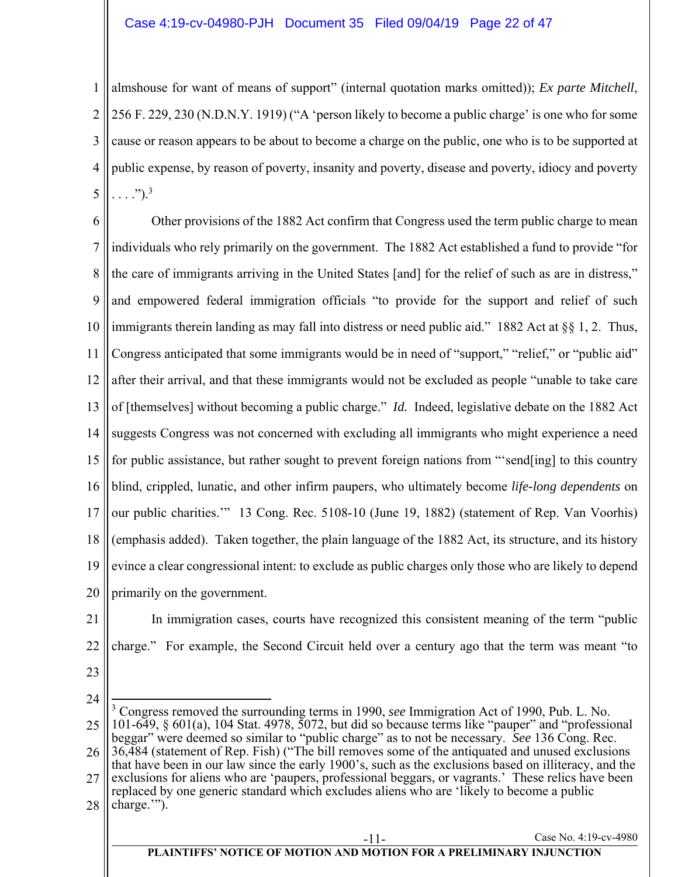almshouse for want of means of support" (internal quotation marks omitted)); *Ex parte Mitchell*, 256 F. 229, 230 (N.D.N.Y. 1919) ("A 'person likely to become a public charge' is one who for some cause or reason appears to be about to become a charge on the public, one who is to be supported at public expense, by reason of poverty, insanity and poverty, disease and poverty, idiocy and poverty . . . .").[3]

Other provisions of the 1882 Act confirm that Congress used the term public charge to mean individuals who rely primarily on the government. The 1882 Act established a fund to provide "for the care of immigrants arriving in the United States [and] for the relief of such as are in distress," and empowered federal immigration officials "to provide for the support and relief of such immigrants therein landing as may fall into distress or need public aid." 1882 Act at §§ 1, 2. Thus, Congress anticipated that some immigrants would be in need of "support," "relief," or "public aid" after their arrival, and that these immigrants would not be excluded as people "unable to take care of [themselves] without becoming a public charge." *Id.* Indeed, legislative debate on the 1882 Act suggests Congress was not concerned with excluding all immigrants who might experience a need for public assistance, but rather sought to prevent foreign nations from "'send[ing] to this country blind, crippled, lunatic, and other infirm paupers, who ultimately become *life-long dependents* on our public charities.'" 13 Cong. Rec. 5108-10 (June 19, 1882) (statement of Rep. Van Voorhis) (emphasis added). Taken together, the plain language of the 1882 Act, its structure, and its history evince a clear congressional intent: to exclude as public charges only those who are likely to depend primarily on the government.

In immigration cases, courts have recognized this consistent meaning of the term "public charge." For example, the Second Circuit held over a century ago that the term was meant "to

---

[3] Congress removed the surrounding terms in 1990, *see* Immigration Act of 1990, Pub. L. No. 101-649, § 601(a), 104 Stat. 4978, 5072, but did so because terms like "pauper" and "professional beggar" were deemed so similar to "public charge" as to not be necessary. *See* 136 Cong. Rec. 36,484 (statement of Rep. Fish) ("The bill removes some of the antiquated and unused exclusions that have been in our law since the early 1900's, such as the exclusions based on illiteracy, and the exclusions for aliens who are 'paupers, professional beggars, or vagrants.' These relics have been replaced by one generic standard which excludes aliens who are 'likely to become a public charge.'").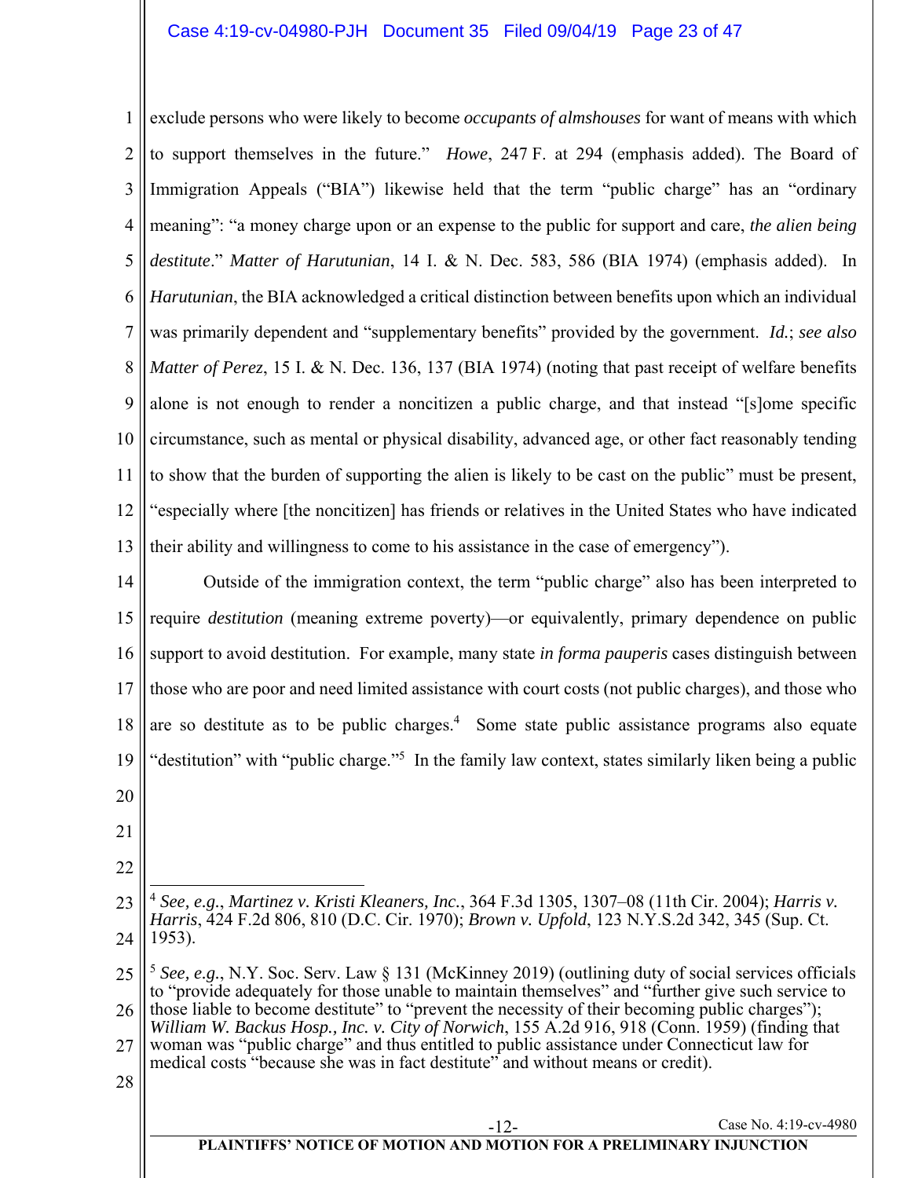exclude persons who were likely to become *occupants of almshouses* for want of means with which to support themselves in the future." *Howe*, 247 F. at 294 (emphasis added). The Board of Immigration Appeals ("BIA") likewise held that the term "public charge" has an "ordinary meaning": "a money charge upon or an expense to the public for support and care, *the alien being destitute*." *Matter of Harutunian*, 14 I. & N. Dec. 583, 586 (BIA 1974) (emphasis added). In *Harutunian*, the BIA acknowledged a critical distinction between benefits upon which an individual was primarily dependent and "supplementary benefits" provided by the government. *Id.*; *see also Matter of Perez*, 15 I. & N. Dec. 136, 137 (BIA 1974) (noting that past receipt of welfare benefits alone is not enough to render a noncitizen a public charge, and that instead "[s]ome specific circumstance, such as mental or physical disability, advanced age, or other fact reasonably tending to show that the burden of supporting the alien is likely to be cast on the public" must be present, "especially where [the noncitizen] has friends or relatives in the United States who have indicated their ability and willingness to come to his assistance in the case of emergency").

Outside of the immigration context, the term "public charge" also has been interpreted to require *destitution* (meaning extreme poverty)—or equivalently, primary dependence on public support to avoid destitution. For example, many state *in forma pauperis* cases distinguish between those who are poor and need limited assistance with court costs (not public charges), and those who are so destitute as to be public charges.[4] Some state public assistance programs also equate "destitution" with "public charge."[5] In the family law context, states similarly liken being a public

---

[4] *See, e.g.*, *Martinez v. Kristi Kleaners, Inc.*, 364 F.3d 1305, 1307–08 (11th Cir. 2004); *Harris v. Harris*, 424 F.2d 806, 810 (D.C. Cir. 1970); *Brown v. Upfold*, 123 N.Y.S.2d 342, 345 (Sup. Ct. 1953).

[5] *See, e.g.*, N.Y. Soc. Serv. Law § 131 (McKinney 2019) (outlining duty of social services officials to "provide adequately for those unable to maintain themselves" and "further give such service to those liable to become destitute" to "prevent the necessity of their becoming public charges"); *William W. Backus Hosp., Inc. v. City of Norwich*, 155 A.2d 916, 918 (Conn. 1959) (finding that woman was "public charge" and thus entitled to public assistance under Connecticut law for medical costs "because she was in fact destitute" and without means or credit).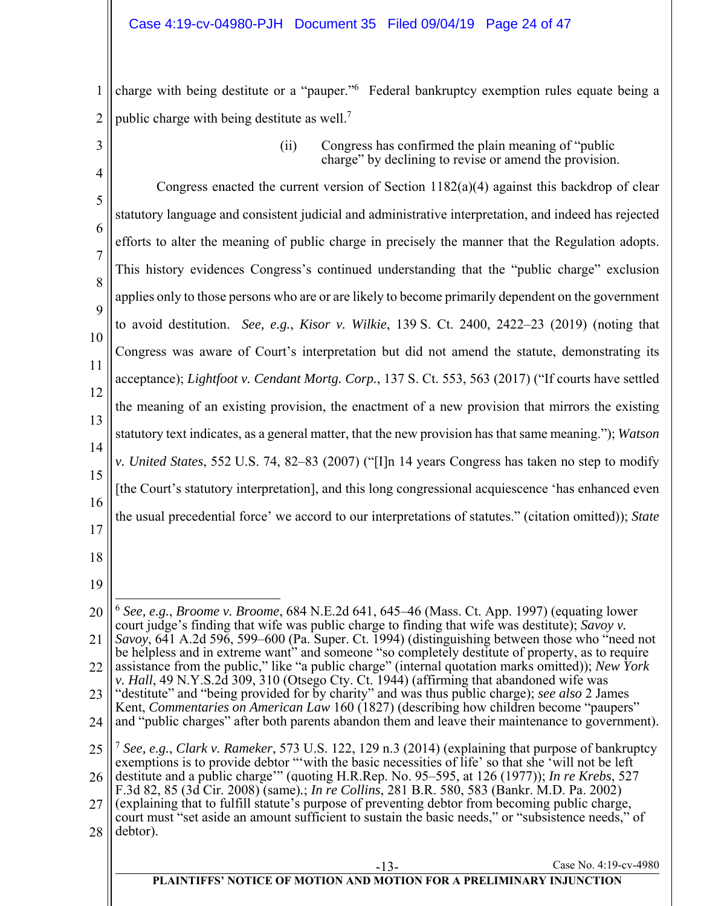charge with being destitute or a "pauper."[6] Federal bankruptcy exemption rules equate being a public charge with being destitute as well.[7]

(ii) Congress has confirmed the plain meaning of "public charge" by declining to revise or amend the provision.

Congress enacted the current version of Section 1182(a)(4) against this backdrop of clear statutory language and consistent judicial and administrative interpretation, and indeed has rejected efforts to alter the meaning of public charge in precisely the manner that the Regulation adopts. This history evidences Congress's continued understanding that the "public charge" exclusion applies only to those persons who are or are likely to become primarily dependent on the government to avoid destitution. *See, e.g.*, *Kisor v. Wilkie*, 139 S. Ct. 2400, 2422–23 (2019) (noting that Congress was aware of Court's interpretation but did not amend the statute, demonstrating its acceptance); *Lightfoot v. Cendant Mortg. Corp.*, 137 S. Ct. 553, 563 (2017) ("If courts have settled the meaning of an existing provision, the enactment of a new provision that mirrors the existing statutory text indicates, as a general matter, that the new provision has that same meaning."); *Watson v. United States*, 552 U.S. 74, 82–83 (2007) ("[I]n 14 years Congress has taken no step to modify [the Court's statutory interpretation], and this long congressional acquiescence 'has enhanced even the usual precedential force' we accord to our interpretations of statutes." (citation omitted)); *State*

---

[6] *See, e.g.*, *Broome v. Broome*, 684 N.E.2d 641, 645–46 (Mass. Ct. App. 1997) (equating lower court judge's finding that wife was public charge to finding that wife was destitute); *Savoy v. Savoy*, 641 A.2d 596, 599–600 (Pa. Super. Ct. 1994) (distinguishing between those who "need not be helpless and in extreme want" and someone "so completely destitute of property, as to require assistance from the public," like "a public charge" (internal quotation marks omitted)); *New York v. Hall*, 49 N.Y.S.2d 309, 310 (Otsego Cty. Ct. 1944) (affirming that abandoned wife was "destitute" and "being provided for by charity" and was thus public charge); *see also* 2 James Kent, *Commentaries on American Law* 160 (1827) (describing how children become "paupers" and "public charges" after both parents abandon them and leave their maintenance to government).

[7] *See, e.g.*, *Clark v. Rameker*, 573 U.S. 122, 129 n.3 (2014) (explaining that purpose of bankruptcy exemptions is to provide debtor "'with the basic necessities of life' so that she 'will not be left destitute and a public charge'" (quoting H.R.Rep. No. 95–595, at 126 (1977)); *In re Krebs*, 527 F.3d 82, 85 (3d Cir. 2008) (same).; *In re Collins*, 281 B.R. 580, 583 (Bankr. M.D. Pa. 2002) (explaining that to fulfill statute's purpose of preventing debtor from becoming public charge, court must "set aside an amount sufficient to sustain the basic needs," or "subsistence needs," of debtor).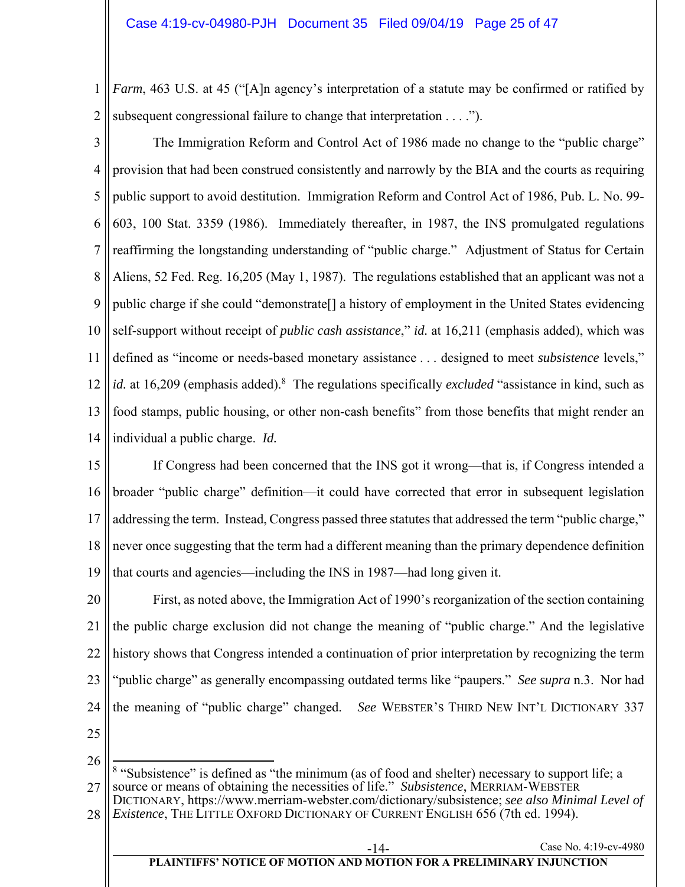*Farm*, 463 U.S. at 45 ("[A]n agency's interpretation of a statute may be confirmed or ratified by subsequent congressional failure to change that interpretation . . . .").

The Immigration Reform and Control Act of 1986 made no change to the "public charge" provision that had been construed consistently and narrowly by the BIA and the courts as requiring public support to avoid destitution. Immigration Reform and Control Act of 1986, Pub. L. No. 99-603, 100 Stat. 3359 (1986). Immediately thereafter, in 1987, the INS promulgated regulations reaffirming the longstanding understanding of "public charge." Adjustment of Status for Certain Aliens, 52 Fed. Reg. 16,205 (May 1, 1987). The regulations established that an applicant was not a public charge if she could "demonstrate[] a history of employment in the United States evidencing self-support without receipt of *public cash assistance*," *id.* at 16,211 (emphasis added), which was defined as "income or needs-based monetary assistance . . . designed to meet *subsistence* levels," *id.* at 16,209 (emphasis added).[8] The regulations specifically *excluded* "assistance in kind, such as food stamps, public housing, or other non-cash benefits" from those benefits that might render an individual a public charge. *Id.*

If Congress had been concerned that the INS got it wrong—that is, if Congress intended a broader "public charge" definition—it could have corrected that error in subsequent legislation addressing the term. Instead, Congress passed three statutes that addressed the term "public charge," never once suggesting that the term had a different meaning than the primary dependence definition that courts and agencies—including the INS in 1987—had long given it.

First, as noted above, the Immigration Act of 1990's reorganization of the section containing the public charge exclusion did not change the meaning of "public charge." And the legislative history shows that Congress intended a continuation of prior interpretation by recognizing the term "public charge" as generally encompassing outdated terms like "paupers." *See supra* n.3. Nor had the meaning of "public charge" changed. *See* WEBSTER'S THIRD NEW INT'L DICTIONARY 337

---

[8] "Subsistence" is defined as "the minimum (as of food and shelter) necessary to support life; a source or means of obtaining the necessities of life." *Subsistence*, MERRIAM-WEBSTER DICTIONARY, https://www.merriam-webster.com/dictionary/subsistence; *see also Minimal Level of Existence*, THE LITTLE OXFORD DICTIONARY OF CURRENT ENGLISH 656 (7th ed. 1994).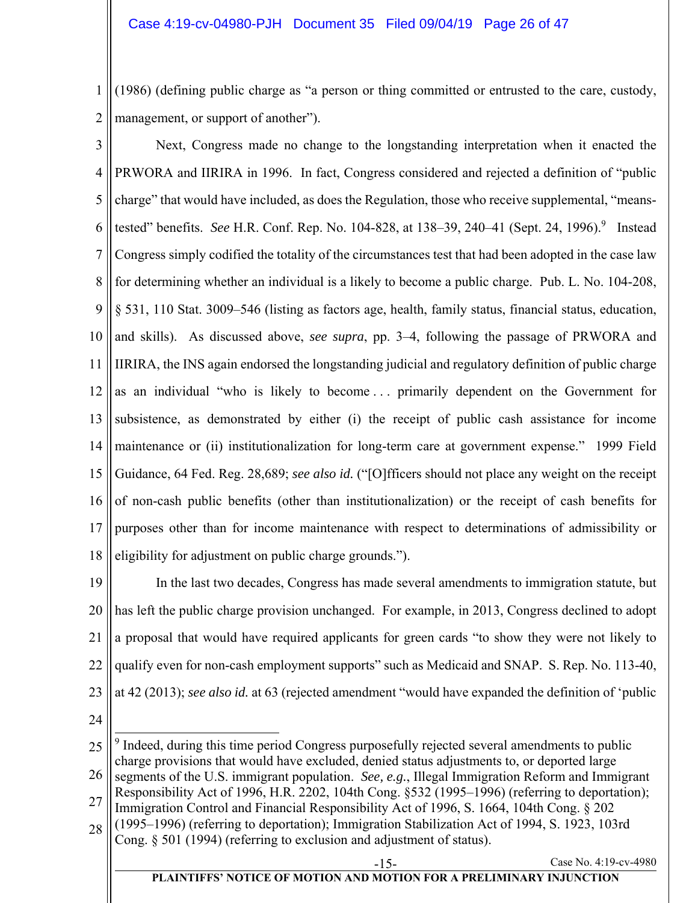(1986) (defining public charge as "a person or thing committed or entrusted to the care, custody, management, or support of another").

Next, Congress made no change to the longstanding interpretation when it enacted the PRWORA and IIRIRA in 1996. In fact, Congress considered and rejected a definition of "public charge" that would have included, as does the Regulation, those who receive supplemental, "means-tested" benefits. *See* H.R. Conf. Rep. No. 104-828, at 138–39, 240–41 (Sept. 24, 1996).[9] Instead Congress simply codified the totality of the circumstances test that had been adopted in the case law for determining whether an individual is a likely to become a public charge. Pub. L. No. 104-208, § 531, 110 Stat. 3009–546 (listing as factors age, health, family status, financial status, education, and skills). As discussed above, *see supra*, pp. 3–4, following the passage of PRWORA and IIRIRA, the INS again endorsed the longstanding judicial and regulatory definition of public charge as an individual "who is likely to become . . . primarily dependent on the Government for subsistence, as demonstrated by either (i) the receipt of public cash assistance for income maintenance or (ii) institutionalization for long-term care at government expense." 1999 Field Guidance, 64 Fed. Reg. 28,689; *see also id.* ("[O]fficers should not place any weight on the receipt of non-cash public benefits (other than institutionalization) or the receipt of cash benefits for purposes other than for income maintenance with respect to determinations of admissibility or eligibility for adjustment on public charge grounds.").

In the last two decades, Congress has made several amendments to immigration statute, but has left the public charge provision unchanged. For example, in 2013, Congress declined to adopt a proposal that would have required applicants for green cards "to show they were not likely to qualify even for non-cash employment supports" such as Medicaid and SNAP. S. Rep. No. 113-40, at 42 (2013); *see also id.* at 63 (rejected amendment "would have expanded the definition of 'public

---

[9] Indeed, during this time period Congress purposefully rejected several amendments to public charge provisions that would have excluded, denied status adjustments to, or deported large segments of the U.S. immigrant population. *See, e.g.*, Illegal Immigration Reform and Immigrant Responsibility Act of 1996, H.R. 2202, 104th Cong. §532 (1995–1996) (referring to deportation); Immigration Control and Financial Responsibility Act of 1996, S. 1664, 104th Cong. § 202 (1995–1996) (referring to deportation); Immigration Stabilization Act of 1994, S. 1923, 103rd Cong. § 501 (1994) (referring to exclusion and adjustment of status).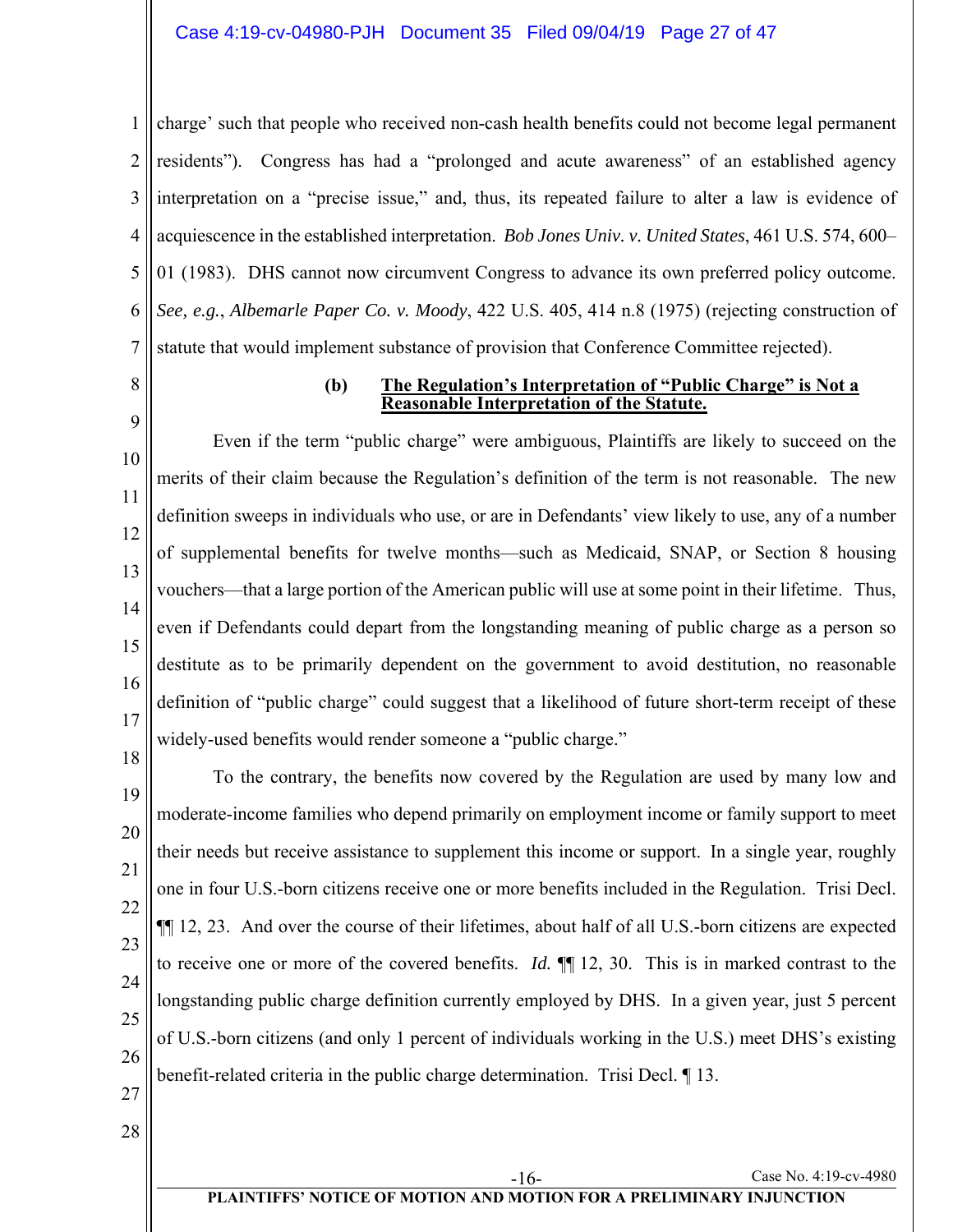charge' such that people who received non-cash health benefits could not become legal permanent residents"). Congress has had a "prolonged and acute awareness" of an established agency interpretation on a "precise issue," and, thus, its repeated failure to alter a law is evidence of acquiescence in the established interpretation. *Bob Jones Univ. v. United States*, 461 U.S. 574, 600–01 (1983). DHS cannot now circumvent Congress to advance its own preferred policy outcome. *See, e.g.*, *Albemarle Paper Co. v. Moody*, 422 U.S. 405, 414 n.8 (1975) (rejecting construction of statute that would implement substance of provision that Conference Committee rejected).

**(b) <u>The Regulation's Interpretation of "Public Charge" is Not a Reasonable Interpretation of the Statute.</u>**

Even if the term "public charge" were ambiguous, Plaintiffs are likely to succeed on the merits of their claim because the Regulation's definition of the term is not reasonable. The new definition sweeps in individuals who use, or are in Defendants' view likely to use, any of a number of supplemental benefits for twelve months—such as Medicaid, SNAP, or Section 8 housing vouchers—that a large portion of the American public will use at some point in their lifetime. Thus, even if Defendants could depart from the longstanding meaning of public charge as a person so destitute as to be primarily dependent on the government to avoid destitution, no reasonable definition of "public charge" could suggest that a likelihood of future short-term receipt of these widely-used benefits would render someone a "public charge."

To the contrary, the benefits now covered by the Regulation are used by many low and moderate-income families who depend primarily on employment income or family support to meet their needs but receive assistance to supplement this income or support. In a single year, roughly one in four U.S.-born citizens receive one or more benefits included in the Regulation. Trisi Decl. ¶¶ 12, 23. And over the course of their lifetimes, about half of all U.S.-born citizens are expected to receive one or more of the covered benefits. *Id.* ¶¶ 12, 30. This is in marked contrast to the longstanding public charge definition currently employed by DHS. In a given year, just 5 percent of U.S.-born citizens (and only 1 percent of individuals working in the U.S.) meet DHS's existing benefit-related criteria in the public charge determination. Trisi Decl. ¶ 13.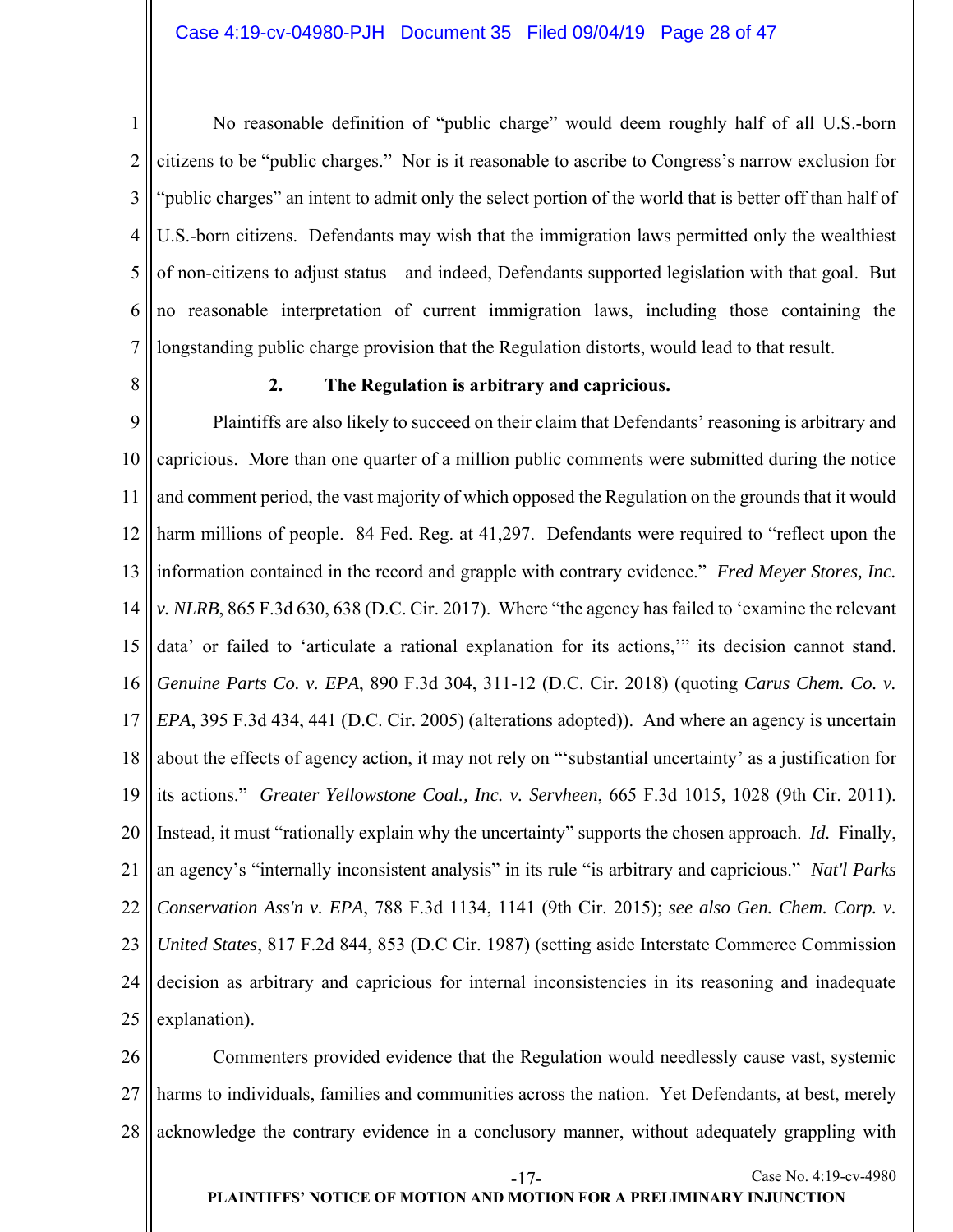No reasonable definition of "public charge" would deem roughly half of all U.S.-born citizens to be "public charges." Nor is it reasonable to ascribe to Congress's narrow exclusion for "public charges" an intent to admit only the select portion of the world that is better off than half of U.S.-born citizens. Defendants may wish that the immigration laws permitted only the wealthiest of non-citizens to adjust status—and indeed, Defendants supported legislation with that goal. But no reasonable interpretation of current immigration laws, including those containing the longstanding public charge provision that the Regulation distorts, would lead to that result.

### 2. The Regulation is arbitrary and capricious.

Plaintiffs are also likely to succeed on their claim that Defendants' reasoning is arbitrary and capricious. More than one quarter of a million public comments were submitted during the notice and comment period, the vast majority of which opposed the Regulation on the grounds that it would harm millions of people. 84 Fed. Reg. at 41,297. Defendants were required to "reflect upon the information contained in the record and grapple with contrary evidence." *Fred Meyer Stores, Inc. v. NLRB*, 865 F.3d 630, 638 (D.C. Cir. 2017). Where "the agency has failed to 'examine the relevant data' or failed to 'articulate a rational explanation for its actions,'" its decision cannot stand. *Genuine Parts Co. v. EPA*, 890 F.3d 304, 311-12 (D.C. Cir. 2018) (quoting *Carus Chem. Co. v. EPA*, 395 F.3d 434, 441 (D.C. Cir. 2005) (alterations adopted)). And where an agency is uncertain about the effects of agency action, it may not rely on "'substantial uncertainty' as a justification for its actions." *Greater Yellowstone Coal., Inc. v. Servheen*, 665 F.3d 1015, 1028 (9th Cir. 2011). Instead, it must "rationally explain why the uncertainty" supports the chosen approach. *Id.* Finally, an agency's "internally inconsistent analysis" in its rule "is arbitrary and capricious." *Nat'l Parks Conservation Ass'n v. EPA*, 788 F.3d 1134, 1141 (9th Cir. 2015); *see also Gen. Chem. Corp. v. United States*, 817 F.2d 844, 853 (D.C Cir. 1987) (setting aside Interstate Commerce Commission decision as arbitrary and capricious for internal inconsistencies in its reasoning and inadequate explanation).

Commenters provided evidence that the Regulation would needlessly cause vast, systemic harms to individuals, families and communities across the nation. Yet Defendants, at best, merely acknowledge the contrary evidence in a conclusory manner, without adequately grappling with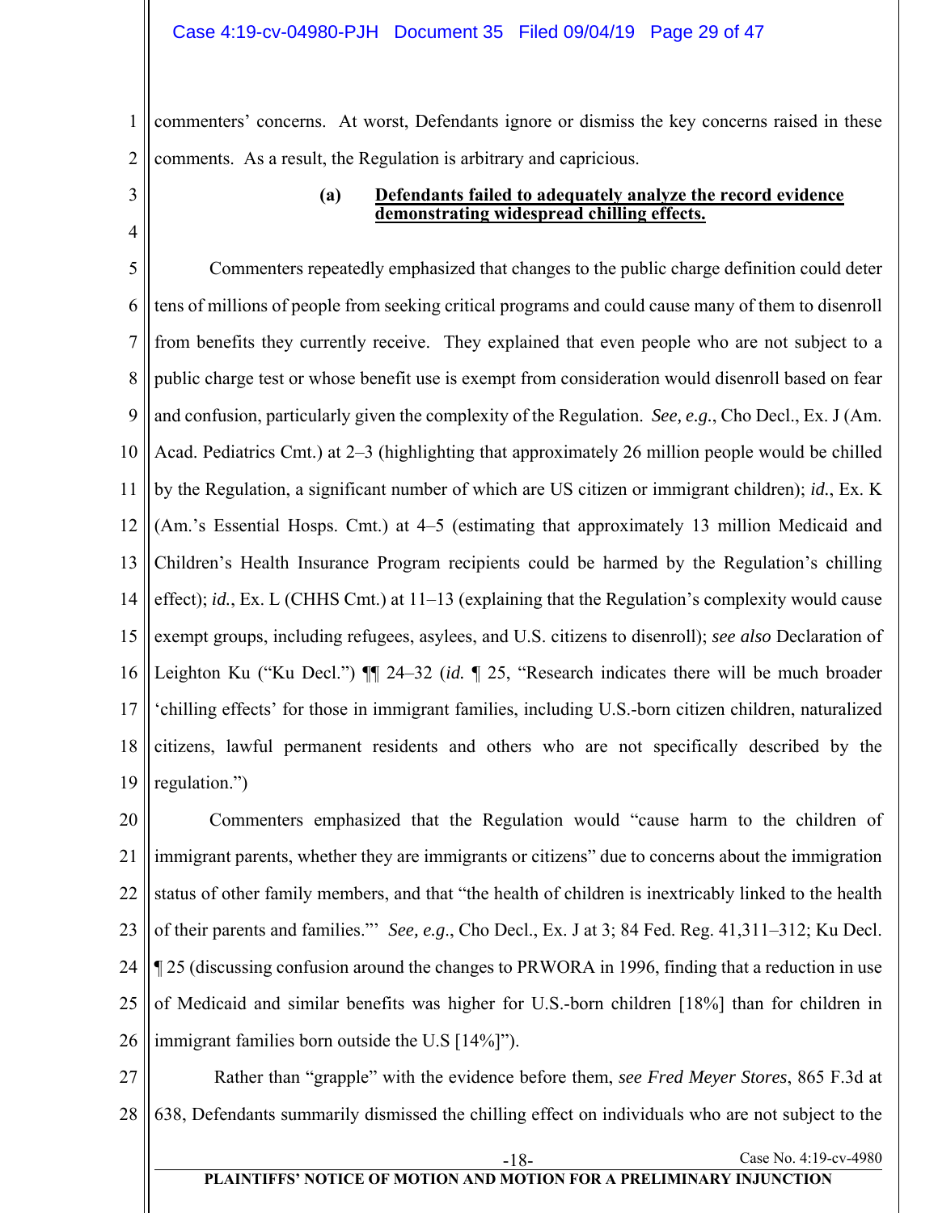commenters' concerns. At worst, Defendants ignore or dismiss the key concerns raised in these comments. As a result, the Regulation is arbitrary and capricious.

**(a) <u>Defendants failed to adequately analyze the record evidence demonstrating widespread chilling effects.</u>**

Commenters repeatedly emphasized that changes to the public charge definition could deter tens of millions of people from seeking critical programs and could cause many of them to disenroll from benefits they currently receive. They explained that even people who are not subject to a public charge test or whose benefit use is exempt from consideration would disenroll based on fear and confusion, particularly given the complexity of the Regulation. *See, e.g.*, Cho Decl., Ex. J (Am. Acad. Pediatrics Cmt.) at 2–3 (highlighting that approximately 26 million people would be chilled by the Regulation, a significant number of which are US citizen or immigrant children); *id.*, Ex. K (Am.'s Essential Hosps. Cmt.) at 4–5 (estimating that approximately 13 million Medicaid and Children's Health Insurance Program recipients could be harmed by the Regulation's chilling effect); *id.*, Ex. L (CHHS Cmt.) at 11–13 (explaining that the Regulation's complexity would cause exempt groups, including refugees, asylees, and U.S. citizens to disenroll); *see also* Declaration of Leighton Ku ("Ku Decl.") ¶¶ 24–32 (*id.* ¶ 25, "Research indicates there will be much broader 'chilling effects' for those in immigrant families, including U.S.-born citizen children, naturalized citizens, lawful permanent residents and others who are not specifically described by the regulation.")

Commenters emphasized that the Regulation would "cause harm to the children of immigrant parents, whether they are immigrants or citizens" due to concerns about the immigration status of other family members, and that "the health of children is inextricably linked to the health of their parents and families."' *See, e.g.*, Cho Decl., Ex. J at 3; 84 Fed. Reg. 41,311–312; Ku Decl. ¶ 25 (discussing confusion around the changes to PRWORA in 1996, finding that a reduction in use of Medicaid and similar benefits was higher for U.S.-born children [18%] than for children in immigrant families born outside the U.S [14%]").

Rather than "grapple" with the evidence before them, *see Fred Meyer Stores*, 865 F.3d at 638, Defendants summarily dismissed the chilling effect on individuals who are not subject to the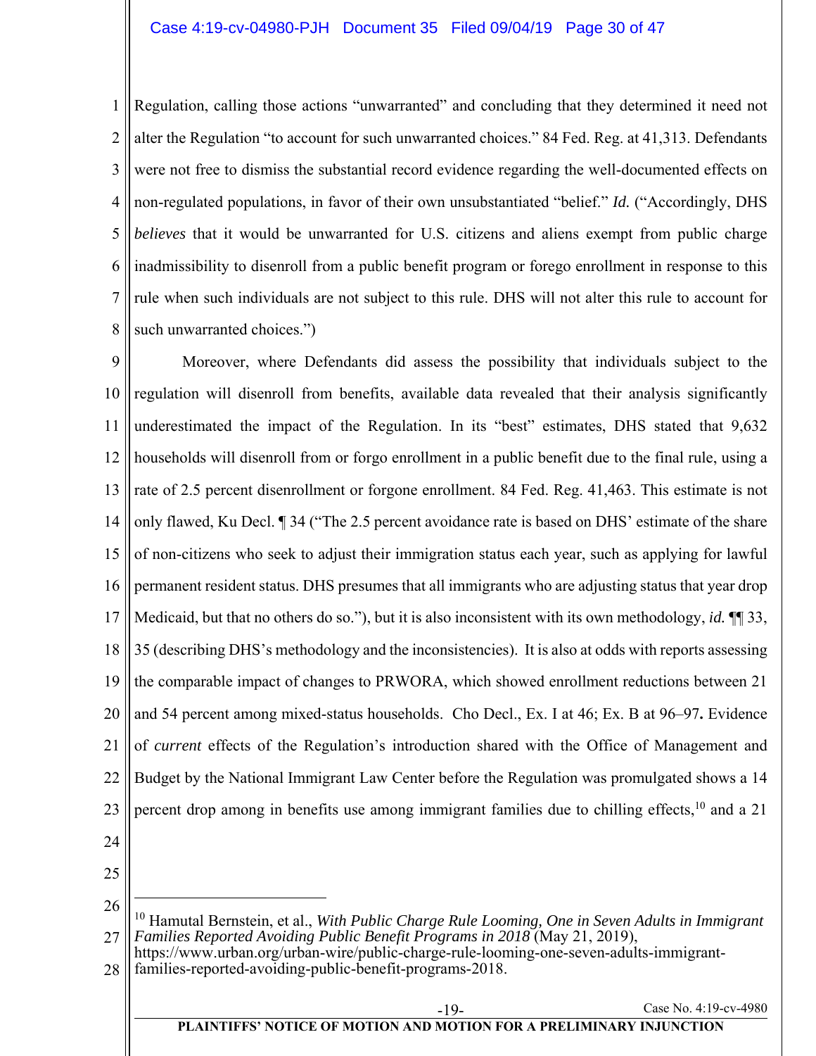Regulation, calling those actions "unwarranted" and concluding that they determined it need not alter the Regulation "to account for such unwarranted choices." 84 Fed. Reg. at 41,313. Defendants were not free to dismiss the substantial record evidence regarding the well-documented effects on non-regulated populations, in favor of their own unsubstantiated "belief." *Id.* ("Accordingly, DHS *believes* that it would be unwarranted for U.S. citizens and aliens exempt from public charge inadmissibility to disenroll from a public benefit program or forego enrollment in response to this rule when such individuals are not subject to this rule. DHS will not alter this rule to account for such unwarranted choices.")

Moreover, where Defendants did assess the possibility that individuals subject to the regulation will disenroll from benefits, available data revealed that their analysis significantly underestimated the impact of the Regulation. In its "best" estimates, DHS stated that 9,632 households will disenroll from or forgo enrollment in a public benefit due to the final rule, using a rate of 2.5 percent disenrollment or forgone enrollment. 84 Fed. Reg. 41,463. This estimate is not only flawed, Ku Decl. ¶ 34 ("The 2.5 percent avoidance rate is based on DHS' estimate of the share of non-citizens who seek to adjust their immigration status each year, such as applying for lawful permanent resident status. DHS presumes that all immigrants who are adjusting status that year drop Medicaid, but that no others do so."), but it is also inconsistent with its own methodology, *id.* ¶¶ 33, 35 (describing DHS's methodology and the inconsistencies). It is also at odds with reports assessing the comparable impact of changes to PRWORA, which showed enrollment reductions between 21 and 54 percent among mixed-status households. Cho Decl., Ex. I at 46; Ex. B at 96–97**.** Evidence of *current* effects of the Regulation's introduction shared with the Office of Management and Budget by the National Immigrant Law Center before the Regulation was promulgated shows a 14 percent drop among in benefits use among immigrant families due to chilling effects,[10] and a 21

---

[10] Hamutal Bernstein, et al., *With Public Charge Rule Looming, One in Seven Adults in Immigrant Families Reported Avoiding Public Benefit Programs in 2018* (May 21, 2019), https://www.urban.org/urban-wire/public-charge-rule-looming-one-seven-adults-immigrant-families-reported-avoiding-public-benefit-programs-2018.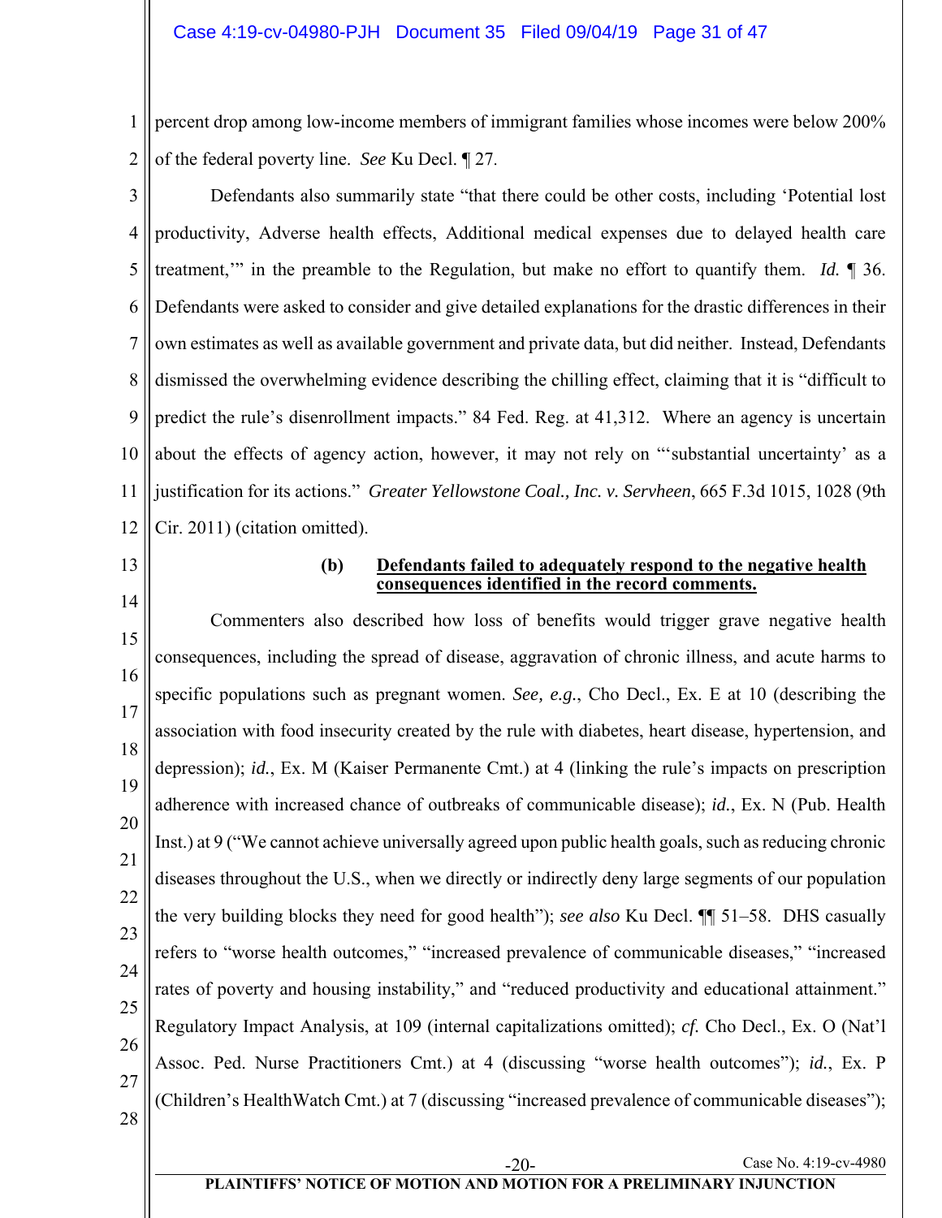percent drop among low-income members of immigrant families whose incomes were below 200% of the federal poverty line. *See* Ku Decl. ¶ 27.

Defendants also summarily state "that there could be other costs, including 'Potential lost productivity, Adverse health effects, Additional medical expenses due to delayed health care treatment,'" in the preamble to the Regulation, but make no effort to quantify them. *Id.* ¶ 36. Defendants were asked to consider and give detailed explanations for the drastic differences in their own estimates as well as available government and private data, but did neither. Instead, Defendants dismissed the overwhelming evidence describing the chilling effect, claiming that it is "difficult to predict the rule's disenrollment impacts." 84 Fed. Reg. at 41,312. Where an agency is uncertain about the effects of agency action, however, it may not rely on "'substantial uncertainty' as a justification for its actions." *Greater Yellowstone Coal., Inc. v. Servheen*, 665 F.3d 1015, 1028 (9th Cir. 2011) (citation omitted).

**(b) Defendants failed to adequately respond to the negative health consequences identified in the record comments.**

Commenters also described how loss of benefits would trigger grave negative health consequences, including the spread of disease, aggravation of chronic illness, and acute harms to specific populations such as pregnant women. *See, e.g.*, Cho Decl., Ex. E at 10 (describing the association with food insecurity created by the rule with diabetes, heart disease, hypertension, and depression); *id.*, Ex. M (Kaiser Permanente Cmt.) at 4 (linking the rule's impacts on prescription adherence with increased chance of outbreaks of communicable disease); *id.*, Ex. N (Pub. Health Inst.) at 9 ("We cannot achieve universally agreed upon public health goals, such as reducing chronic diseases throughout the U.S., when we directly or indirectly deny large segments of our population the very building blocks they need for good health"); *see also* Ku Decl. ¶¶ 51–58. DHS casually refers to "worse health outcomes," "increased prevalence of communicable diseases," "increased rates of poverty and housing instability," and "reduced productivity and educational attainment." Regulatory Impact Analysis, at 109 (internal capitalizations omitted); *cf.* Cho Decl., Ex. O (Nat'l Assoc. Ped. Nurse Practitioners Cmt.) at 4 (discussing "worse health outcomes"); *id.*, Ex. P (Children's HealthWatch Cmt.) at 7 (discussing "increased prevalence of communicable diseases");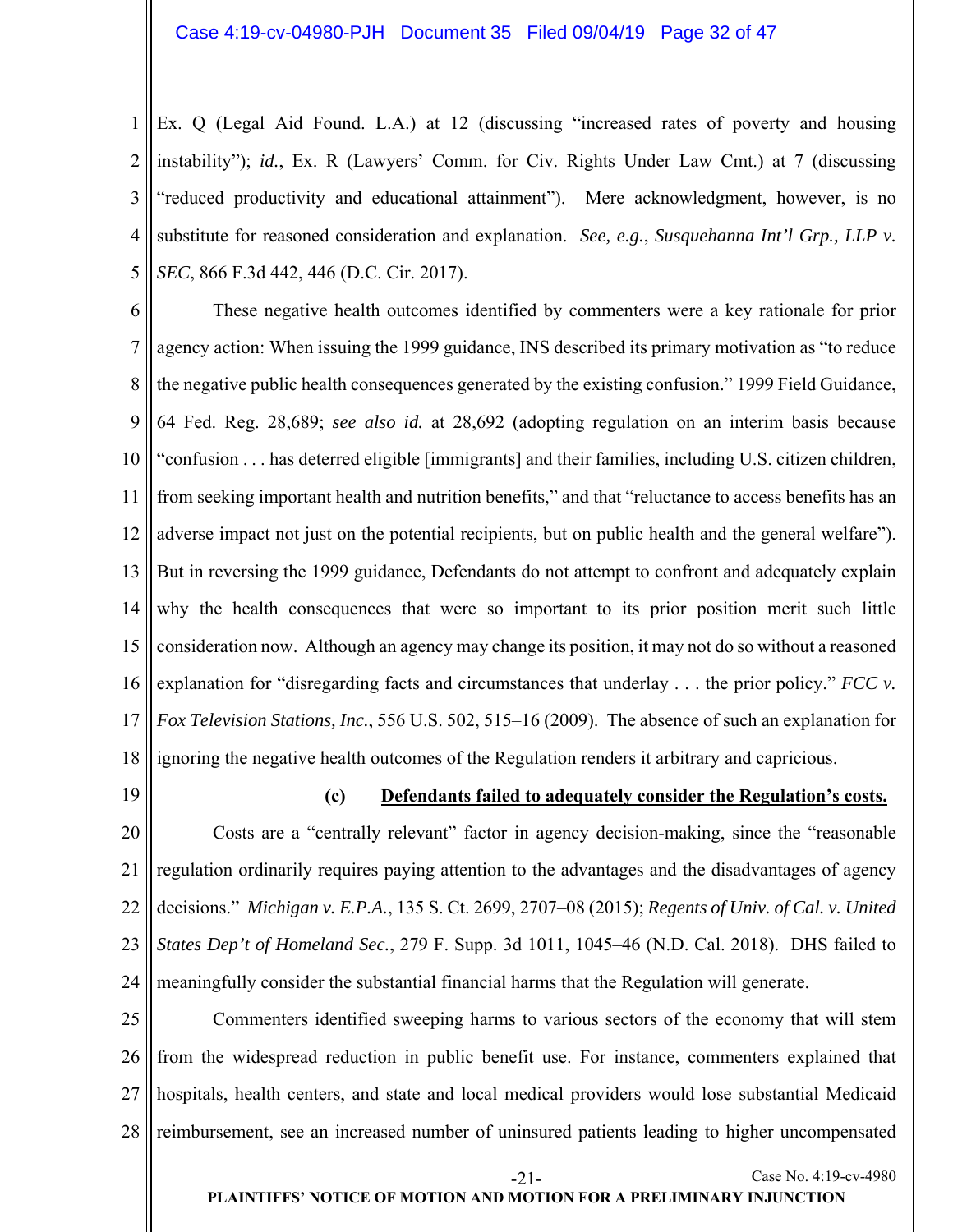Ex. Q (Legal Aid Found. L.A.) at 12 (discussing "increased rates of poverty and housing instability"); *id.*, Ex. R (Lawyers' Comm. for Civ. Rights Under Law Cmt.) at 7 (discussing "reduced productivity and educational attainment"). Mere acknowledgment, however, is no substitute for reasoned consideration and explanation. *See, e.g.*, *Susquehanna Int'l Grp., LLP v. SEC*, 866 F.3d 442, 446 (D.C. Cir. 2017).

These negative health outcomes identified by commenters were a key rationale for prior agency action: When issuing the 1999 guidance, INS described its primary motivation as "to reduce the negative public health consequences generated by the existing confusion." 1999 Field Guidance, 64 Fed. Reg. 28,689; *see also id.* at 28,692 (adopting regulation on an interim basis because "confusion . . . has deterred eligible [immigrants] and their families, including U.S. citizen children, from seeking important health and nutrition benefits," and that "reluctance to access benefits has an adverse impact not just on the potential recipients, but on public health and the general welfare"). But in reversing the 1999 guidance, Defendants do not attempt to confront and adequately explain why the health consequences that were so important to its prior position merit such little consideration now. Although an agency may change its position, it may not do so without a reasoned explanation for "disregarding facts and circumstances that underlay . . . the prior policy." *FCC v. Fox Television Stations, Inc.*, 556 U.S. 502, 515–16 (2009). The absence of such an explanation for ignoring the negative health outcomes of the Regulation renders it arbitrary and capricious.

**(c) <u>Defendants failed to adequately consider the Regulation's costs.</u>**

Costs are a "centrally relevant" factor in agency decision-making, since the "reasonable regulation ordinarily requires paying attention to the advantages and the disadvantages of agency decisions." *Michigan v. E.P.A.*, 135 S. Ct. 2699, 2707–08 (2015); *Regents of Univ. of Cal. v. United States Dep't of Homeland Sec.*, 279 F. Supp. 3d 1011, 1045–46 (N.D. Cal. 2018). DHS failed to meaningfully consider the substantial financial harms that the Regulation will generate.

Commenters identified sweeping harms to various sectors of the economy that will stem from the widespread reduction in public benefit use. For instance, commenters explained that hospitals, health centers, and state and local medical providers would lose substantial Medicaid reimbursement, see an increased number of uninsured patients leading to higher uncompensated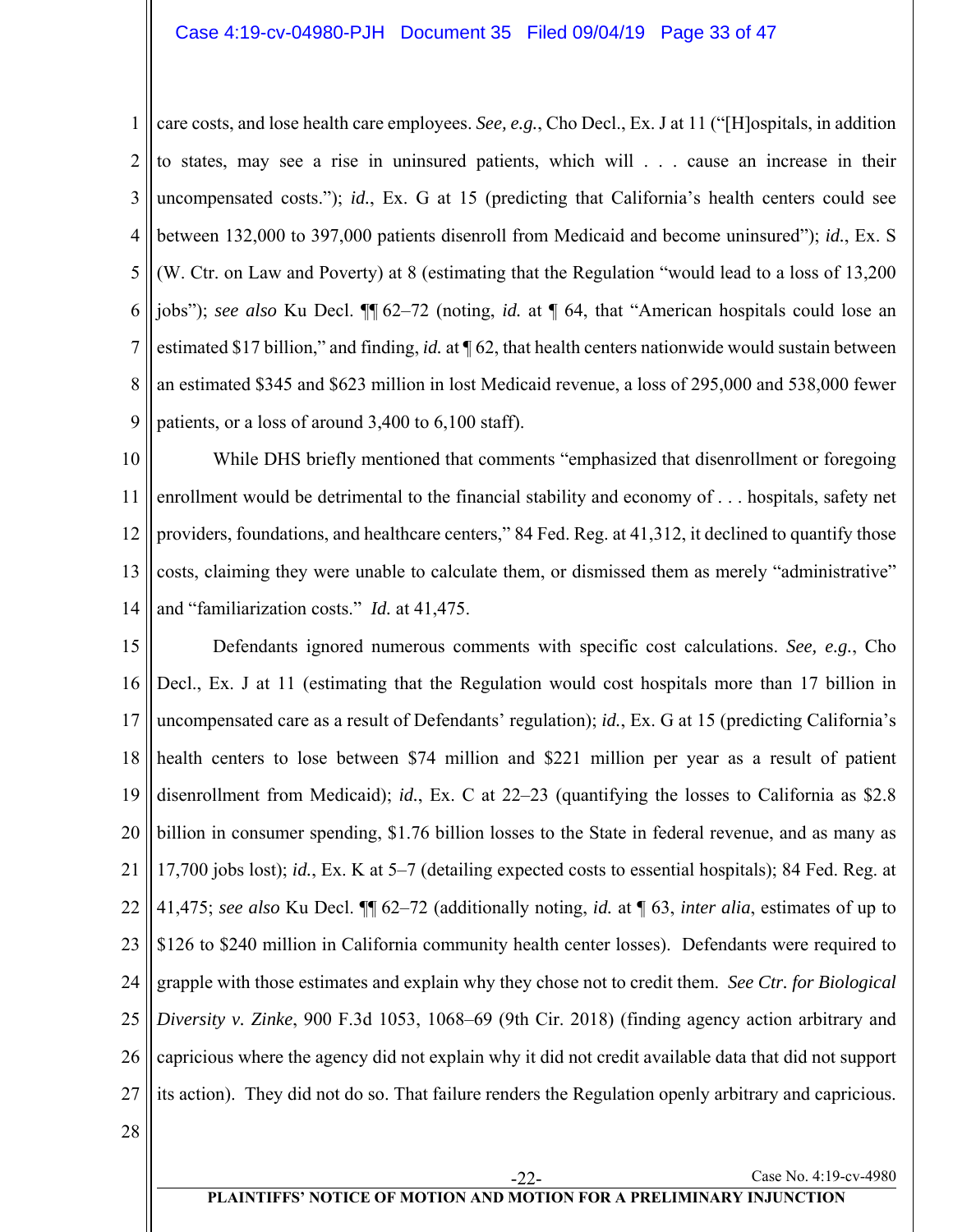care costs, and lose health care employees. *See, e.g.*, Cho Decl., Ex. J at 11 ("[H]ospitals, in addition to states, may see a rise in uninsured patients, which will . . . cause an increase in their uncompensated costs."); *id.*, Ex. G at 15 (predicting that California's health centers could see between 132,000 to 397,000 patients disenroll from Medicaid and become uninsured"); *id.*, Ex. S (W. Ctr. on Law and Poverty) at 8 (estimating that the Regulation "would lead to a loss of 13,200 jobs"); *see also* Ku Decl. ¶¶ 62–72 (noting, *id.* at ¶ 64, that "American hospitals could lose an estimated $17 billion," and finding, *id.* at ¶ 62, that health centers nationwide would sustain between an estimated $345 and $623 million in lost Medicaid revenue, a loss of 295,000 and 538,000 fewer patients, or a loss of around 3,400 to 6,100 staff).

While DHS briefly mentioned that comments "emphasized that disenrollment or foregoing enrollment would be detrimental to the financial stability and economy of . . . hospitals, safety net providers, foundations, and healthcare centers," 84 Fed. Reg. at 41,312, it declined to quantify those costs, claiming they were unable to calculate them, or dismissed them as merely "administrative" and "familiarization costs." *Id.* at 41,475.

Defendants ignored numerous comments with specific cost calculations. *See, e.g.*, Cho Decl., Ex. J at 11 (estimating that the Regulation would cost hospitals more than 17 billion in uncompensated care as a result of Defendants' regulation); *id.*, Ex. G at 15 (predicting California's health centers to lose between $74 million and $221 million per year as a result of patient disenrollment from Medicaid); *id.*, Ex. C at 22–23 (quantifying the losses to California as $2.8 billion in consumer spending, $1.76 billion losses to the State in federal revenue, and as many as 17,700 jobs lost); *id.*, Ex. K at 5–7 (detailing expected costs to essential hospitals); 84 Fed. Reg. at 41,475; *see also* Ku Decl. ¶¶ 62–72 (additionally noting, *id.* at ¶ 63, *inter alia*, estimates of up to $126 to $240 million in California community health center losses). Defendants were required to grapple with those estimates and explain why they chose not to credit them. *See Ctr. for Biological Diversity v. Zinke*, 900 F.3d 1053, 1068–69 (9th Cir. 2018) (finding agency action arbitrary and capricious where the agency did not explain why it did not credit available data that did not support its action). They did not do so. That failure renders the Regulation openly arbitrary and capricious.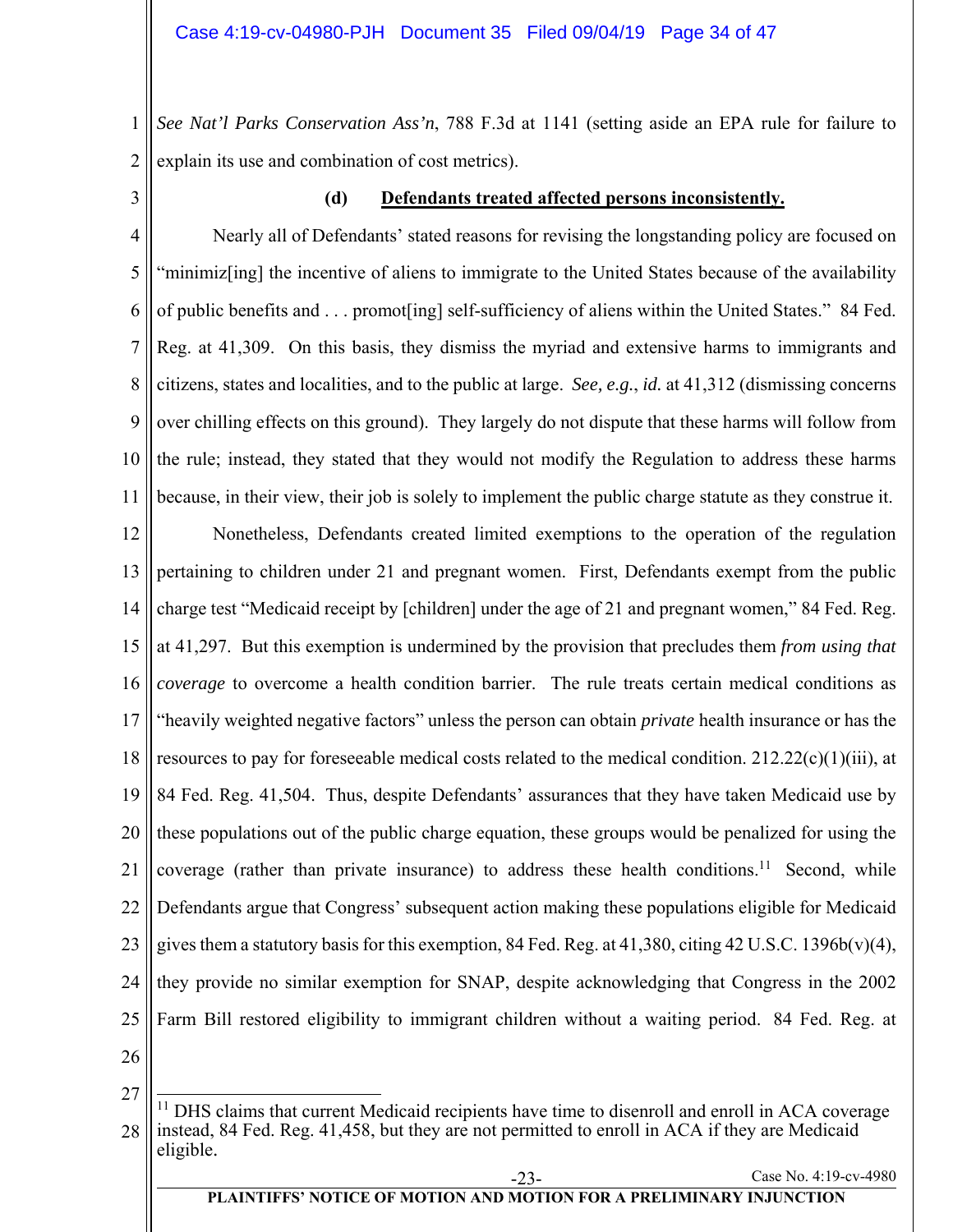*See Nat'l Parks Conservation Ass'n*, 788 F.3d at 1141 (setting aside an EPA rule for failure to explain its use and combination of cost metrics).

**(d) Defendants treated affected persons inconsistently.**

Nearly all of Defendants' stated reasons for revising the longstanding policy are focused on "minimiz[ing] the incentive of aliens to immigrate to the United States because of the availability of public benefits and . . . promot[ing] self-sufficiency of aliens within the United States." 84 Fed. Reg. at 41,309. On this basis, they dismiss the myriad and extensive harms to immigrants and citizens, states and localities, and to the public at large. *See, e.g.*, *id.* at 41,312 (dismissing concerns over chilling effects on this ground). They largely do not dispute that these harms will follow from the rule; instead, they stated that they would not modify the Regulation to address these harms because, in their view, their job is solely to implement the public charge statute as they construe it.

Nonetheless, Defendants created limited exemptions to the operation of the regulation pertaining to children under 21 and pregnant women. First, Defendants exempt from the public charge test "Medicaid receipt by [children] under the age of 21 and pregnant women," 84 Fed. Reg. at 41,297. But this exemption is undermined by the provision that precludes them *from using that coverage* to overcome a health condition barrier. The rule treats certain medical conditions as "heavily weighted negative factors" unless the person can obtain *private* health insurance or has the resources to pay for foreseeable medical costs related to the medical condition. 212.22(c)(1)(iii), at 84 Fed. Reg. 41,504. Thus, despite Defendants' assurances that they have taken Medicaid use by these populations out of the public charge equation, these groups would be penalized for using the coverage (rather than private insurance) to address these health conditions.[11] Second, while Defendants argue that Congress' subsequent action making these populations eligible for Medicaid gives them a statutory basis for this exemption, 84 Fed. Reg. at 41,380, citing 42 U.S.C. 1396b(v)(4), they provide no similar exemption for SNAP, despite acknowledging that Congress in the 2002 Farm Bill restored eligibility to immigrant children without a waiting period. 84 Fed. Reg. at

---

[11] DHS claims that current Medicaid recipients have time to disenroll and enroll in ACA coverage instead, 84 Fed. Reg. 41,458, but they are not permitted to enroll in ACA if they are Medicaid eligible.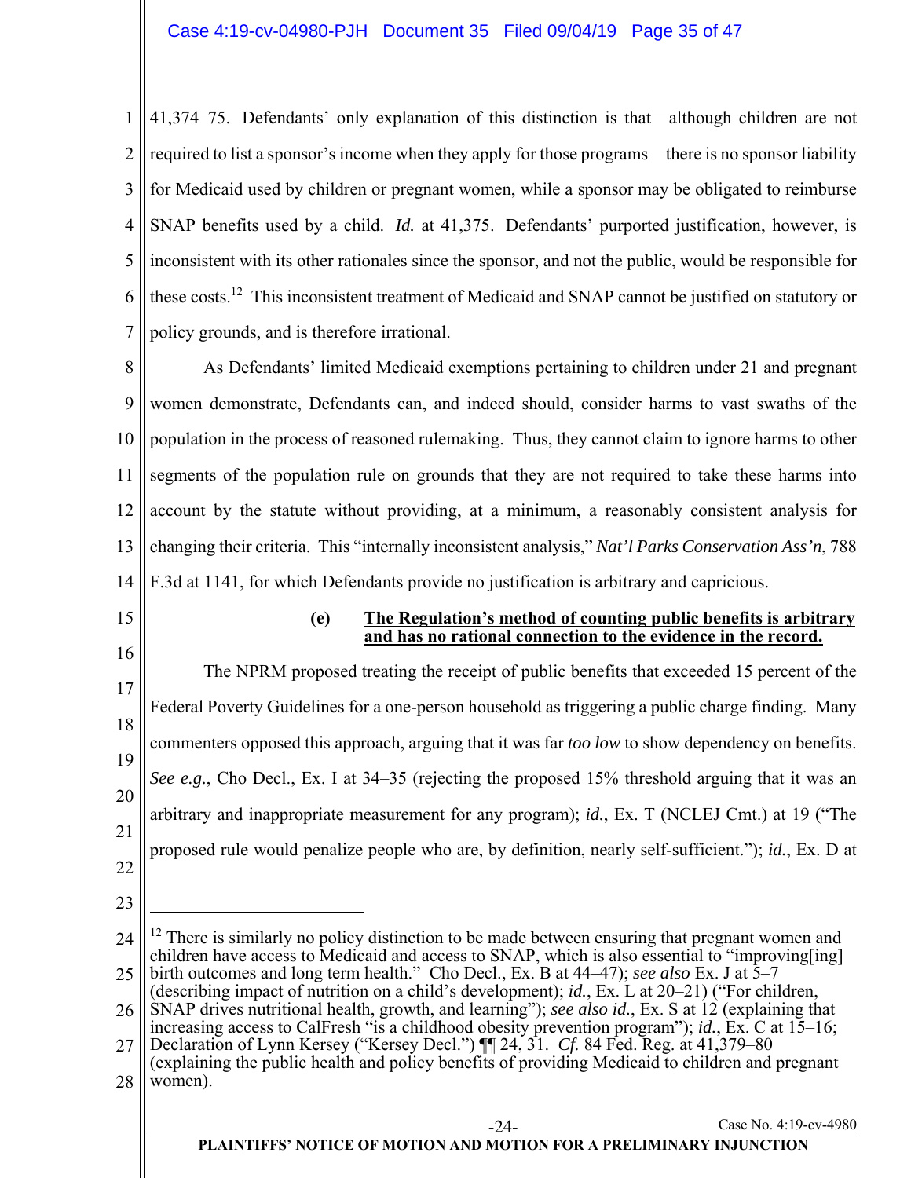41,374–75. Defendants' only explanation of this distinction is that—although children are not required to list a sponsor's income when they apply for those programs—there is no sponsor liability for Medicaid used by children or pregnant women, while a sponsor may be obligated to reimburse SNAP benefits used by a child. *Id.* at 41,375. Defendants' purported justification, however, is inconsistent with its other rationales since the sponsor, and not the public, would be responsible for these costs.[12] This inconsistent treatment of Medicaid and SNAP cannot be justified on statutory or policy grounds, and is therefore irrational.

As Defendants' limited Medicaid exemptions pertaining to children under 21 and pregnant women demonstrate, Defendants can, and indeed should, consider harms to vast swaths of the population in the process of reasoned rulemaking. Thus, they cannot claim to ignore harms to other segments of the population rule on grounds that they are not required to take these harms into account by the statute without providing, at a minimum, a reasonably consistent analysis for changing their criteria. This "internally inconsistent analysis," *Nat'l Parks Conservation Ass'n*, 788 F.3d at 1141, for which Defendants provide no justification is arbitrary and capricious.

**(e) The Regulation's method of counting public benefits is arbitrary and has no rational connection to the evidence in the record.**

The NPRM proposed treating the receipt of public benefits that exceeded 15 percent of the Federal Poverty Guidelines for a one-person household as triggering a public charge finding. Many commenters opposed this approach, arguing that it was far *too low* to show dependency on benefits. *See e.g.*, Cho Decl., Ex. I at 34–35 (rejecting the proposed 15% threshold arguing that it was an arbitrary and inappropriate measurement for any program); *id.*, Ex. T (NCLEJ Cmt.) at 19 ("The proposed rule would penalize people who are, by definition, nearly self-sufficient."); *id.*, Ex. D at

---

[12] There is similarly no policy distinction to be made between ensuring that pregnant women and children have access to Medicaid and access to SNAP, which is also essential to "improving[ing] birth outcomes and long term health." Cho Decl., Ex. B at 44–47); *see also* Ex. J at 5–7 (describing impact of nutrition on a child's development); *id.*, Ex. L at 20–21) ("For children, SNAP drives nutritional health, growth, and learning"); *see also id.*, Ex. S at 12 (explaining that increasing access to CalFresh "is a childhood obesity prevention program"); *id.*, Ex. C at 15–16; Declaration of Lynn Kersey ("Kersey Decl.") ¶¶ 24, 31. *Cf.* 84 Fed. Reg. at 41,379–80 (explaining the public health and policy benefits of providing Medicaid to children and pregnant women).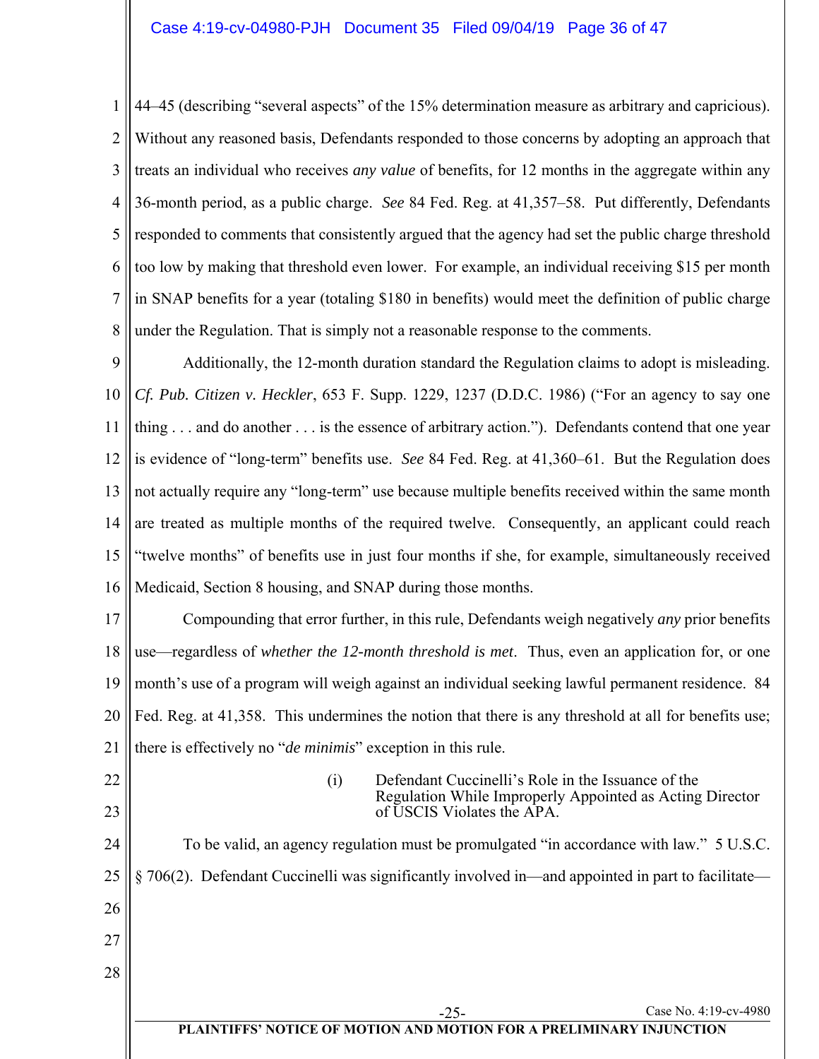44–45 (describing "several aspects" of the 15% determination measure as arbitrary and capricious). Without any reasoned basis, Defendants responded to those concerns by adopting an approach that treats an individual who receives *any value* of benefits, for 12 months in the aggregate within any 36-month period, as a public charge. *See* 84 Fed. Reg. at 41,357–58. Put differently, Defendants responded to comments that consistently argued that the agency had set the public charge threshold too low by making that threshold even lower. For example, an individual receiving $15 per month in SNAP benefits for a year (totaling $180 in benefits) would meet the definition of public charge under the Regulation. That is simply not a reasonable response to the comments.

Additionally, the 12-month duration standard the Regulation claims to adopt is misleading. *Cf. Pub. Citizen v. Heckler*, 653 F. Supp. 1229, 1237 (D.D.C. 1986) ("For an agency to say one thing . . . and do another . . . is the essence of arbitrary action."). Defendants contend that one year is evidence of "long-term" benefits use. *See* 84 Fed. Reg. at 41,360–61. But the Regulation does not actually require any "long-term" use because multiple benefits received within the same month are treated as multiple months of the required twelve. Consequently, an applicant could reach "twelve months" of benefits use in just four months if she, for example, simultaneously received Medicaid, Section 8 housing, and SNAP during those months.

Compounding that error further, in this rule, Defendants weigh negatively *any* prior benefits use—regardless of *whether the 12-month threshold is met*. Thus, even an application for, or one month's use of a program will weigh against an individual seeking lawful permanent residence. 84 Fed. Reg. at 41,358. This undermines the notion that there is any threshold at all for benefits use; there is effectively no "*de minimis*" exception in this rule.

(i) Defendant Cuccinelli's Role in the Issuance of the Regulation While Improperly Appointed as Acting Director of USCIS Violates the APA.

To be valid, an agency regulation must be promulgated "in accordance with law." 5 U.S.C. § 706(2). Defendant Cuccinelli was significantly involved in—and appointed in part to facilitate—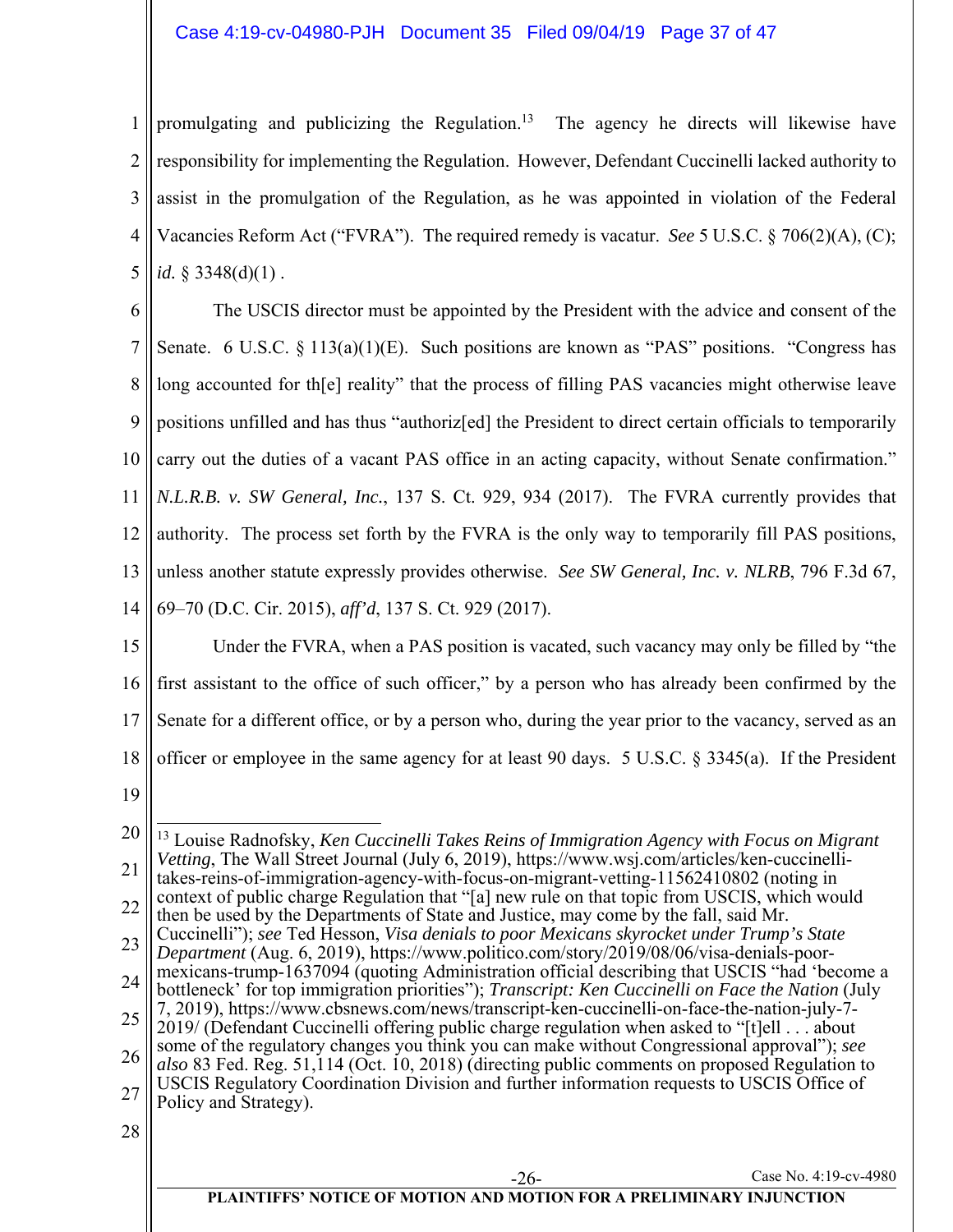promulgating and publicizing the Regulation.[13] The agency he directs will likewise have responsibility for implementing the Regulation. However, Defendant Cuccinelli lacked authority to assist in the promulgation of the Regulation, as he was appointed in violation of the Federal Vacancies Reform Act ("FVRA"). The required remedy is vacatur. *See* 5 U.S.C. § 706(2)(A), (C); *id.* § 3348(d)(1) .

The USCIS director must be appointed by the President with the advice and consent of the Senate. 6 U.S.C. § 113(a)(1)(E). Such positions are known as "PAS" positions. "Congress has long accounted for th[e] reality" that the process of filling PAS vacancies might otherwise leave positions unfilled and has thus "authoriz[ed] the President to direct certain officials to temporarily carry out the duties of a vacant PAS office in an acting capacity, without Senate confirmation." *N.L.R.B. v. SW General, Inc.*, 137 S. Ct. 929, 934 (2017). The FVRA currently provides that authority. The process set forth by the FVRA is the only way to temporarily fill PAS positions, unless another statute expressly provides otherwise. *See SW General, Inc. v. NLRB*, 796 F.3d 67, 69–70 (D.C. Cir. 2015), *aff'd*, 137 S. Ct. 929 (2017).

Under the FVRA, when a PAS position is vacated, such vacancy may only be filled by "the first assistant to the office of such officer," by a person who has already been confirmed by the Senate for a different office, or by a person who, during the year prior to the vacancy, served as an officer or employee in the same agency for at least 90 days. 5 U.S.C. § 3345(a). If the President

---

[13] Louise Radnofsky, *Ken Cuccinelli Takes Reins of Immigration Agency with Focus on Migrant Vetting*, The Wall Street Journal (July 6, 2019), https://www.wsj.com/articles/ken-cuccinelli-takes-reins-of-immigration-agency-with-focus-on-migrant-vetting-11562410802 (noting in context of public charge Regulation that "[a] new rule on that topic from USCIS, which would then be used by the Departments of State and Justice, may come by the fall, said Mr. Cuccinelli"); *see* Ted Hesson, *Visa denials to poor Mexicans skyrocket under Trump's State Department* (Aug. 6, 2019), https://www.politico.com/story/2019/08/06/visa-denials-poor-mexicans-trump-1637094 (quoting Administration official describing that USCIS "had 'become a bottleneck' for top immigration priorities"); *Transcript: Ken Cuccinelli on Face the Nation* (July 7, 2019), https://www.cbsnews.com/news/transcript-ken-cuccinelli-on-face-the-nation-july-7-2019/ (Defendant Cuccinelli offering public charge regulation when asked to "[t]ell . . . about some of the regulatory changes you think you can make without Congressional approval"); *see also* 83 Fed. Reg. 51,114 (Oct. 10, 2018) (directing public comments on proposed Regulation to USCIS Regulatory Coordination Division and further information requests to USCIS Office of Policy and Strategy).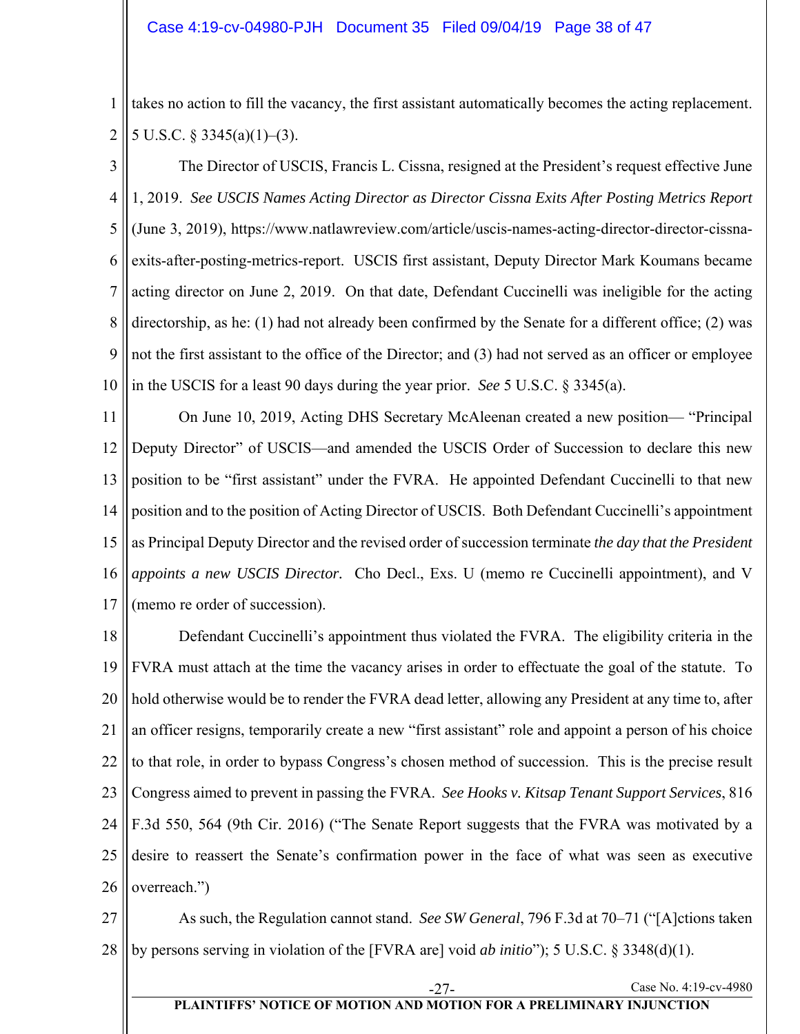takes no action to fill the vacancy, the first assistant automatically becomes the acting replacement. 5 U.S.C. § 3345(a)(1)–(3).

The Director of USCIS, Francis L. Cissna, resigned at the President's request effective June 1, 2019. *See USCIS Names Acting Director as Director Cissna Exits After Posting Metrics Report* (June 3, 2019), https://www.natlawreview.com/article/uscis-names-acting-director-director-cissna-exits-after-posting-metrics-report. USCIS first assistant, Deputy Director Mark Koumans became acting director on June 2, 2019. On that date, Defendant Cuccinelli was ineligible for the acting directorship, as he: (1) had not already been confirmed by the Senate for a different office; (2) was not the first assistant to the office of the Director; and (3) had not served as an officer or employee in the USCIS for a least 90 days during the year prior. *See* 5 U.S.C. § 3345(a).

On June 10, 2019, Acting DHS Secretary McAleenan created a new position— "Principal Deputy Director" of USCIS—and amended the USCIS Order of Succession to declare this new position to be "first assistant" under the FVRA. He appointed Defendant Cuccinelli to that new position and to the position of Acting Director of USCIS. Both Defendant Cuccinelli's appointment as Principal Deputy Director and the revised order of succession terminate *the day that the President appoints a new USCIS Director.* Cho Decl., Exs. U (memo re Cuccinelli appointment), and V (memo re order of succession).

Defendant Cuccinelli's appointment thus violated the FVRA. The eligibility criteria in the FVRA must attach at the time the vacancy arises in order to effectuate the goal of the statute. To hold otherwise would be to render the FVRA dead letter, allowing any President at any time to, after an officer resigns, temporarily create a new "first assistant" role and appoint a person of his choice to that role, in order to bypass Congress's chosen method of succession. This is the precise result Congress aimed to prevent in passing the FVRA. *See Hooks v. Kitsap Tenant Support Services*, 816 F.3d 550, 564 (9th Cir. 2016) ("The Senate Report suggests that the FVRA was motivated by a desire to reassert the Senate's confirmation power in the face of what was seen as executive overreach.")

As such, the Regulation cannot stand. *See SW General*, 796 F.3d at 70–71 ("[A]ctions taken by persons serving in violation of the [FVRA are] void *ab initio*"); 5 U.S.C. § 3348(d)(1).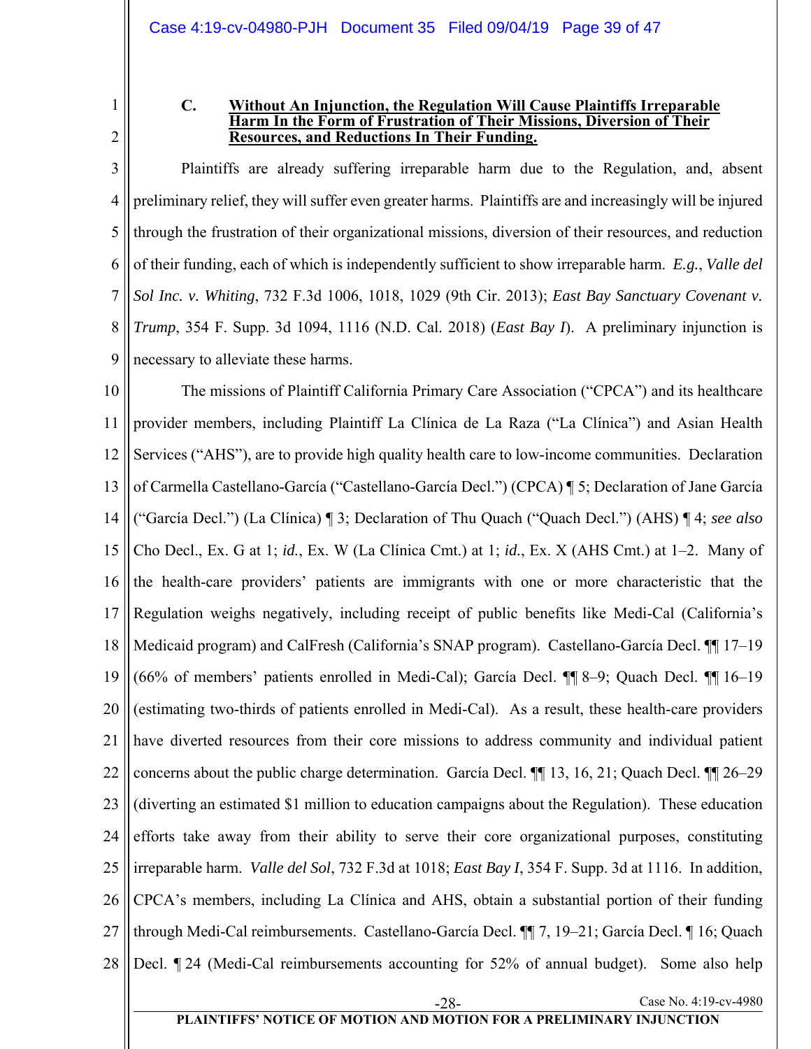### C. Without An Injunction, the Regulation Will Cause Plaintiffs Irreparable Harm In the Form of Frustration of Their Missions, Diversion of Their Resources, and Reductions In Their Funding.

Plaintiffs are already suffering irreparable harm due to the Regulation, and, absent preliminary relief, they will suffer even greater harms. Plaintiffs are and increasingly will be injured through the frustration of their organizational missions, diversion of their resources, and reduction of their funding, each of which is independently sufficient to show irreparable harm. *E.g.*, *Valle del Sol Inc. v. Whiting*, 732 F.3d 1006, 1018, 1029 (9th Cir. 2013); *East Bay Sanctuary Covenant v. Trump*, 354 F. Supp. 3d 1094, 1116 (N.D. Cal. 2018) (*East Bay I*). A preliminary injunction is necessary to alleviate these harms.

The missions of Plaintiff California Primary Care Association ("CPCA") and its healthcare provider members, including Plaintiff La Clínica de La Raza ("La Clínica") and Asian Health Services ("AHS"), are to provide high quality health care to low-income communities. Declaration of Carmella Castellano-García ("Castellano-García Decl.") (CPCA) ¶ 5; Declaration of Jane García ("García Decl.") (La Clínica) ¶ 3; Declaration of Thu Quach ("Quach Decl.") (AHS) ¶ 4; *see also* Cho Decl., Ex. G at 1; *id.*, Ex. W (La Clínica Cmt.) at 1; *id.*, Ex. X (AHS Cmt.) at 1–2. Many of the health-care providers' patients are immigrants with one or more characteristic that the Regulation weighs negatively, including receipt of public benefits like Medi-Cal (California's Medicaid program) and CalFresh (California's SNAP program). Castellano-García Decl. ¶¶ 17–19 (66% of members' patients enrolled in Medi-Cal); García Decl. ¶¶ 8–9; Quach Decl. ¶¶ 16–19 (estimating two-thirds of patients enrolled in Medi-Cal). As a result, these health-care providers have diverted resources from their core missions to address community and individual patient concerns about the public charge determination. García Decl. ¶¶ 13, 16, 21; Quach Decl. ¶¶ 26–29 (diverting an estimated $1 million to education campaigns about the Regulation). These education efforts take away from their ability to serve their core organizational purposes, constituting irreparable harm. *Valle del Sol*, 732 F.3d at 1018; *East Bay I*, 354 F. Supp. 3d at 1116. In addition, CPCA's members, including La Clínica and AHS, obtain a substantial portion of their funding through Medi-Cal reimbursements. Castellano-García Decl. ¶¶ 7, 19–21; García Decl. ¶ 16; Quach Decl. ¶ 24 (Medi-Cal reimbursements accounting for 52% of annual budget). Some also help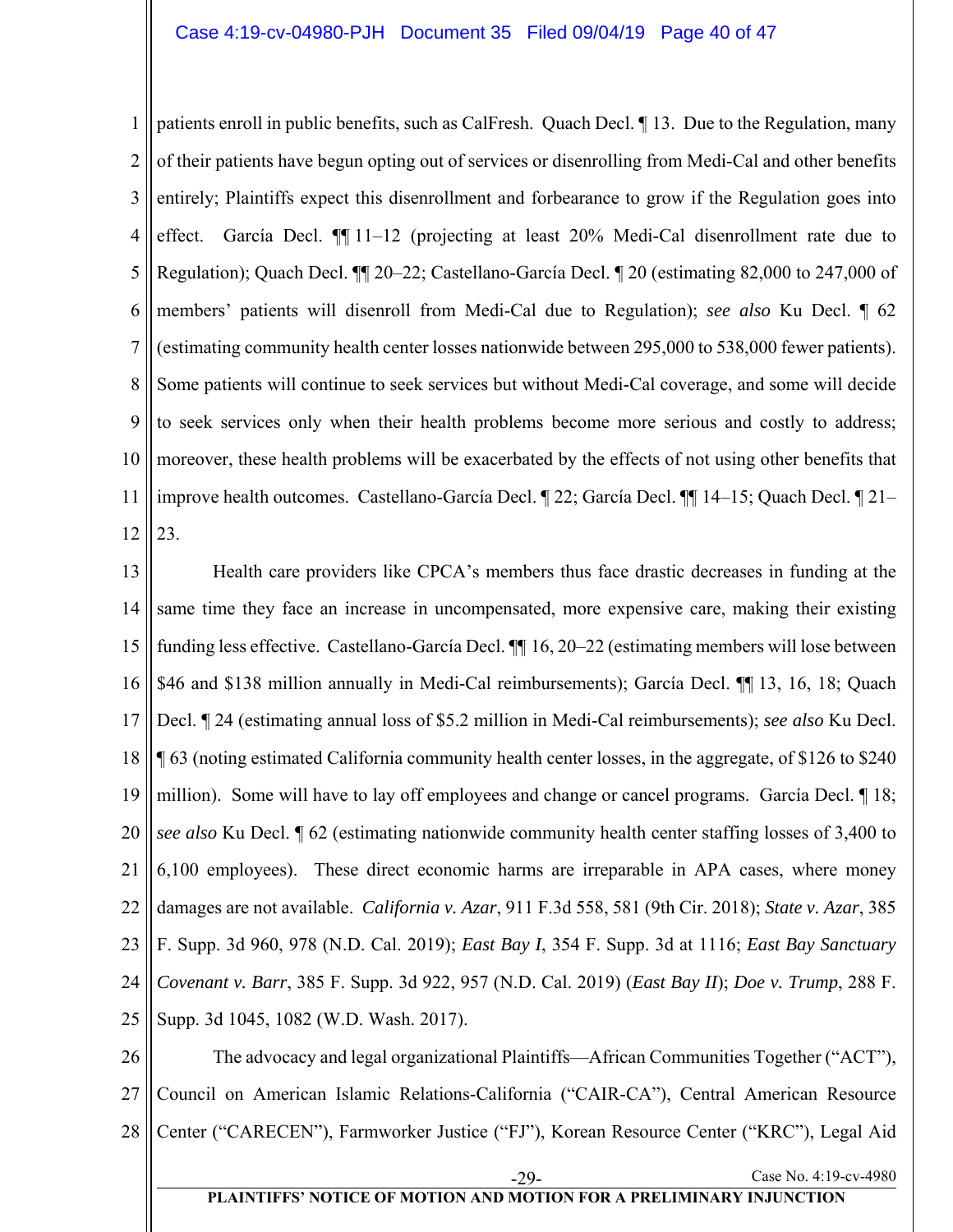patients enroll in public benefits, such as CalFresh. Quach Decl. ¶ 13. Due to the Regulation, many of their patients have begun opting out of services or disenrolling from Medi-Cal and other benefits entirely; Plaintiffs expect this disenrollment and forbearance to grow if the Regulation goes into effect. García Decl. ¶¶ 11–12 (projecting at least 20% Medi-Cal disenrollment rate due to Regulation); Quach Decl. ¶¶ 20–22; Castellano-García Decl. ¶ 20 (estimating 82,000 to 247,000 of members' patients will disenroll from Medi-Cal due to Regulation); *see also* Ku Decl. ¶ 62 (estimating community health center losses nationwide between 295,000 to 538,000 fewer patients). Some patients will continue to seek services but without Medi-Cal coverage, and some will decide to seek services only when their health problems become more serious and costly to address; moreover, these health problems will be exacerbated by the effects of not using other benefits that improve health outcomes. Castellano-García Decl. ¶ 22; García Decl. ¶¶ 14–15; Quach Decl. ¶ 21–23.

Health care providers like CPCA's members thus face drastic decreases in funding at the same time they face an increase in uncompensated, more expensive care, making their existing funding less effective. Castellano-García Decl. ¶¶ 16, 20–22 (estimating members will lose between $46 and $138 million annually in Medi-Cal reimbursements); García Decl. ¶¶ 13, 16, 18; Quach Decl. ¶ 24 (estimating annual loss of $5.2 million in Medi-Cal reimbursements); *see also* Ku Decl. ¶ 63 (noting estimated California community health center losses, in the aggregate, of $126 to $240 million). Some will have to lay off employees and change or cancel programs. García Decl. ¶ 18; *see also* Ku Decl. ¶ 62 (estimating nationwide community health center staffing losses of 3,400 to 6,100 employees). These direct economic harms are irreparable in APA cases, where money damages are not available. *California v. Azar*, 911 F.3d 558, 581 (9th Cir. 2018); *State v. Azar*, 385 F. Supp. 3d 960, 978 (N.D. Cal. 2019); *East Bay I*, 354 F. Supp. 3d at 1116; *East Bay Sanctuary Covenant v. Barr*, 385 F. Supp. 3d 922, 957 (N.D. Cal. 2019) (*East Bay II*); *Doe v. Trump*, 288 F. Supp. 3d 1045, 1082 (W.D. Wash. 2017).

The advocacy and legal organizational Plaintiffs—African Communities Together ("ACT"), Council on American Islamic Relations-California ("CAIR-CA"), Central American Resource Center ("CARECEN"), Farmworker Justice ("FJ"), Korean Resource Center ("KRC"), Legal Aid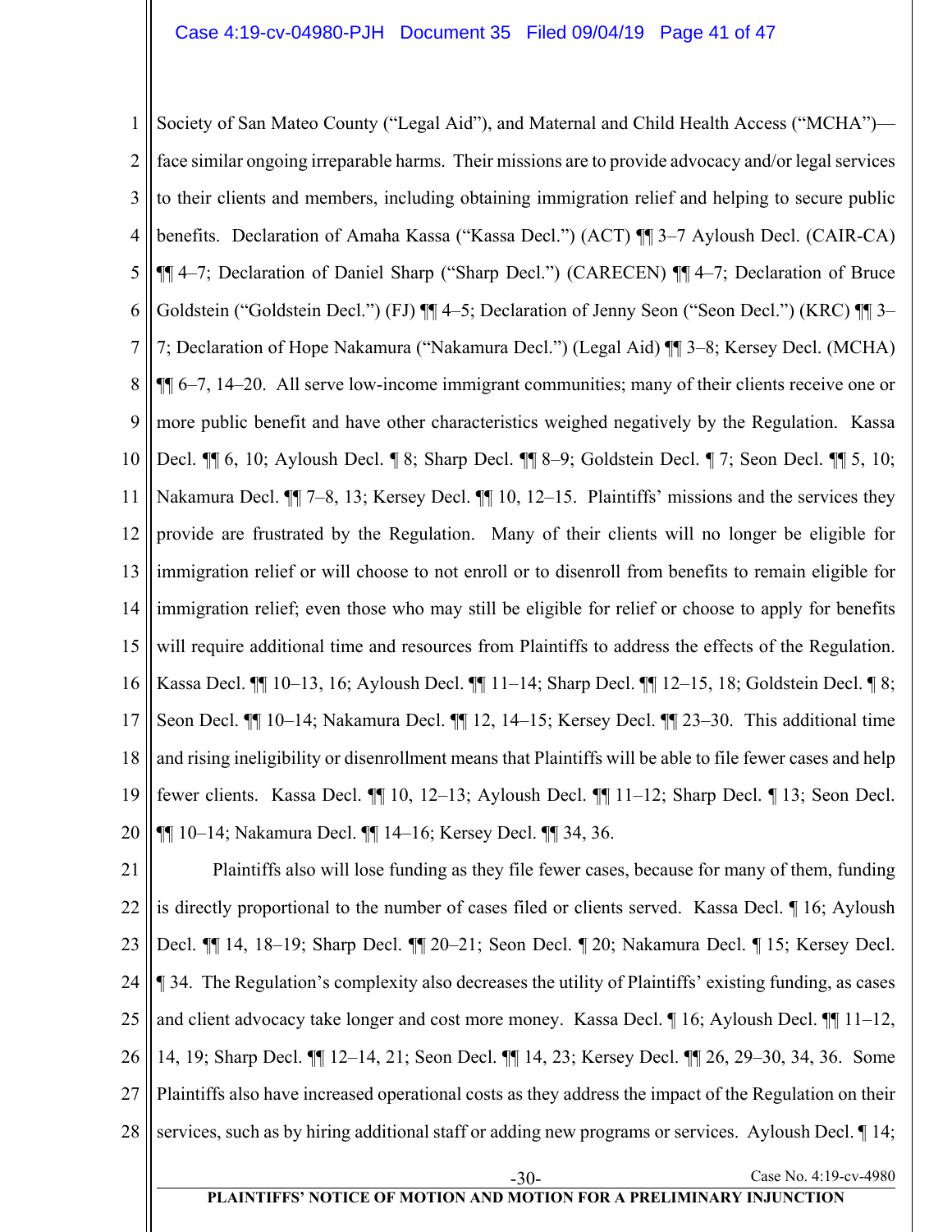Society of San Mateo County ("Legal Aid"), and Maternal and Child Health Access ("MCHA")—face similar ongoing irreparable harms. Their missions are to provide advocacy and/or legal services to their clients and members, including obtaining immigration relief and helping to secure public benefits. Declaration of Amaha Kassa ("Kassa Decl.") (ACT) ¶¶ 3–7 Ayloush Decl. (CAIR-CA) ¶¶ 4–7; Declaration of Daniel Sharp ("Sharp Decl.") (CARECEN) ¶¶ 4–7; Declaration of Bruce Goldstein ("Goldstein Decl.") (FJ) ¶¶ 4–5; Declaration of Jenny Seon ("Seon Decl.") (KRC) ¶¶ 3–7; Declaration of Hope Nakamura ("Nakamura Decl.") (Legal Aid) ¶¶ 3–8; Kersey Decl. (MCHA) ¶¶ 6–7, 14–20. All serve low-income immigrant communities; many of their clients receive one or more public benefit and have other characteristics weighed negatively by the Regulation. Kassa Decl. ¶¶ 6, 10; Ayloush Decl. ¶ 8; Sharp Decl. ¶¶ 8–9; Goldstein Decl. ¶ 7; Seon Decl. ¶¶ 5, 10; Nakamura Decl. ¶¶ 7–8, 13; Kersey Decl. ¶¶ 10, 12–15. Plaintiffs' missions and the services they provide are frustrated by the Regulation. Many of their clients will no longer be eligible for immigration relief or will choose to not enroll or to disenroll from benefits to remain eligible for immigration relief; even those who may still be eligible for relief or choose to apply for benefits will require additional time and resources from Plaintiffs to address the effects of the Regulation. Kassa Decl. ¶¶ 10–13, 16; Ayloush Decl. ¶¶ 11–14; Sharp Decl. ¶¶ 12–15, 18; Goldstein Decl. ¶ 8; Seon Decl. ¶¶ 10–14; Nakamura Decl. ¶¶ 12, 14–15; Kersey Decl. ¶¶ 23–30. This additional time and rising ineligibility or disenrollment means that Plaintiffs will be able to file fewer cases and help fewer clients. Kassa Decl. ¶¶ 10, 12–13; Ayloush Decl. ¶¶ 11–12; Sharp Decl. ¶ 13; Seon Decl. ¶¶ 10–14; Nakamura Decl. ¶¶ 14–16; Kersey Decl. ¶¶ 34, 36.

Plaintiffs also will lose funding as they file fewer cases, because for many of them, funding is directly proportional to the number of cases filed or clients served. Kassa Decl. ¶ 16; Ayloush Decl. ¶¶ 14, 18–19; Sharp Decl. ¶¶ 20–21; Seon Decl. ¶ 20; Nakamura Decl. ¶ 15; Kersey Decl. ¶ 34. The Regulation's complexity also decreases the utility of Plaintiffs' existing funding, as cases and client advocacy take longer and cost more money. Kassa Decl. ¶ 16; Ayloush Decl. ¶¶ 11–12, 14, 19; Sharp Decl. ¶¶ 12–14, 21; Seon Decl. ¶¶ 14, 23; Kersey Decl. ¶¶ 26, 29–30, 34, 36. Some Plaintiffs also have increased operational costs as they address the impact of the Regulation on their services, such as by hiring additional staff or adding new programs or services. Ayloush Decl. ¶ 14;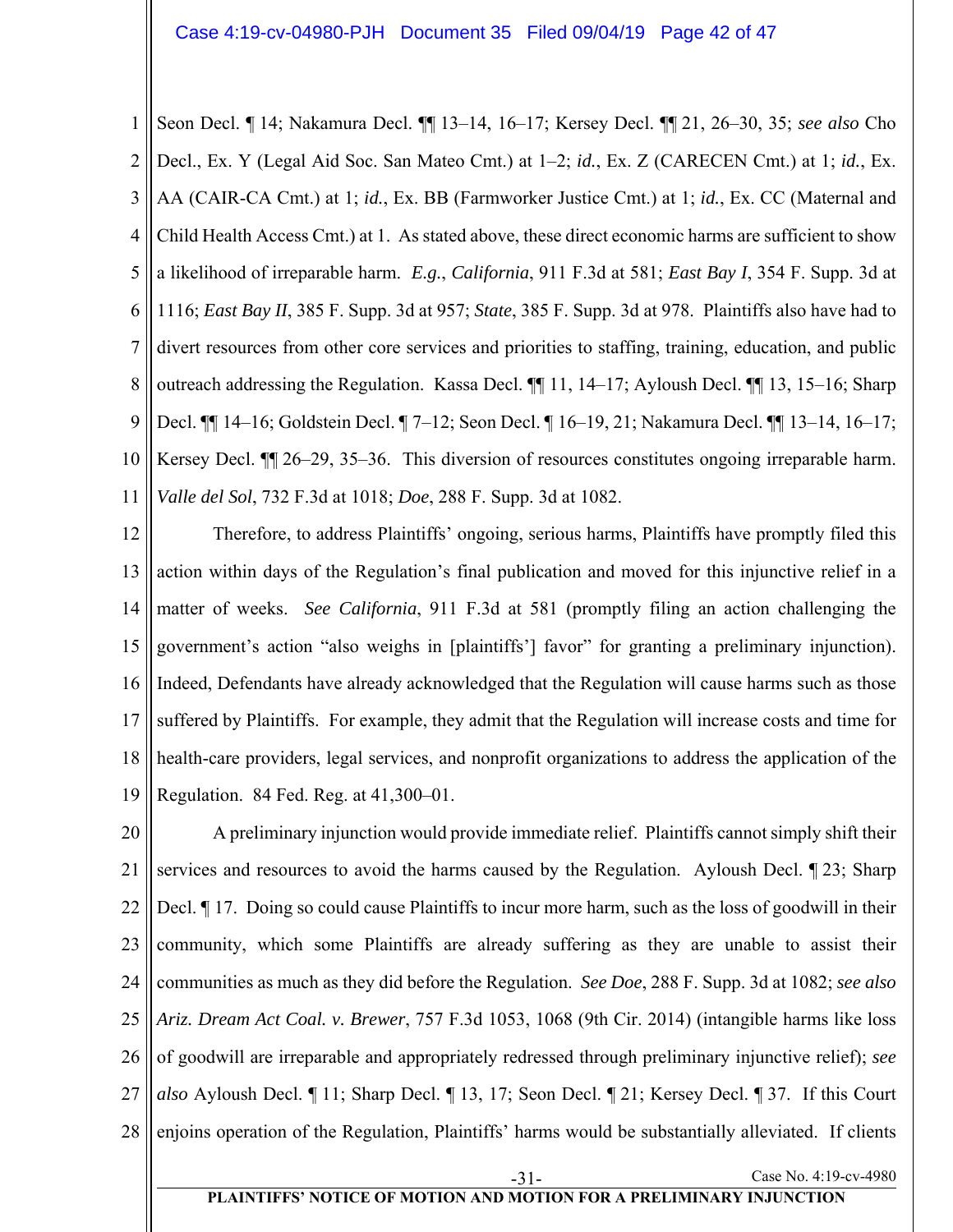Seon Decl. ¶ 14; Nakamura Decl. ¶¶ 13–14, 16–17; Kersey Decl. ¶¶ 21, 26–30, 35; *see also* Cho Decl., Ex. Y (Legal Aid Soc. San Mateo Cmt.) at 1–2; *id.*, Ex. Z (CARECEN Cmt.) at 1; *id.*, Ex. AA (CAIR-CA Cmt.) at 1; *id.*, Ex. BB (Farmworker Justice Cmt.) at 1; *id.*, Ex. CC (Maternal and Child Health Access Cmt.) at 1. As stated above, these direct economic harms are sufficient to show a likelihood of irreparable harm. *E.g.*, *California*, 911 F.3d at 581; *East Bay I*, 354 F. Supp. 3d at 1116; *East Bay II*, 385 F. Supp. 3d at 957; *State*, 385 F. Supp. 3d at 978. Plaintiffs also have had to divert resources from other core services and priorities to staffing, training, education, and public outreach addressing the Regulation. Kassa Decl. ¶¶ 11, 14–17; Ayloush Decl. ¶¶ 13, 15–16; Sharp Decl. ¶¶ 14–16; Goldstein Decl. ¶ 7–12; Seon Decl. ¶ 16–19, 21; Nakamura Decl. ¶¶ 13–14, 16–17; Kersey Decl. ¶¶ 26–29, 35–36. This diversion of resources constitutes ongoing irreparable harm. *Valle del Sol*, 732 F.3d at 1018; *Doe*, 288 F. Supp. 3d at 1082.

Therefore, to address Plaintiffs' ongoing, serious harms, Plaintiffs have promptly filed this action within days of the Regulation's final publication and moved for this injunctive relief in a matter of weeks. *See California*, 911 F.3d at 581 (promptly filing an action challenging the government's action "also weighs in [plaintiffs'] favor" for granting a preliminary injunction). Indeed, Defendants have already acknowledged that the Regulation will cause harms such as those suffered by Plaintiffs. For example, they admit that the Regulation will increase costs and time for health-care providers, legal services, and nonprofit organizations to address the application of the Regulation. 84 Fed. Reg. at 41,300–01.

A preliminary injunction would provide immediate relief. Plaintiffs cannot simply shift their services and resources to avoid the harms caused by the Regulation. Ayloush Decl. ¶ 23; Sharp Decl. ¶ 17. Doing so could cause Plaintiffs to incur more harm, such as the loss of goodwill in their community, which some Plaintiffs are already suffering as they are unable to assist their communities as much as they did before the Regulation. *See Doe*, 288 F. Supp. 3d at 1082; *see also Ariz. Dream Act Coal. v. Brewer*, 757 F.3d 1053, 1068 (9th Cir. 2014) (intangible harms like loss of goodwill are irreparable and appropriately redressed through preliminary injunctive relief); *see also* Ayloush Decl. ¶ 11; Sharp Decl. ¶ 13, 17; Seon Decl. ¶ 21; Kersey Decl. ¶ 37. If this Court enjoins operation of the Regulation, Plaintiffs' harms would be substantially alleviated. If clients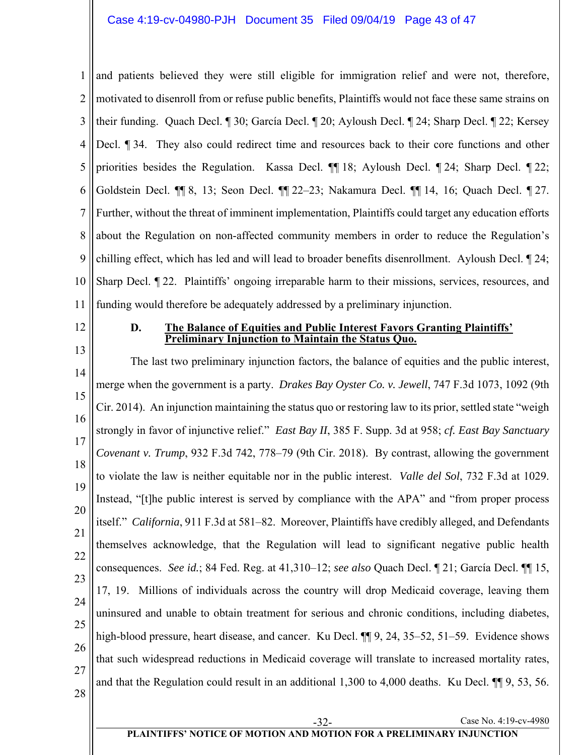and patients believed they were still eligible for immigration relief and were not, therefore, motivated to disenroll from or refuse public benefits, Plaintiffs would not face these same strains on their funding. Quach Decl. ¶ 30; García Decl. ¶ 20; Ayloush Decl. ¶ 24; Sharp Decl. ¶ 22; Kersey Decl. ¶ 34. They also could redirect time and resources back to their core functions and other priorities besides the Regulation. Kassa Decl. ¶¶ 18; Ayloush Decl. ¶ 24; Sharp Decl. ¶ 22; Goldstein Decl. ¶¶ 8, 13; Seon Decl. ¶¶ 22–23; Nakamura Decl. ¶¶ 14, 16; Quach Decl. ¶ 27. Further, without the threat of imminent implementation, Plaintiffs could target any education efforts about the Regulation on non-affected community members in order to reduce the Regulation's chilling effect, which has led and will lead to broader benefits disenrollment. Ayloush Decl. ¶ 24; Sharp Decl. ¶ 22. Plaintiffs' ongoing irreparable harm to their missions, services, resources, and funding would therefore be adequately addressed by a preliminary injunction.

### D. <u>The Balance of Equities and Public Interest Favors Granting Plaintiffs' Preliminary Injunction to Maintain the Status Quo.</u>

The last two preliminary injunction factors, the balance of equities and the public interest, merge when the government is a party. *Drakes Bay Oyster Co. v. Jewell*, 747 F.3d 1073, 1092 (9th Cir. 2014). An injunction maintaining the status quo or restoring law to its prior, settled state "weigh strongly in favor of injunctive relief." *East Bay II*, 385 F. Supp. 3d at 958; *cf. East Bay Sanctuary Covenant v. Trump*, 932 F.3d 742, 778–79 (9th Cir. 2018). By contrast, allowing the government to violate the law is neither equitable nor in the public interest. *Valle del Sol*, 732 F.3d at 1029. Instead, "[t]he public interest is served by compliance with the APA" and "from proper process itself." *California*, 911 F.3d at 581–82. Moreover, Plaintiffs have credibly alleged, and Defendants themselves acknowledge, that the Regulation will lead to significant negative public health consequences. *See id.*; 84 Fed. Reg. at 41,310–12; *see also* Quach Decl. ¶ 21; García Decl. ¶¶ 15, 17, 19. Millions of individuals across the country will drop Medicaid coverage, leaving them uninsured and unable to obtain treatment for serious and chronic conditions, including diabetes, high-blood pressure, heart disease, and cancer. Ku Decl. ¶¶ 9, 24, 35–52, 51–59. Evidence shows that such widespread reductions in Medicaid coverage will translate to increased mortality rates, and that the Regulation could result in an additional 1,300 to 4,000 deaths. Ku Decl. ¶¶ 9, 53, 56.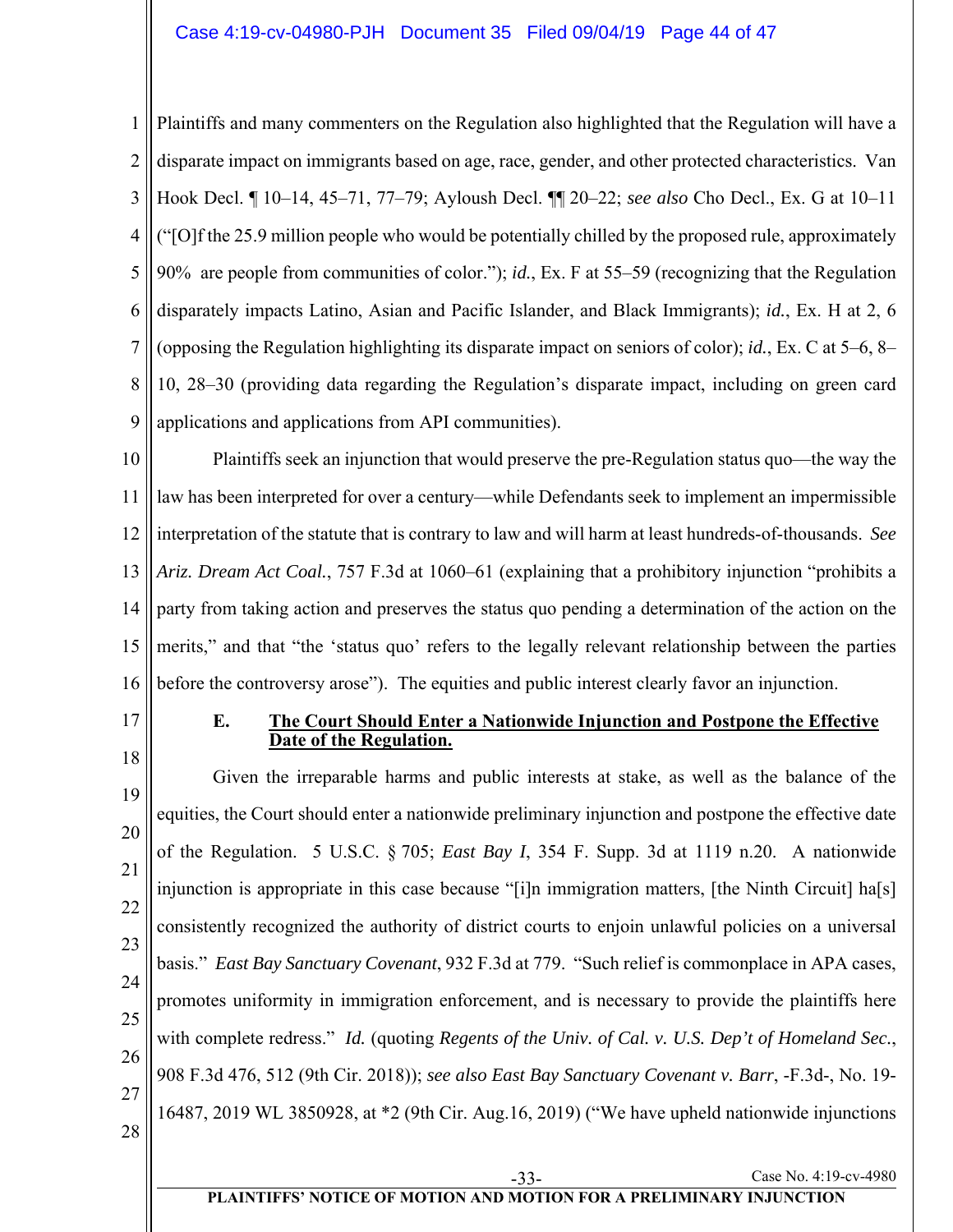Plaintiffs and many commenters on the Regulation also highlighted that the Regulation will have a disparate impact on immigrants based on age, race, gender, and other protected characteristics. Van Hook Decl. ¶ 10–14, 45–71, 77–79; Ayloush Decl. ¶¶ 20–22; *see also* Cho Decl., Ex. G at 10–11 ("[O]f the 25.9 million people who would be potentially chilled by the proposed rule, approximately 90% are people from communities of color."); *id.*, Ex. F at 55–59 (recognizing that the Regulation disparately impacts Latino, Asian and Pacific Islander, and Black Immigrants); *id.*, Ex. H at 2, 6 (opposing the Regulation highlighting its disparate impact on seniors of color); *id.*, Ex. C at 5–6, 8–10, 28–30 (providing data regarding the Regulation's disparate impact, including on green card applications and applications from API communities).

Plaintiffs seek an injunction that would preserve the pre-Regulation status quo—the way the law has been interpreted for over a century—while Defendants seek to implement an impermissible interpretation of the statute that is contrary to law and will harm at least hundreds-of-thousands. *See Ariz. Dream Act Coal.*, 757 F.3d at 1060–61 (explaining that a prohibitory injunction "prohibits a party from taking action and preserves the status quo pending a determination of the action on the merits," and that "the 'status quo' refers to the legally relevant relationship between the parties before the controversy arose"). The equities and public interest clearly favor an injunction.

### E. The Court Should Enter a Nationwide Injunction and Postpone the Effective Date of the Regulation.

Given the irreparable harms and public interests at stake, as well as the balance of the equities, the Court should enter a nationwide preliminary injunction and postpone the effective date of the Regulation. 5 U.S.C. § 705; *East Bay I*, 354 F. Supp. 3d at 1119 n.20. A nationwide injunction is appropriate in this case because "[i]n immigration matters, [the Ninth Circuit] ha[s] consistently recognized the authority of district courts to enjoin unlawful policies on a universal basis." *East Bay Sanctuary Covenant*, 932 F.3d at 779. "Such relief is commonplace in APA cases, promotes uniformity in immigration enforcement, and is necessary to provide the plaintiffs here with complete redress." *Id.* (quoting *Regents of the Univ. of Cal. v. U.S. Dep't of Homeland Sec.*, 908 F.3d 476, 512 (9th Cir. 2018)); *see also East Bay Sanctuary Covenant v. Barr*, -F.3d-, No. 19-16487, 2019 WL 3850928, at *2 (9th Cir. Aug.16, 2019) ("We have upheld nationwide injunctions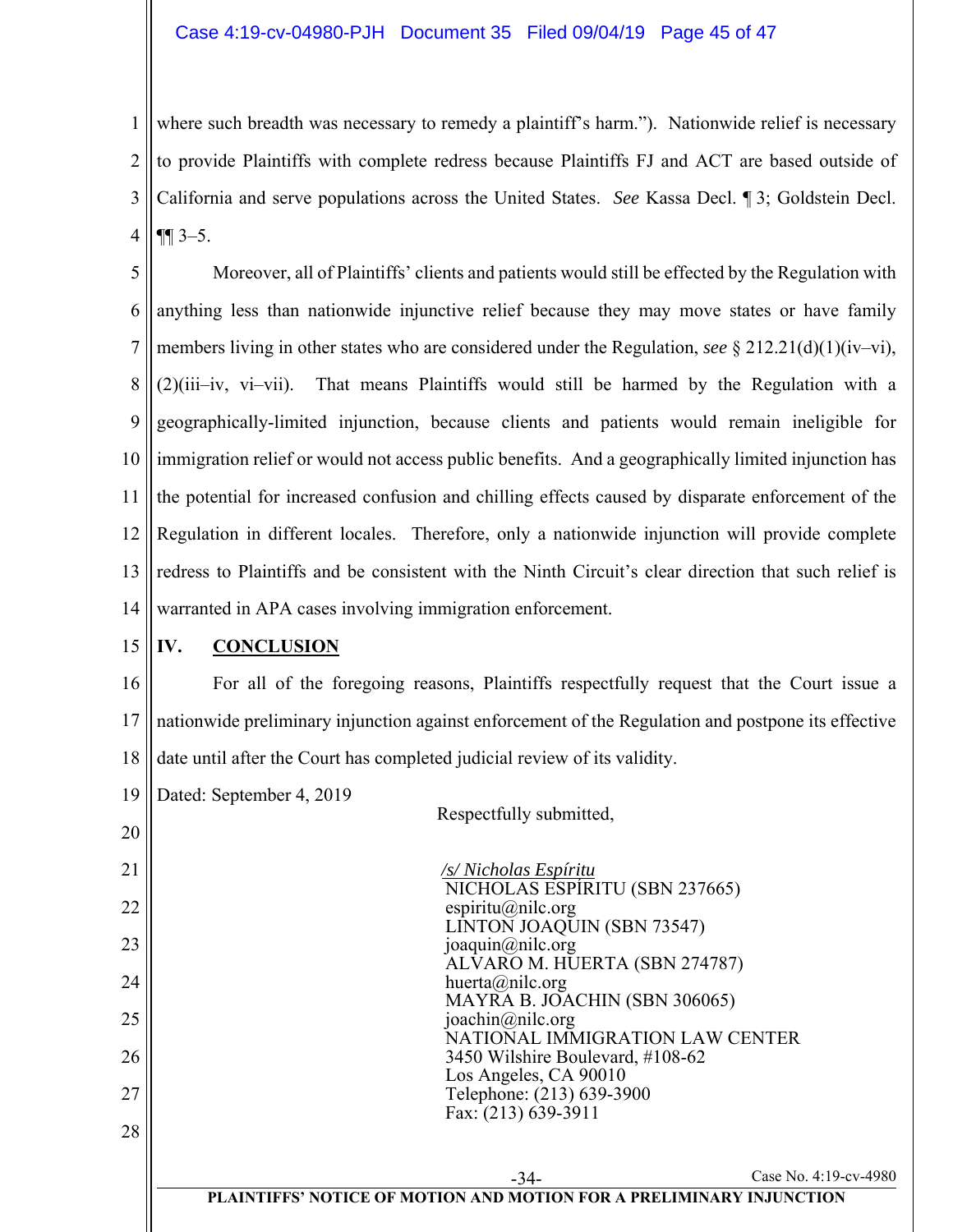where such breadth was necessary to remedy a plaintiff's harm."). Nationwide relief is necessary to provide Plaintiffs with complete redress because Plaintiffs FJ and ACT are based outside of California and serve populations across the United States. *See* Kassa Decl. ¶ 3; Goldstein Decl. ¶¶ 3–5.

Moreover, all of Plaintiffs' clients and patients would still be effected by the Regulation with anything less than nationwide injunctive relief because they may move states or have family members living in other states who are considered under the Regulation, *see* § 212.21(d)(1)(iv–vi), (2)(iii–iv, vi–vii). That means Plaintiffs would still be harmed by the Regulation with a geographically-limited injunction, because clients and patients would remain ineligible for immigration relief or would not access public benefits. And a geographically limited injunction has the potential for increased confusion and chilling effects caused by disparate enforcement of the Regulation in different locales. Therefore, only a nationwide injunction will provide complete redress to Plaintiffs and be consistent with the Ninth Circuit's clear direction that such relief is warranted in APA cases involving immigration enforcement.

## IV. CONCLUSION

For all of the foregoing reasons, Plaintiffs respectfully request that the Court issue a nationwide preliminary injunction against enforcement of the Regulation and postpone its effective date until after the Court has completed judicial review of its validity.

Dated: September 4, 2019

Respectfully submitted,

*/s/ Nicholas Espíritu*
NICHOLAS ESPÍRITU (SBN 237665)
espiritu@nilc.org
LINTON JOAQUIN (SBN 73547)
joaquin@nilc.org
ALVARO M. HUERTA (SBN 274787)
huerta@nilc.org
MAYRA B. JOACHIN (SBN 306065)
joachin@nilc.org
NATIONAL IMMIGRATION LAW CENTER
3450 Wilshire Boulevard, #108-62
Los Angeles, CA 90010
Telephone: (213) 639-3900
Fax: (213) 639-3911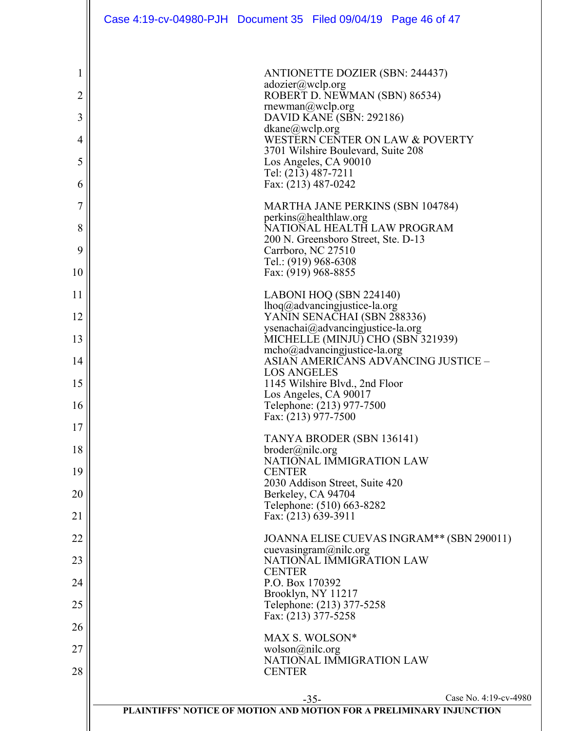ANTIONETTE DOZIER (SBN: 244437)
adozier@wclp.org
ROBERT D. NEWMAN (SBN) 86534)
rnewman@wclp.org
DAVID KANE (SBN: 292186)
dkane@wclp.org
WESTERN CENTER ON LAW & POVERTY
3701 Wilshire Boulevard, Suite 208
Los Angeles, CA 90010
Tel: (213) 487-7211
Fax: (213) 487-0242

MARTHA JANE PERKINS (SBN 104784)
perkins@healthlaw.org
NATIONAL HEALTH LAW PROGRAM
200 N. Greensboro Street, Ste. D-13
Carrboro, NC 27510
Tel.: (919) 968-6308
Fax: (919) 968-8855

LABONI HOQ (SBN 224140)
lhoq@advancingjustice-la.org
YANIN SENACHAI (SBN 288336)
ysenachai@advancingjustice-la.org
MICHELLE (MINJU) CHO (SBN 321939)
mcho@advancingjustice-la.org
ASIAN AMERICANS ADVANCING JUSTICE – LOS ANGELES
1145 Wilshire Blvd., 2nd Floor
Los Angeles, CA 90017
Telephone: (213) 977-7500
Fax: (213) 977-7500

TANYA BRODER (SBN 136141)
broder@nilc.org
NATIONAL IMMIGRATION LAW CENTER
2030 Addison Street, Suite 420
Berkeley, CA 94704
Telephone: (510) 663-8282
Fax: (213) 639-3911

JOANNA ELISE CUEVAS INGRAM** (SBN 290011)
cuevasingram@nilc.org
NATIONAL IMMIGRATION LAW CENTER
P.O. Box 170392
Brooklyn, NY 11217
Telephone: (213) 377-5258
Fax: (213) 377-5258

MAX S. WOLSON*
wolson@nilc.org
NATIONAL IMMIGRATION LAW CENTER

PLAINTIFFS' NOTICE OF MOTION AND MOTION FOR A PRELIMINARY INJUNCTION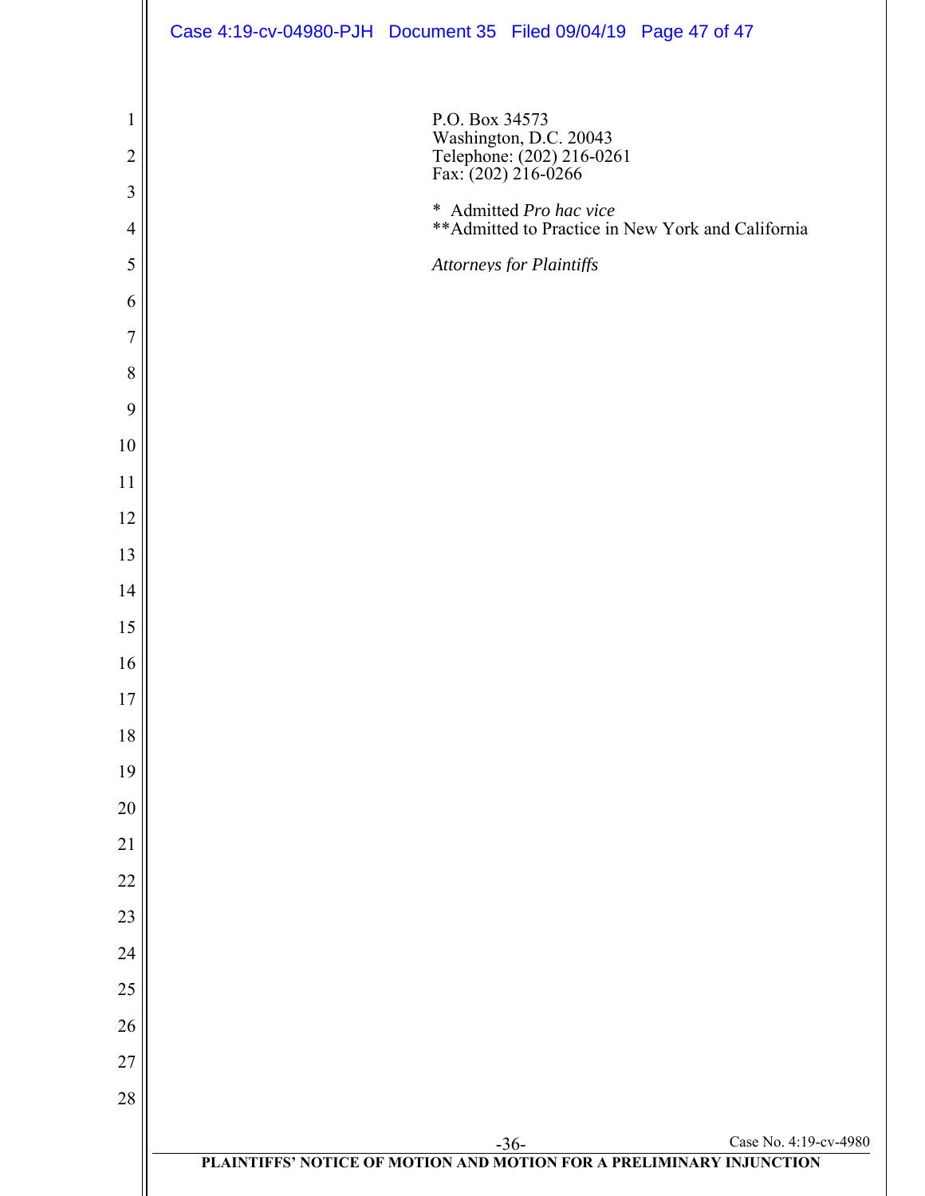P.O. Box 34573
Washington, D.C. 20043
Telephone: (202) 216-0261
Fax: (202) 216-0266

* Admitted *Pro hac vice*
**Admitted to Practice in New York and California

*Attorneys for Plaintiffs*